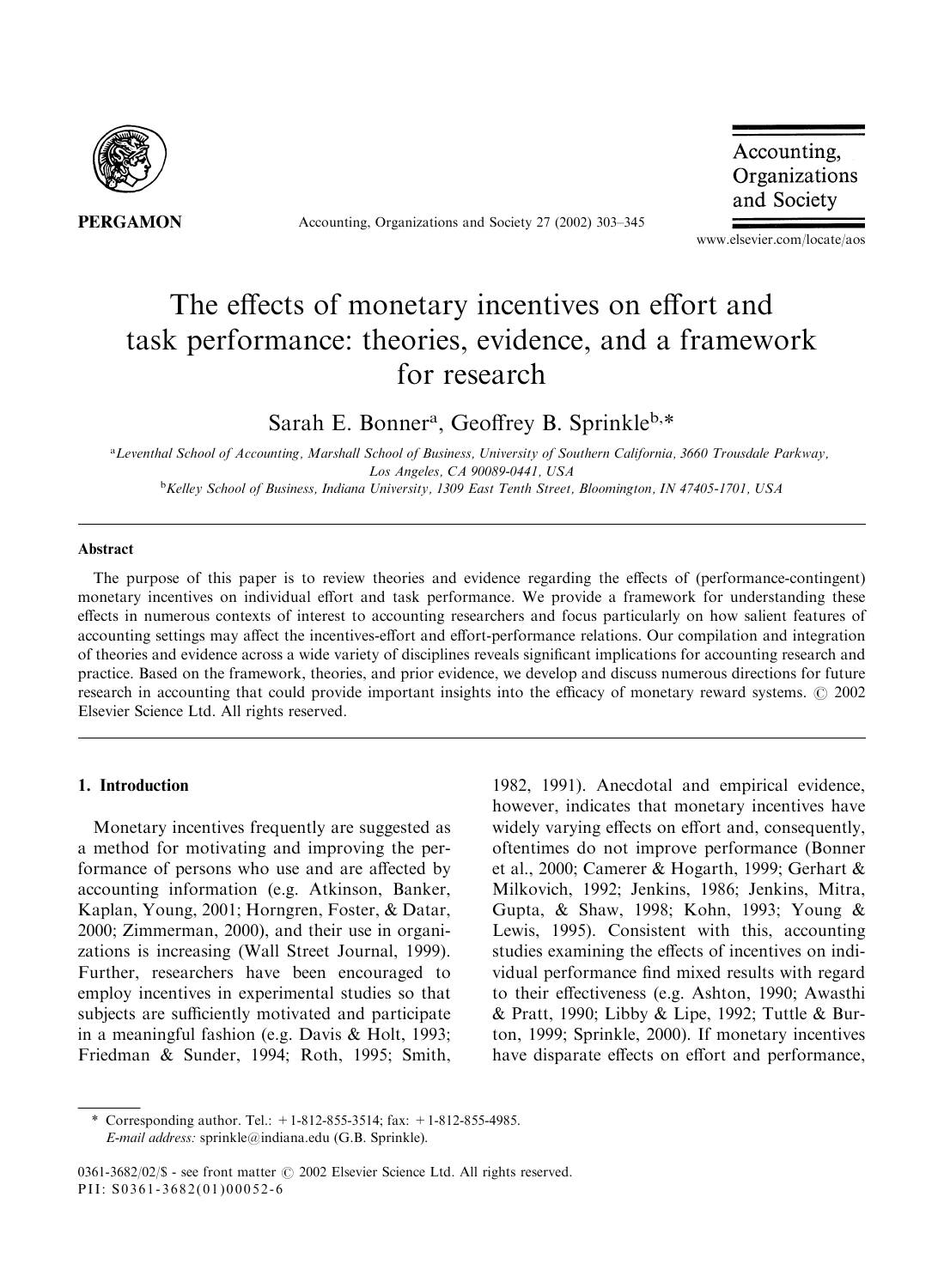# The effects of monetary incentives on effort and task performance: theories, evidence, and a framework for research

Sarah E. Bonner[a], Geoffrey B. Sprinkle[b,*]

[a]Leventhal School of Accounting, Marshall School of Business, University of Southern California, 3660 Trousdale Parkway, Los Angeles, CA 90089-0441, USA

[b]Kelley School of Business, Indiana University, 1309 East Tenth Street, Bloomington, IN 47405-1701, USA

## Abstract

The purpose of this paper is to review theories and evidence regarding the effects of (performance-contingent) monetary incentives on individual effort and task performance. We provide a framework for understanding these effects in numerous contexts of interest to accounting researchers and focus particularly on how salient features of accounting settings may affect the incentives-effort and effort-performance relations. Our compilation and integration of theories and evidence across a wide variety of disciplines reveals significant implications for accounting research and practice. Based on the framework, theories, and prior evidence, we develop and discuss numerous directions for future research in accounting that could provide important insights into the efficacy of monetary reward systems. © 2002 Elsevier Science Ltd. All rights reserved.

## 1. Introduction

Monetary incentives frequently are suggested as a method for motivating and improving the performance of persons who use and are affected by accounting information (e.g. Atkinson, Banker, Kaplan, Young, 2001; Horngren, Foster, & Datar, 2000; Zimmerman, 2000), and their use in organizations is increasing (Wall Street Journal, 1999). Further, researchers have been encouraged to employ incentives in experimental studies so that subjects are sufficiently motivated and participate in a meaningful fashion (e.g. Davis & Holt, 1993; Friedman & Sunder, 1994; Roth, 1995; Smith, 1982, 1991). Anecdotal and empirical evidence, however, indicates that monetary incentives have widely varying effects on effort and, consequently, oftentimes do not improve performance (Bonner et al., 2000; Camerer & Hogarth, 1999; Gerhart & Milkovich, 1992; Jenkins, 1986; Jenkins, Mitra, Gupta, & Shaw, 1998; Kohn, 1993; Young & Lewis, 1995). Consistent with this, accounting studies examining the effects of incentives on individual performance find mixed results with regard to their effectiveness (e.g. Ashton, 1990; Awasthi & Pratt, 1990; Libby & Lipe, 1992; Tuttle & Burton, 1999; Sprinkle, 2000). If monetary incentives have disparate effects on effort and performance,

---

* Corresponding author. Tel.: +1-812-855-3514; fax: +1-812-855-4985.
*E-mail address:* sprinkle@indiana.edu (G.B. Sprinkle).

0361-3682/02/$ - see front matter © 2002 Elsevier Science Ltd. All rights reserved.
PII: S0361-3682(01)00052-6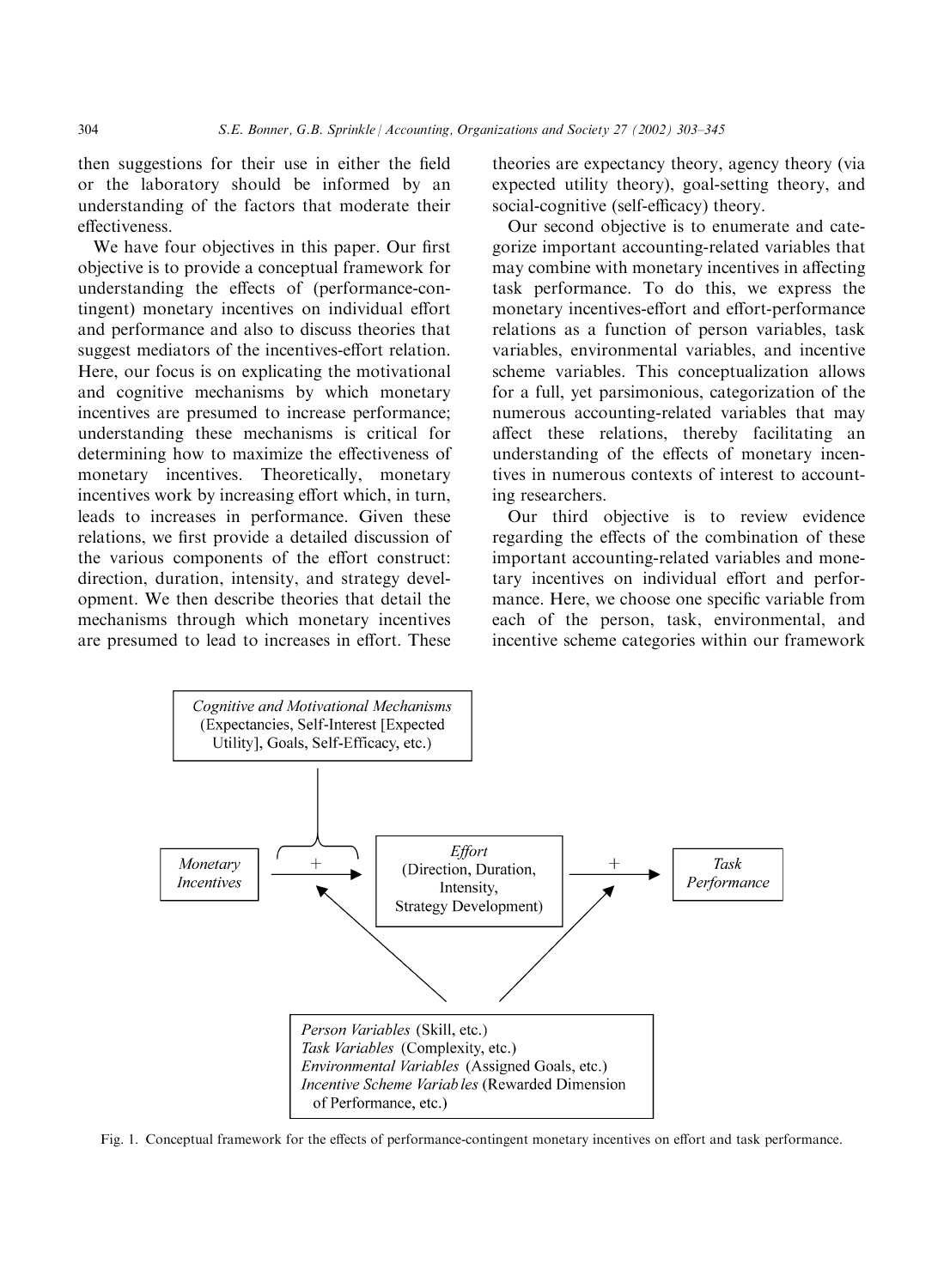then suggestions for their use in either the field or the laboratory should be informed by an understanding of the factors that moderate their effectiveness.

We have four objectives in this paper. Our first objective is to provide a conceptual framework for understanding the effects of (performance-contingent) monetary incentives on individual effort and performance and also to discuss theories that suggest mediators of the incentives-effort relation. Here, our focus is on explicating the motivational and cognitive mechanisms by which monetary incentives are presumed to increase performance; understanding these mechanisms is critical for determining how to maximize the effectiveness of monetary incentives. Theoretically, monetary incentives work by increasing effort which, in turn, leads to increases in performance. Given these relations, we first provide a detailed discussion of the various components of the effort construct: direction, duration, intensity, and strategy development. We then describe theories that detail the mechanisms through which monetary incentives are presumed to lead to increases in effort. These theories are expectancy theory, agency theory (via expected utility theory), goal-setting theory, and social-cognitive (self-efficacy) theory.

Our second objective is to enumerate and categorize important accounting-related variables that may combine with monetary incentives in affecting task performance. To do this, we express the monetary incentives-effort and effort-performance relations as a function of person variables, task variables, environmental variables, and incentive scheme variables. This conceptualization allows for a full, yet parsimonious, categorization of the numerous accounting-related variables that may affect these relations, thereby facilitating an understanding of the effects of monetary incentives in numerous contexts of interest to accounting researchers.

Our third objective is to review evidence regarding the effects of the combination of these important accounting-related variables and monetary incentives on individual effort and performance. Here, we choose one specific variable from each of the person, task, environmental, and incentive scheme categories within our framework

*Cognitive and Motivational Mechanisms*
(Expectancies, Self-Interest [Expected Utility], Goals, Self-Efficacy, etc.)

*Monetary Incentives*

+

*Effort*
(Direction, Duration, Intensity, Strategy Development)

+

*Task Performance*

*Person Variables* (Skill, etc.)
*Task Variables* (Complexity, etc.)
*Environmental Variables* (Assigned Goals, etc.)
*Incentive Scheme Variables* (Rewarded Dimension of Performance, etc.)

Fig. 1. Conceptual framework for the effects of performance-contingent monetary incentives on effort and task performance.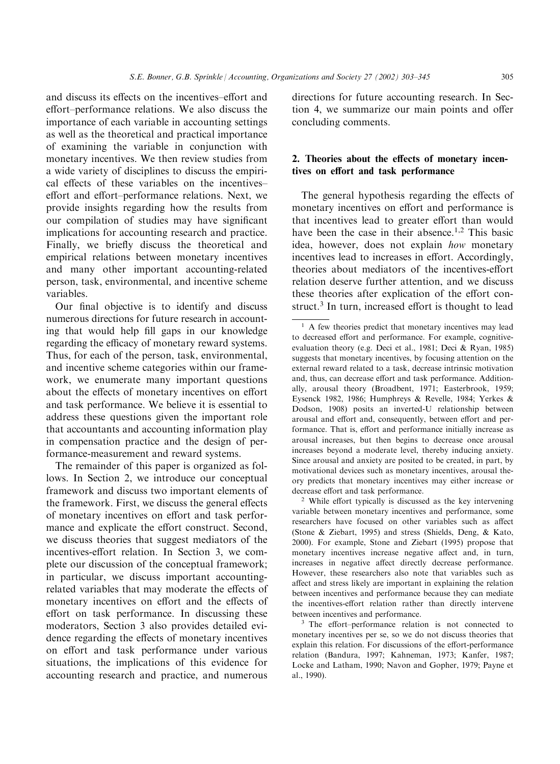and discuss its effects on the incentives–effort and effort–performance relations. We also discuss the importance of each variable in accounting settings as well as the theoretical and practical importance of examining the variable in conjunction with monetary incentives. We then review studies from a wide variety of disciplines to discuss the empirical effects of these variables on the incentives–effort and effort–performance relations. Next, we provide insights regarding how the results from our compilation of studies may have significant implications for accounting research and practice. Finally, we briefly discuss the theoretical and empirical relations between monetary incentives and many other important accounting-related person, task, environmental, and incentive scheme variables.

Our final objective is to identify and discuss numerous directions for future research in accounting that would help fill gaps in our knowledge regarding the efficacy of monetary reward systems. Thus, for each of the person, task, environmental, and incentive scheme categories within our framework, we enumerate many important questions about the effects of monetary incentives on effort and task performance. We believe it is essential to address these questions given the important role that accountants and accounting information play in compensation practice and the design of performance-measurement and reward systems.

The remainder of this paper is organized as follows. In Section 2, we introduce our conceptual framework and discuss two important elements of the framework. First, we discuss the general effects of monetary incentives on effort and task performance and explicate the effort construct. Second, we discuss theories that suggest mediators of the incentives-effort relation. In Section 3, we complete our discussion of the conceptual framework; in particular, we discuss important accounting-related variables that may moderate the effects of monetary incentives on effort and the effects of effort on task performance. In discussing these moderators, Section 3 also provides detailed evidence regarding the effects of monetary incentives on effort and task performance under various situations, the implications of this evidence for accounting research and practice, and numerous directions for future accounting research. In Section 4, we summarize our main points and offer concluding comments.

## 2. Theories about the effects of monetary incentives on effort and task performance

The general hypothesis regarding the effects of monetary incentives on effort and performance is that incentives lead to greater effort than would have been the case in their absence.[1,2] This basic idea, however, does not explain *how* monetary incentives lead to increases in effort. Accordingly, theories about mediators of the incentives-effort relation deserve further attention, and we discuss these theories after explication of the effort construct.[3] In turn, increased effort is thought to lead

---

[1] A few theories predict that monetary incentives may lead to decreased effort and performance. For example, cognitive-evaluation theory (e.g. Deci et al., 1981; Deci & Ryan, 1985) suggests that monetary incentives, by focusing attention on the external reward related to a task, decrease intrinsic motivation and, thus, can decrease effort and task performance. Additionally, arousal theory (Broadbent, 1971; Easterbrook, 1959; Eysenck 1982, 1986; Humphreys & Revelle, 1984; Yerkes & Dodson, 1908) posits an inverted-U relationship between arousal and effort and, consequently, between effort and performance. That is, effort and performance initially increase as arousal increases, but then begins to decrease once arousal increases beyond a moderate level, thereby inducing anxiety. Since arousal and anxiety are posited to be created, in part, by motivational devices such as monetary incentives, arousal theory predicts that monetary incentives may either increase or decrease effort and task performance.

[2] While effort typically is discussed as the key intervening variable between monetary incentives and performance, some researchers have focused on other variables such as affect (Stone & Ziebart, 1995) and stress (Shields, Deng, & Kato, 2000). For example, Stone and Ziebart (1995) propose that monetary incentives increase negative affect and, in turn, increases in negative affect directly decrease performance. However, these researchers also note that variables such as affect and stress likely are important in explaining the relation between incentives and performance because they can mediate the incentives-effort relation rather than directly intervene between incentives and performance.

[3] The effort–performance relation is not connected to monetary incentives per se, so we do not discuss theories that explain this relation. For discussions of the effort-performance relation (Bandura, 1997; Kahneman, 1973; Kanfer, 1987; Locke and Latham, 1990; Navon and Gopher, 1979; Payne et al., 1990).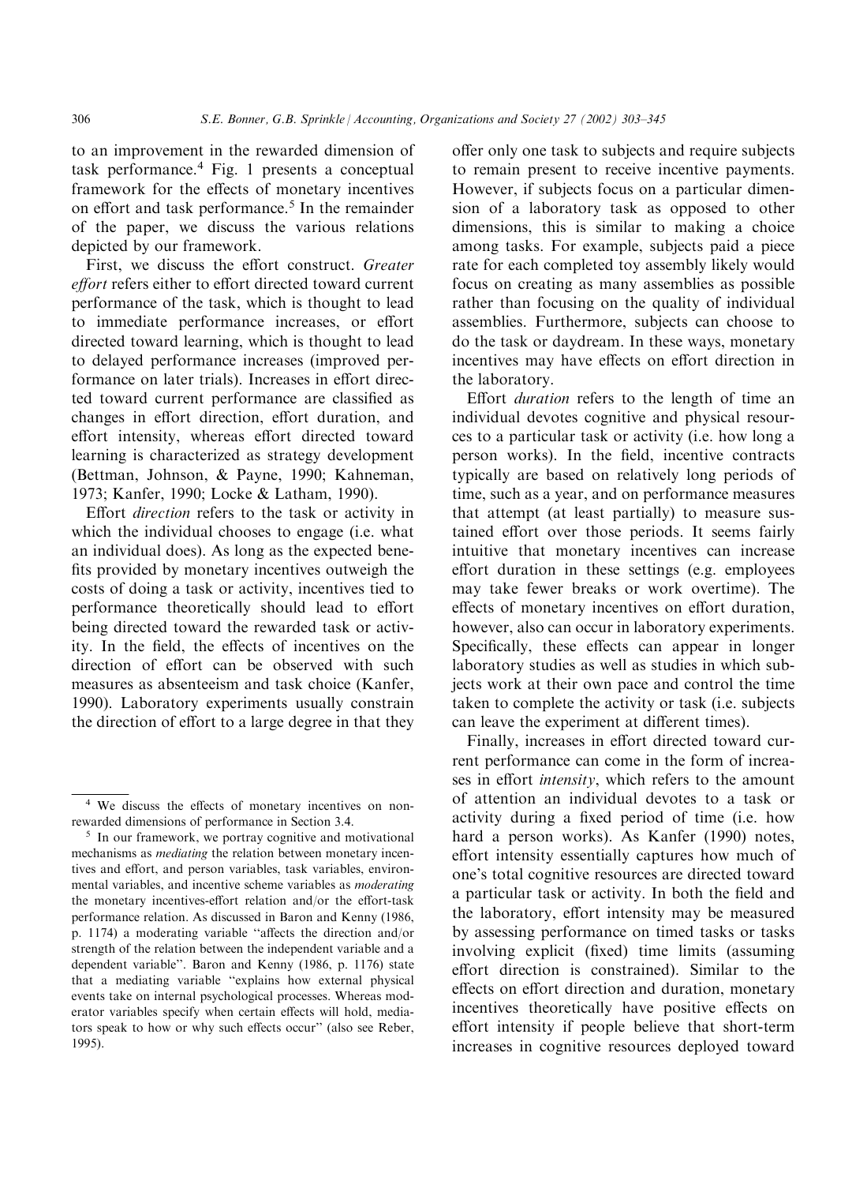to an improvement in the rewarded dimension of task performance.[4] Fig. 1 presents a conceptual framework for the effects of monetary incentives on effort and task performance.[5] In the remainder of the paper, we discuss the various relations depicted by our framework.

First, we discuss the effort construct. *Greater effort* refers either to effort directed toward current performance of the task, which is thought to lead to immediate performance increases, or effort directed toward learning, which is thought to lead to delayed performance increases (improved performance on later trials). Increases in effort directed toward current performance are classified as changes in effort direction, effort duration, and effort intensity, whereas effort directed toward learning is characterized as strategy development (Bettman, Johnson, & Payne, 1990; Kahneman, 1973; Kanfer, 1990; Locke & Latham, 1990).

Effort *direction* refers to the task or activity in which the individual chooses to engage (i.e. what an individual does). As long as the expected benefits provided by monetary incentives outweigh the costs of doing a task or activity, incentives tied to performance theoretically should lead to effort being directed toward the rewarded task or activity. In the field, the effects of incentives on the direction of effort can be observed with such measures as absenteeism and task choice (Kanfer, 1990). Laboratory experiments usually constrain the direction of effort to a large degree in that they offer only one task to subjects and require subjects to remain present to receive incentive payments. However, if subjects focus on a particular dimension of a laboratory task as opposed to other dimensions, this is similar to making a choice among tasks. For example, subjects paid a piece rate for each completed toy assembly likely would focus on creating as many assemblies as possible rather than focusing on the quality of individual assemblies. Furthermore, subjects can choose to do the task or daydream. In these ways, monetary incentives may have effects on effort direction in the laboratory.

Effort *duration* refers to the length of time an individual devotes cognitive and physical resources to a particular task or activity (i.e. how long a person works). In the field, incentive contracts typically are based on relatively long periods of time, such as a year, and on performance measures that attempt (at least partially) to measure sustained effort over those periods. It seems fairly intuitive that monetary incentives can increase effort duration in these settings (e.g. employees may take fewer breaks or work overtime). The effects of monetary incentives on effort duration, however, also can occur in laboratory experiments. Specifically, these effects can appear in longer laboratory studies as well as studies in which subjects work at their own pace and control the time taken to complete the activity or task (i.e. subjects can leave the experiment at different times).

Finally, increases in effort directed toward current performance can come in the form of increases in effort *intensity*, which refers to the amount of attention an individual devotes to a task or activity during a fixed period of time (i.e. how hard a person works). As Kanfer (1990) notes, effort intensity essentially captures how much of one's total cognitive resources are directed toward a particular task or activity. In both the field and the laboratory, effort intensity may be measured by assessing performance on timed tasks or tasks involving explicit (fixed) time limits (assuming effort direction is constrained). Similar to the effects on effort direction and duration, monetary incentives theoretically have positive effects on effort intensity if people believe that short-term increases in cognitive resources deployed toward

---

[4] We discuss the effects of monetary incentives on non-rewarded dimensions of performance in Section 3.4.

[5] In our framework, we portray cognitive and motivational mechanisms as *mediating* the relation between monetary incentives and effort, and person variables, task variables, environmental variables, and incentive scheme variables as *moderating* the monetary incentives-effort relation and/or the effort-task performance relation. As discussed in Baron and Kenny (1986, p. 1174) a moderating variable "affects the direction and/or strength of the relation between the independent variable and a dependent variable". Baron and Kenny (1986, p. 1176) state that a mediating variable "explains how external physical events take on internal psychological processes. Whereas moderator variables specify when certain effects will hold, mediators speak to how or why such effects occur" (also see Reber, 1995).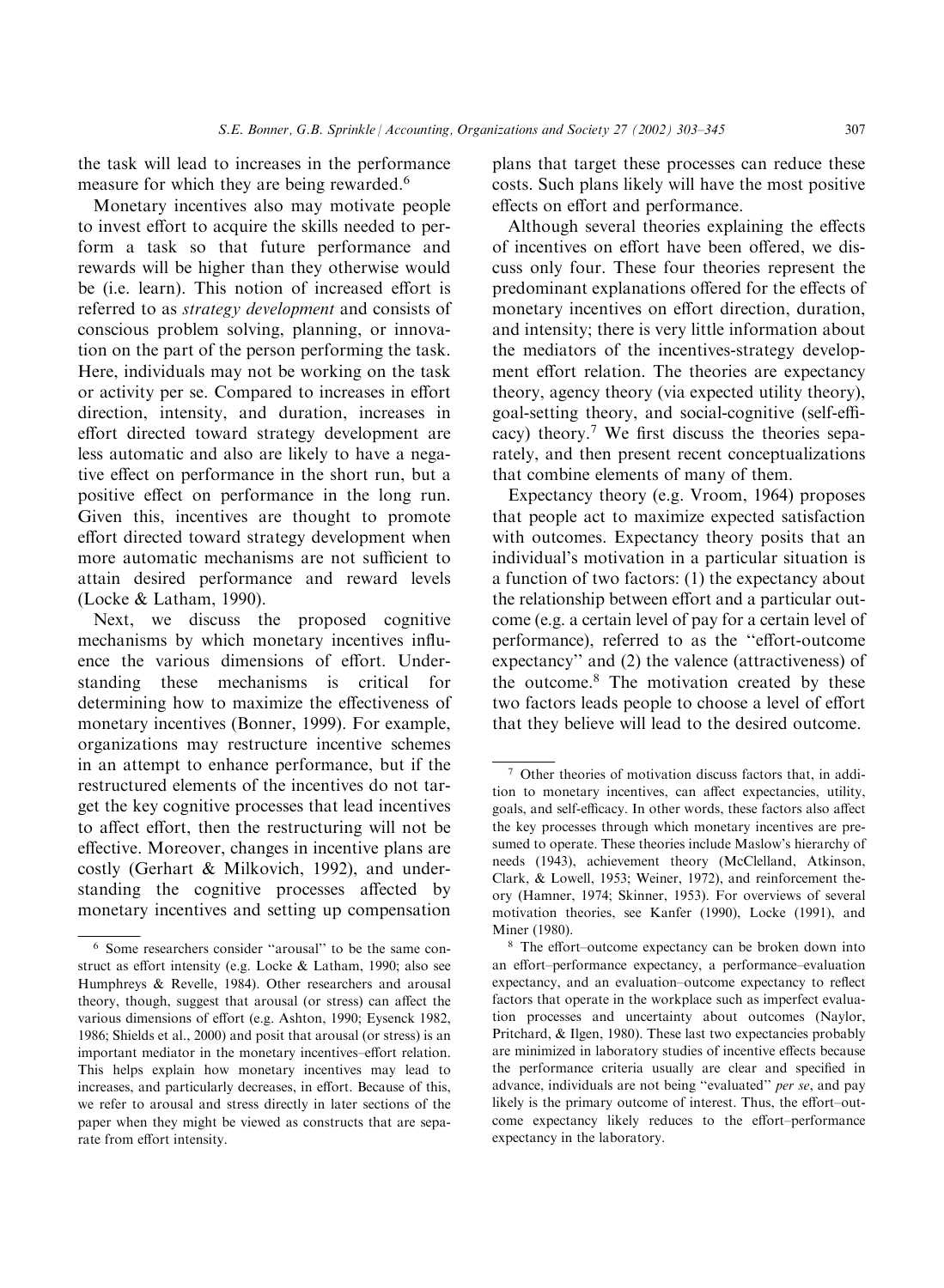the task will lead to increases in the performance measure for which they are being rewarded.[6]

Monetary incentives also may motivate people to invest effort to acquire the skills needed to perform a task so that future performance and rewards will be higher than they otherwise would be (i.e. learn). This notion of increased effort is referred to as *strategy development* and consists of conscious problem solving, planning, or innovation on the part of the person performing the task. Here, individuals may not be working on the task or activity per se. Compared to increases in effort direction, intensity, and duration, increases in effort directed toward strategy development are less automatic and also are likely to have a negative effect on performance in the short run, but a positive effect on performance in the long run. Given this, incentives are thought to promote effort directed toward strategy development when more automatic mechanisms are not sufficient to attain desired performance and reward levels (Locke & Latham, 1990).

Next, we discuss the proposed cognitive mechanisms by which monetary incentives influence the various dimensions of effort. Understanding these mechanisms is critical for determining how to maximize the effectiveness of monetary incentives (Bonner, 1999). For example, organizations may restructure incentive schemes in an attempt to enhance performance, but if the restructured elements of the incentives do not target the key cognitive processes that lead incentives to affect effort, then the restructuring will not be effective. Moreover, changes in incentive plans are costly (Gerhart & Milkovich, 1992), and understanding the cognitive processes affected by monetary incentives and setting up compensation plans that target these processes can reduce these costs. Such plans likely will have the most positive effects on effort and performance.

Although several theories explaining the effects of incentives on effort have been offered, we discuss only four. These four theories represent the predominant explanations offered for the effects of monetary incentives on effort direction, duration, and intensity; there is very little information about the mediators of the incentives-strategy development effort relation. The theories are expectancy theory, agency theory (via expected utility theory), goal-setting theory, and social-cognitive (self-efficacy) theory.[7] We first discuss the theories separately, and then present recent conceptualizations that combine elements of many of them.

Expectancy theory (e.g. Vroom, 1964) proposes that people act to maximize expected satisfaction with outcomes. Expectancy theory posits that an individual's motivation in a particular situation is a function of two factors: (1) the expectancy about the relationship between effort and a particular outcome (e.g. a certain level of pay for a certain level of performance), referred to as the "effort-outcome expectancy" and (2) the valence (attractiveness) of the outcome.[8] The motivation created by these two factors leads people to choose a level of effort that they believe will lead to the desired outcome.

---

[6] Some researchers consider "arousal" to be the same construct as effort intensity (e.g. Locke & Latham, 1990; also see Humphreys & Revelle, 1984). Other researchers and arousal theory, though, suggest that arousal (or stress) can affect the various dimensions of effort (e.g. Ashton, 1990; Eysenck 1982, 1986; Shields et al., 2000) and posit that arousal (or stress) is an important mediator in the monetary incentives–effort relation. This helps explain how monetary incentives may lead to increases, and particularly decreases, in effort. Because of this, we refer to arousal and stress directly in later sections of the paper when they might be viewed as constructs that are separate from effort intensity.

[7] Other theories of motivation discuss factors that, in addition to monetary incentives, can affect expectancies, utility, goals, and self-efficacy. In other words, these factors also affect the key processes through which monetary incentives are presumed to operate. These theories include Maslow's hierarchy of needs (1943), achievement theory (McClelland, Atkinson, Clark, & Lowell, 1953; Weiner, 1972), and reinforcement theory (Hamner, 1974; Skinner, 1953). For overviews of several motivation theories, see Kanfer (1990), Locke (1991), and Miner (1980).

[8] The effort–outcome expectancy can be broken down into an effort–performance expectancy, a performance–evaluation expectancy, and an evaluation–outcome expectancy to reflect factors that operate in the workplace such as imperfect evaluation processes and uncertainty about outcomes (Naylor, Pritchard, & Ilgen, 1980). These last two expectancies probably are minimized in laboratory studies of incentive effects because the performance criteria usually are clear and specified in advance, individuals are not being "evaluated" *per se*, and pay likely is the primary outcome of interest. Thus, the effort–outcome expectancy likely reduces to the effort–performance expectancy in the laboratory.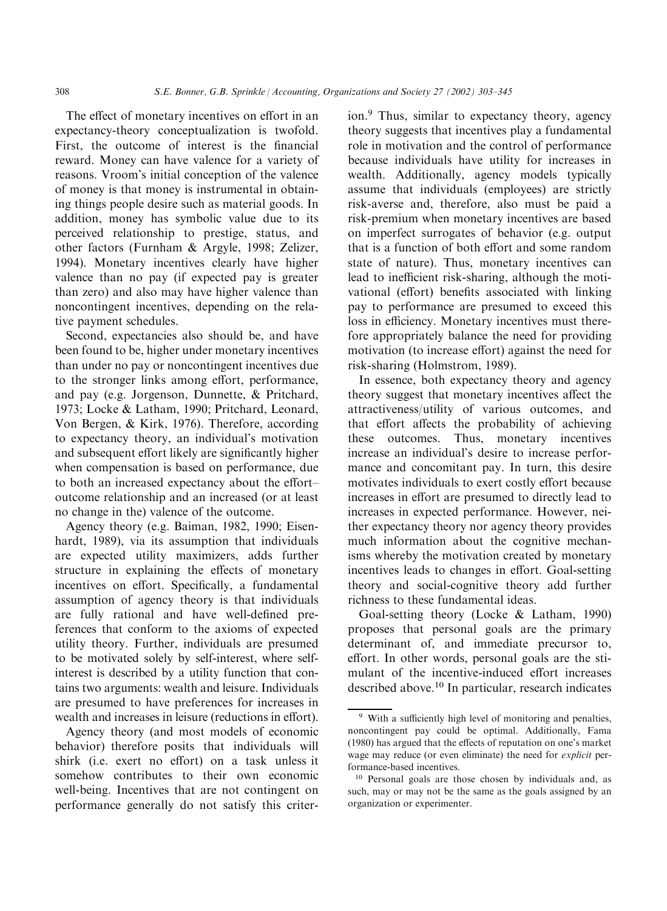The effect of monetary incentives on effort in an expectancy-theory conceptualization is twofold. First, the outcome of interest is the financial reward. Money can have valence for a variety of reasons. Vroom's initial conception of the valence of money is that money is instrumental in obtaining things people desire such as material goods. In addition, money has symbolic value due to its perceived relationship to prestige, status, and other factors (Furnham & Argyle, 1998; Zelizer, 1994). Monetary incentives clearly have higher valence than no pay (if expected pay is greater than zero) and also may have higher valence than noncontingent incentives, depending on the relative payment schedules.

Second, expectancies also should be, and have been found to be, higher under monetary incentives than under no pay or noncontingent incentives due to the stronger links among effort, performance, and pay (e.g. Jorgenson, Dunnette, & Pritchard, 1973; Locke & Latham, 1990; Pritchard, Leonard, Von Bergen, & Kirk, 1976). Therefore, according to expectancy theory, an individual's motivation and subsequent effort likely are significantly higher when compensation is based on performance, due to both an increased expectancy about the effort–outcome relationship and an increased (or at least no change in the) valence of the outcome.

Agency theory (e.g. Baiman, 1982, 1990; Eisenhardt, 1989), via its assumption that individuals are expected utility maximizers, adds further structure in explaining the effects of monetary incentives on effort. Specifically, a fundamental assumption of agency theory is that individuals are fully rational and have well-defined preferences that conform to the axioms of expected utility theory. Further, individuals are presumed to be motivated solely by self-interest, where self-interest is described by a utility function that contains two arguments: wealth and leisure. Individuals are presumed to have preferences for increases in wealth and increases in leisure (reductions in effort).

Agency theory (and most models of economic behavior) therefore posits that individuals will shirk (i.e. exert no effort) on a task unless it somehow contributes to their own economic well-being. Incentives that are not contingent on performance generally do not satisfy this criterion.[9] Thus, similar to expectancy theory, agency theory suggests that incentives play a fundamental role in motivation and the control of performance because individuals have utility for increases in wealth. Additionally, agency models typically assume that individuals (employees) are strictly risk-averse and, therefore, also must be paid a risk-premium when monetary incentives are based on imperfect surrogates of behavior (e.g. output that is a function of both effort and some random state of nature). Thus, monetary incentives can lead to inefficient risk-sharing, although the motivational (effort) benefits associated with linking pay to performance are presumed to exceed this loss in efficiency. Monetary incentives must therefore appropriately balance the need for providing motivation (to increase effort) against the need for risk-sharing (Holmstrom, 1989).

In essence, both expectancy theory and agency theory suggest that monetary incentives affect the attractiveness/utility of various outcomes, and that effort affects the probability of achieving these outcomes. Thus, monetary incentives increase an individual's desire to increase performance and concomitant pay. In turn, this desire motivates individuals to exert costly effort because increases in effort are presumed to directly lead to increases in expected performance. However, neither expectancy theory nor agency theory provides much information about the cognitive mechanisms whereby the motivation created by monetary incentives leads to changes in effort. Goal-setting theory and social-cognitive theory add further richness to these fundamental ideas.

Goal-setting theory (Locke & Latham, 1990) proposes that personal goals are the primary determinant of, and immediate precursor to, effort. In other words, personal goals are the stimulant of the incentive-induced effort increases described above.[10] In particular, research indicates

---

[9] With a sufficiently high level of monitoring and penalties, noncontingent pay could be optimal. Additionally, Fama (1980) has argued that the effects of reputation on one's market wage may reduce (or even eliminate) the need for *explicit* performance-based incentives.

[10] Personal goals are those chosen by individuals and, as such, may or may not be the same as the goals assigned by an organization or experimenter.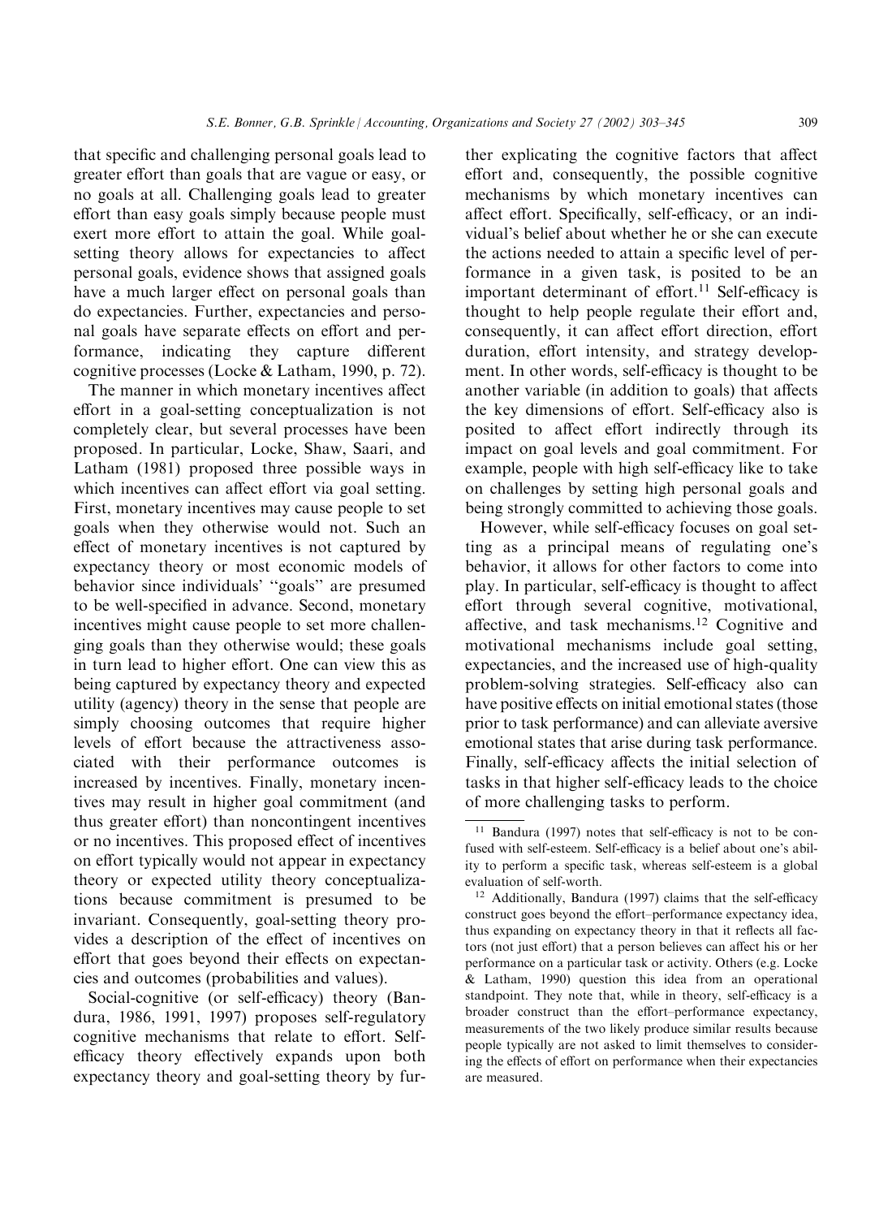that specific and challenging personal goals lead to greater effort than goals that are vague or easy, or no goals at all. Challenging goals lead to greater effort than easy goals simply because people must exert more effort to attain the goal. While goal-setting theory allows for expectancies to affect personal goals, evidence shows that assigned goals have a much larger effect on personal goals than do expectancies. Further, expectancies and personal goals have separate effects on effort and performance, indicating they capture different cognitive processes (Locke & Latham, 1990, p. 72).

The manner in which monetary incentives affect effort in a goal-setting conceptualization is not completely clear, but several processes have been proposed. In particular, Locke, Shaw, Saari, and Latham (1981) proposed three possible ways in which incentives can affect effort via goal setting. First, monetary incentives may cause people to set goals when they otherwise would not. Such an effect of monetary incentives is not captured by expectancy theory or most economic models of behavior since individuals' "goals" are presumed to be well-specified in advance. Second, monetary incentives might cause people to set more challenging goals than they otherwise would; these goals in turn lead to higher effort. One can view this as being captured by expectancy theory and expected utility (agency) theory in the sense that people are simply choosing outcomes that require higher levels of effort because the attractiveness associated with their performance outcomes is increased by incentives. Finally, monetary incentives may result in higher goal commitment (and thus greater effort) than noncontingent incentives or no incentives. This proposed effect of incentives on effort typically would not appear in expectancy theory or expected utility theory conceptualizations because commitment is presumed to be invariant. Consequently, goal-setting theory provides a description of the effect of incentives on effort that goes beyond their effects on expectancies and outcomes (probabilities and values).

Social-cognitive (or self-efficacy) theory (Bandura, 1986, 1991, 1997) proposes self-regulatory cognitive mechanisms that relate to effort. Self-efficacy theory effectively expands upon both expectancy theory and goal-setting theory by further explicating the cognitive factors that affect effort and, consequently, the possible cognitive mechanisms by which monetary incentives can affect effort. Specifically, self-efficacy, or an individual's belief about whether he or she can execute the actions needed to attain a specific level of performance in a given task, is posited to be an important determinant of effort.[11] Self-efficacy is thought to help people regulate their effort and, consequently, it can affect effort direction, effort duration, effort intensity, and strategy development. In other words, self-efficacy is thought to be another variable (in addition to goals) that affects the key dimensions of effort. Self-efficacy also is posited to affect effort indirectly through its impact on goal levels and goal commitment. For example, people with high self-efficacy like to take on challenges by setting high personal goals and being strongly committed to achieving those goals.

However, while self-efficacy focuses on goal setting as a principal means of regulating one's behavior, it allows for other factors to come into play. In particular, self-efficacy is thought to affect effort through several cognitive, motivational, affective, and task mechanisms.[12] Cognitive and motivational mechanisms include goal setting, expectancies, and the increased use of high-quality problem-solving strategies. Self-efficacy also can have positive effects on initial emotional states (those prior to task performance) and can alleviate aversive emotional states that arise during task performance. Finally, self-efficacy affects the initial selection of tasks in that higher self-efficacy leads to the choice of more challenging tasks to perform.

[11] Bandura (1997) notes that self-efficacy is not to be confused with self-esteem. Self-efficacy is a belief about one's ability to perform a specific task, whereas self-esteem is a global evaluation of self-worth.

[12] Additionally, Bandura (1997) claims that the self-efficacy construct goes beyond the effort–performance expectancy idea, thus expanding on expectancy theory in that it reflects all factors (not just effort) that a person believes can affect his or her performance on a particular task or activity. Others (e.g. Locke & Latham, 1990) question this idea from an operational standpoint. They note that, while in theory, self-efficacy is a broader construct than the effort–performance expectancy, measurements of the two likely produce similar results because people typically are not asked to limit themselves to considering the effects of effort on performance when their expectancies are measured.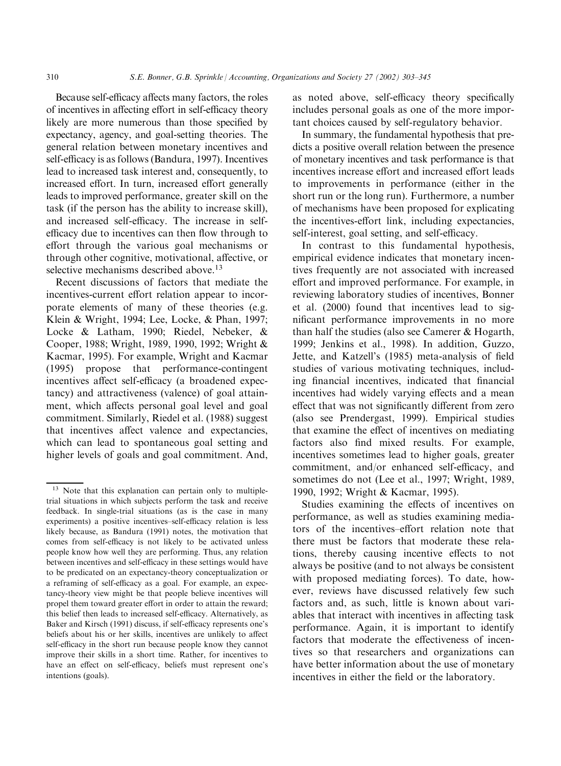Because self-efficacy affects many factors, the roles of incentives in affecting effort in self-efficacy theory likely are more numerous than those specified by expectancy, agency, and goal-setting theories. The general relation between monetary incentives and self-efficacy is as follows (Bandura, 1997). Incentives lead to increased task interest and, consequently, to increased effort. In turn, increased effort generally leads to improved performance, greater skill on the task (if the person has the ability to increase skill), and increased self-efficacy. The increase in self-efficacy due to incentives can then flow through to effort through the various goal mechanisms or through other cognitive, motivational, affective, or selective mechanisms described above.[13]

Recent discussions of factors that mediate the incentives-current effort relation appear to incorporate elements of many of these theories (e.g. Klein & Wright, 1994; Lee, Locke, & Phan, 1997; Locke & Latham, 1990; Riedel, Nebeker, & Cooper, 1988; Wright, 1989, 1990, 1992; Wright & Kacmar, 1995). For example, Wright and Kacmar (1995) propose that performance-contingent incentives affect self-efficacy (a broadened expectancy) and attractiveness (valence) of goal attainment, which affects personal goal level and goal commitment. Similarly, Riedel et al. (1988) suggest that incentives affect valence and expectancies, which can lead to spontaneous goal setting and higher levels of goals and goal commitment. And, as noted above, self-efficacy theory specifically includes personal goals as one of the more important choices caused by self-regulatory behavior.

In summary, the fundamental hypothesis that predicts a positive overall relation between the presence of monetary incentives and task performance is that incentives increase effort and increased effort leads to improvements in performance (either in the short run or the long run). Furthermore, a number of mechanisms have been proposed for explicating the incentives-effort link, including expectancies, self-interest, goal setting, and self-efficacy.

In contrast to this fundamental hypothesis, empirical evidence indicates that monetary incentives frequently are not associated with increased effort and improved performance. For example, in reviewing laboratory studies of incentives, Bonner et al. (2000) found that incentives lead to significant performance improvements in no more than half the studies (also see Camerer & Hogarth, 1999; Jenkins et al., 1998). In addition, Guzzo, Jette, and Katzell's (1985) meta-analysis of field studies of various motivating techniques, including financial incentives, indicated that financial incentives had widely varying effects and a mean effect that was not significantly different from zero (also see Prendergast, 1999). Empirical studies that examine the effect of incentives on mediating factors also find mixed results. For example, incentives sometimes lead to higher goals, greater commitment, and/or enhanced self-efficacy, and sometimes do not (Lee et al., 1997; Wright, 1989, 1990, 1992; Wright & Kacmar, 1995).

Studies examining the effects of incentives on performance, as well as studies examining mediators of the incentives–effort relation note that there must be factors that moderate these relations, thereby causing incentive effects to not always be positive (and to not always be consistent with proposed mediating forces). To date, however, reviews have discussed relatively few such factors and, as such, little is known about variables that interact with incentives in affecting task performance. Again, it is important to identify factors that moderate the effectiveness of incentives so that researchers and organizations can have better information about the use of monetary incentives in either the field or the laboratory.

[13] Note that this explanation can pertain only to multiple-trial situations in which subjects perform the task and receive feedback. In single-trial situations (as is the case in many experiments) a positive incentives–self-efficacy relation is less likely because, as Bandura (1991) notes, the motivation that comes from self-efficacy is not likely to be activated unless people know how well they are performing. Thus, any relation between incentives and self-efficacy in these settings would have to be predicated on an expectancy-theory conceptualization or a reframing of self-efficacy as a goal. For example, an expectancy-theory view might be that people believe incentives will propel them toward greater effort in order to attain the reward; this belief then leads to increased self-efficacy. Alternatively, as Baker and Kirsch (1991) discuss, if self-efficacy represents one's beliefs about his or her skills, incentives are unlikely to affect self-efficacy in the short run because people know they cannot improve their skills in a short time. Rather, for incentives to have an effect on self-efficacy, beliefs must represent one's intentions (goals).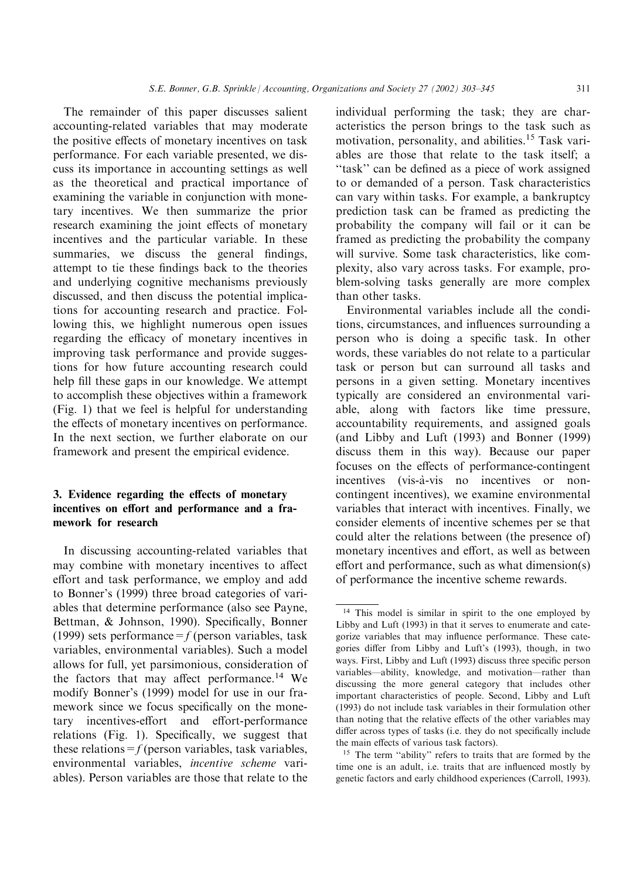The remainder of this paper discusses salient accounting-related variables that may moderate the positive effects of monetary incentives on task performance. For each variable presented, we discuss its importance in accounting settings as well as the theoretical and practical importance of examining the variable in conjunction with monetary incentives. We then summarize the prior research examining the joint effects of monetary incentives and the particular variable. In these summaries, we discuss the general findings, attempt to tie these findings back to the theories and underlying cognitive mechanisms previously discussed, and then discuss the potential implications for accounting research and practice. Following this, we highlight numerous open issues regarding the efficacy of monetary incentives in improving task performance and provide suggestions for how future accounting research could help fill these gaps in our knowledge. We attempt to accomplish these objectives within a framework (Fig. 1) that we feel is helpful for understanding the effects of monetary incentives on performance. In the next section, we further elaborate on our framework and present the empirical evidence.

## 3. Evidence regarding the effects of monetary incentives on effort and performance and a framework for research

In discussing accounting-related variables that may combine with monetary incentives to affect effort and task performance, we employ and add to Bonner's (1999) three broad categories of variables that determine performance (also see Payne, Bettman, & Johnson, 1990). Specifically, Bonner (1999) sets performance = *f* (person variables, task variables, environmental variables). Such a model allows for full, yet parsimonious, consideration of the factors that may affect performance.[14] We modify Bonner's (1999) model for use in our framework since we focus specifically on the monetary incentives-effort and effort-performance relations (Fig. 1). Specifically, we suggest that these relations = *f* (person variables, task variables, environmental variables, *incentive scheme* variables). Person variables are those that relate to the individual performing the task; they are characteristics the person brings to the task such as motivation, personality, and abilities.[15] Task variables are those that relate to the task itself; a "task" can be defined as a piece of work assigned to or demanded of a person. Task characteristics can vary within tasks. For example, a bankruptcy prediction task can be framed as predicting the probability the company will fail or it can be framed as predicting the probability the company will survive. Some task characteristics, like complexity, also vary across tasks. For example, problem-solving tasks generally are more complex than other tasks.

Environmental variables include all the conditions, circumstances, and influences surrounding a person who is doing a specific task. In other words, these variables do not relate to a particular task or person but can surround all tasks and persons in a given setting. Monetary incentives typically are considered an environmental variable, along with factors like time pressure, accountability requirements, and assigned goals (and Libby and Luft (1993) and Bonner (1999) discuss them in this way). Because our paper focuses on the effects of performance-contingent incentives (vis-à-vis no incentives or non-contingent incentives), we examine environmental variables that interact with incentives. Finally, we consider elements of incentive schemes per se that could alter the relations between (the presence of) monetary incentives and effort, as well as between effort and performance, such as what dimension(s) of performance the incentive scheme rewards.

[14] This model is similar in spirit to the one employed by Libby and Luft (1993) in that it serves to enumerate and categorize variables that may influence performance. These categories differ from Libby and Luft's (1993), though, in two ways. First, Libby and Luft (1993) discuss three specific person variables—ability, knowledge, and motivation—rather than discussing the more general category that includes other important characteristics of people. Second, Libby and Luft (1993) do not include task variables in their formulation other than noting that the relative effects of the other variables may differ across types of tasks (i.e. they do not specifically include the main effects of various task factors).

[15] The term "ability" refers to traits that are formed by the time one is an adult, i.e. traits that are influenced mostly by genetic factors and early childhood experiences (Carroll, 1993).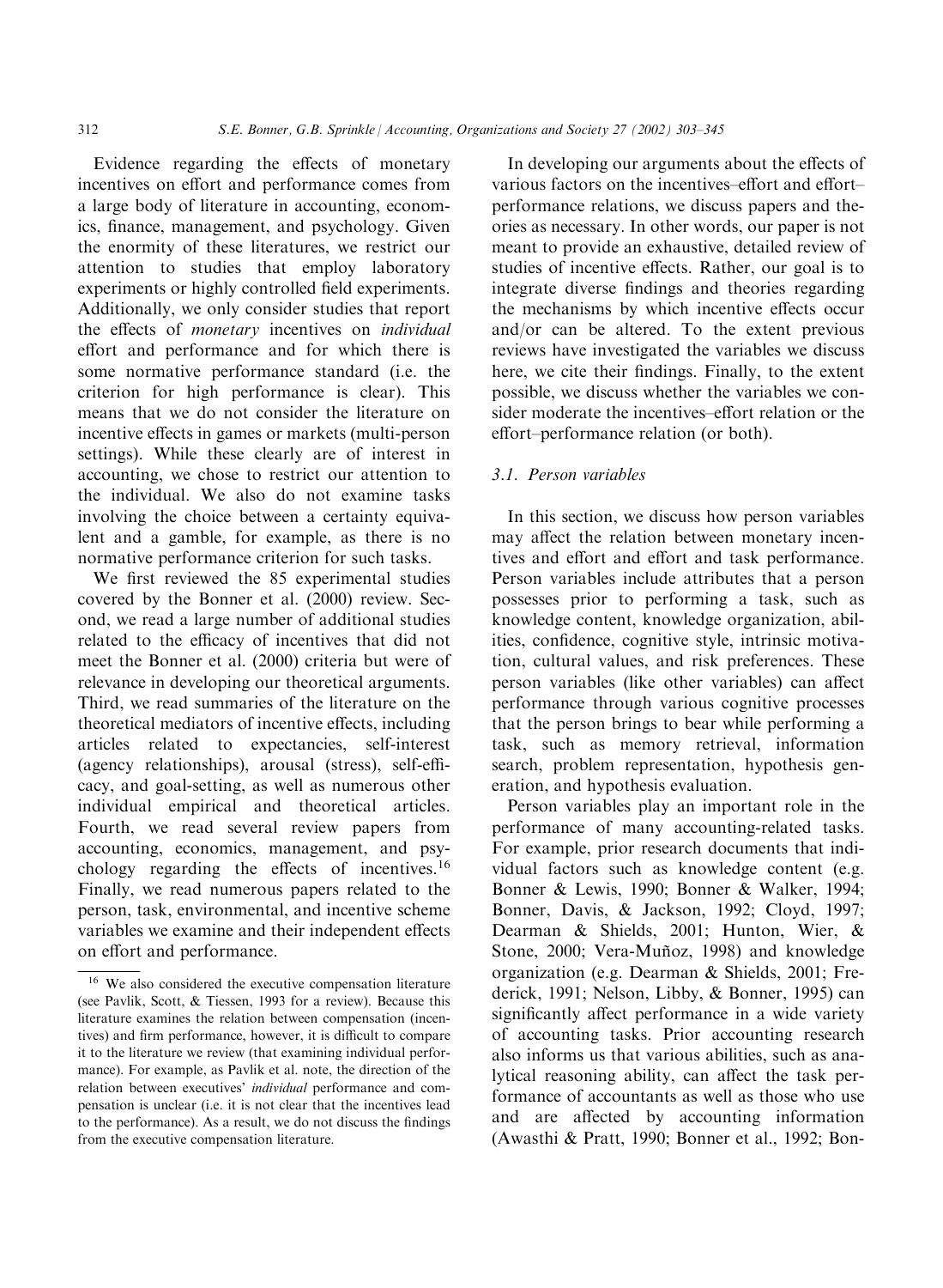Evidence regarding the effects of monetary incentives on effort and performance comes from a large body of literature in accounting, economics, finance, management, and psychology. Given the enormity of these literatures, we restrict our attention to studies that employ laboratory experiments or highly controlled field experiments. Additionally, we only consider studies that report the effects of *monetary* incentives on *individual* effort and performance and for which there is some normative performance standard (i.e. the criterion for high performance is clear). This means that we do not consider the literature on incentive effects in games or markets (multi-person settings). While these clearly are of interest in accounting, we chose to restrict our attention to the individual. We also do not examine tasks involving the choice between a certainty equivalent and a gamble, for example, as there is no normative performance criterion for such tasks.

We first reviewed the 85 experimental studies covered by the Bonner et al. (2000) review. Second, we read a large number of additional studies related to the efficacy of incentives that did not meet the Bonner et al. (2000) criteria but were of relevance in developing our theoretical arguments. Third, we read summaries of the literature on the theoretical mediators of incentive effects, including articles related to expectancies, self-interest (agency relationships), arousal (stress), self-efficacy, and goal-setting, as well as numerous other individual empirical and theoretical articles. Fourth, we read several review papers from accounting, economics, management, and psychology regarding the effects of incentives.[16] Finally, we read numerous papers related to the person, task, environmental, and incentive scheme variables we examine and their independent effects on effort and performance.

In developing our arguments about the effects of various factors on the incentives–effort and effort–performance relations, we discuss papers and theories as necessary. In other words, our paper is not meant to provide an exhaustive, detailed review of studies of incentive effects. Rather, our goal is to integrate diverse findings and theories regarding the mechanisms by which incentive effects occur and/or can be altered. To the extent previous reviews have investigated the variables we discuss here, we cite their findings. Finally, to the extent possible, we discuss whether the variables we consider moderate the incentives–effort relation or the effort–performance relation (or both).

### 3.1. Person variables

In this section, we discuss how person variables may affect the relation between monetary incentives and effort and effort and task performance. Person variables include attributes that a person possesses prior to performing a task, such as knowledge content, knowledge organization, abilities, confidence, cognitive style, intrinsic motivation, cultural values, and risk preferences. These person variables (like other variables) can affect performance through various cognitive processes that the person brings to bear while performing a task, such as memory retrieval, information search, problem representation, hypothesis generation, and hypothesis evaluation.

Person variables play an important role in the performance of many accounting-related tasks. For example, prior research documents that individual factors such as knowledge content (e.g. Bonner & Lewis, 1990; Bonner & Walker, 1994; Bonner, Davis, & Jackson, 1992; Cloyd, 1997; Dearman & Shields, 2001; Hunton, Wier, & Stone, 2000; Vera-Muñoz, 1998) and knowledge organization (e.g. Dearman & Shields, 2001; Frederick, 1991; Nelson, Libby, & Bonner, 1995) can significantly affect performance in a wide variety of accounting tasks. Prior accounting research also informs us that various abilities, such as analytical reasoning ability, can affect the task performance of accountants as well as those who use and are affected by accounting information (Awasthi & Pratt, 1990; Bonner et al., 1992; Bon-

[16] We also considered the executive compensation literature (see Pavlik, Scott, & Tiessen, 1993 for a review). Because this literature examines the relation between compensation (incentives) and firm performance, however, it is difficult to compare it to the literature we review (that examining individual performance). For example, as Pavlik et al. note, the direction of the relation between executives' *individual* performance and compensation is unclear (i.e. it is not clear that the incentives lead to the performance). As a result, we do not discuss the findings from the executive compensation literature.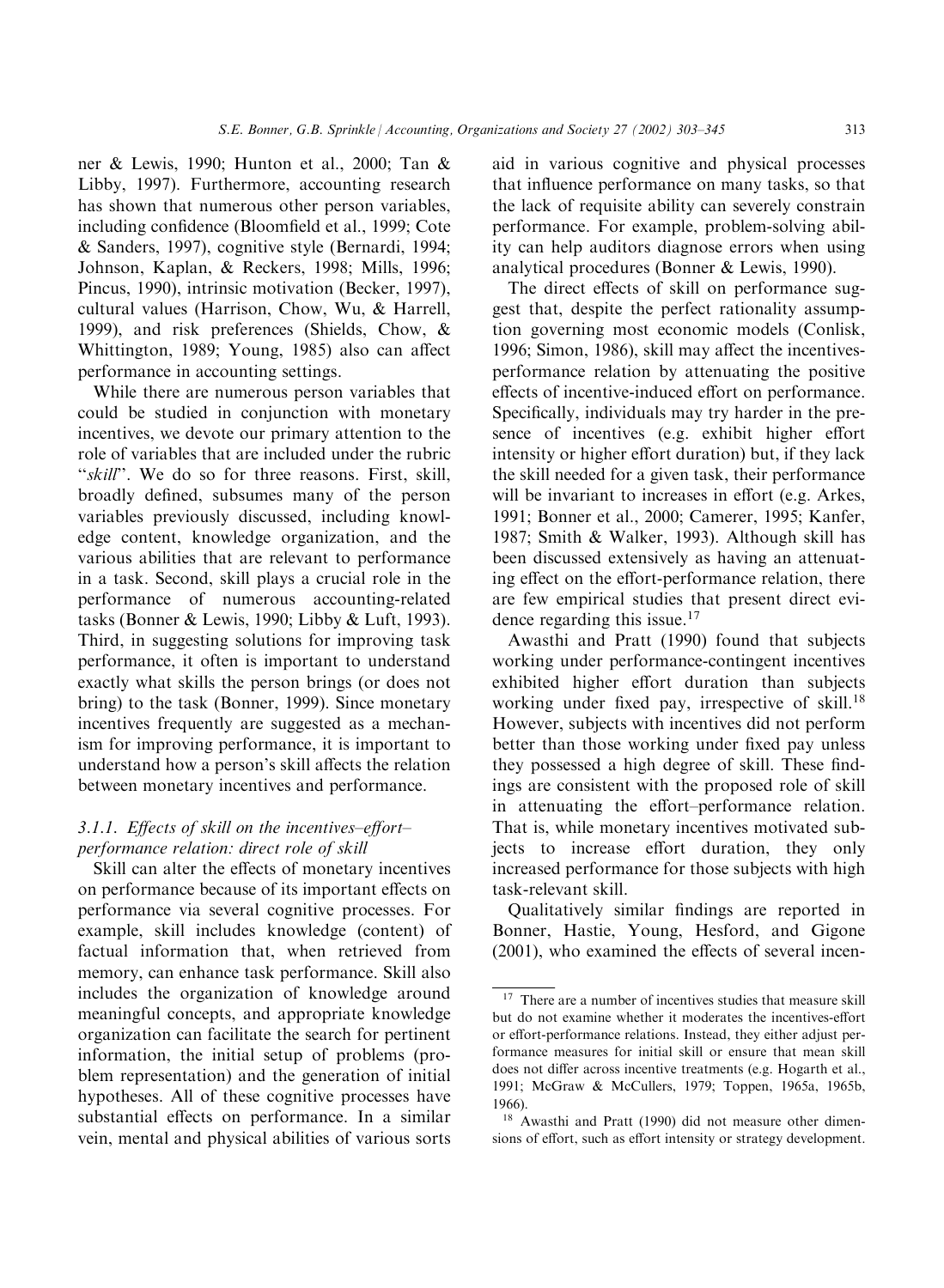ner & Lewis, 1990; Hunton et al., 2000; Tan & Libby, 1997). Furthermore, accounting research has shown that numerous other person variables, including confidence (Bloomfield et al., 1999; Cote & Sanders, 1997), cognitive style (Bernardi, 1994; Johnson, Kaplan, & Reckers, 1998; Mills, 1996; Pincus, 1990), intrinsic motivation (Becker, 1997), cultural values (Harrison, Chow, Wu, & Harrell, 1999), and risk preferences (Shields, Chow, & Whittington, 1989; Young, 1985) also can affect performance in accounting settings.

While there are numerous person variables that could be studied in conjunction with monetary incentives, we devote our primary attention to the role of variables that are included under the rubric "*skill*". We do so for three reasons. First, skill, broadly defined, subsumes many of the person variables previously discussed, including knowledge content, knowledge organization, and the various abilities that are relevant to performance in a task. Second, skill plays a crucial role in the performance of numerous accounting-related tasks (Bonner & Lewis, 1990; Libby & Luft, 1993). Third, in suggesting solutions for improving task performance, it often is important to understand exactly what skills the person brings (or does not bring) to the task (Bonner, 1999). Since monetary incentives frequently are suggested as a mechanism for improving performance, it is important to understand how a person's skill affects the relation between monetary incentives and performance.

### 3.1.1. *Effects of skill on the incentives–effort–performance relation: direct role of skill*

Skill can alter the effects of monetary incentives on performance because of its important effects on performance via several cognitive processes. For example, skill includes knowledge (content) of factual information that, when retrieved from memory, can enhance task performance. Skill also includes the organization of knowledge around meaningful concepts, and appropriate knowledge organization can facilitate the search for pertinent information, the initial setup of problems (problem representation) and the generation of initial hypotheses. All of these cognitive processes have substantial effects on performance. In a similar vein, mental and physical abilities of various sorts aid in various cognitive and physical processes that influence performance on many tasks, so that the lack of requisite ability can severely constrain performance. For example, problem-solving ability can help auditors diagnose errors when using analytical procedures (Bonner & Lewis, 1990).

The direct effects of skill on performance suggest that, despite the perfect rationality assumption governing most economic models (Conlisk, 1996; Simon, 1986), skill may affect the incentives-performance relation by attenuating the positive effects of incentive-induced effort on performance. Specifically, individuals may try harder in the presence of incentives (e.g. exhibit higher effort intensity or higher effort duration) but, if they lack the skill needed for a given task, their performance will be invariant to increases in effort (e.g. Arkes, 1991; Bonner et al., 2000; Camerer, 1995; Kanfer, 1987; Smith & Walker, 1993). Although skill has been discussed extensively as having an attenuating effect on the effort-performance relation, there are few empirical studies that present direct evidence regarding this issue.[17]

Awasthi and Pratt (1990) found that subjects working under performance-contingent incentives exhibited higher effort duration than subjects working under fixed pay, irrespective of skill.[18] However, subjects with incentives did not perform better than those working under fixed pay unless they possessed a high degree of skill. These findings are consistent with the proposed role of skill in attenuating the effort–performance relation. That is, while monetary incentives motivated subjects to increase effort duration, they only increased performance for those subjects with high task-relevant skill.

Qualitatively similar findings are reported in Bonner, Hastie, Young, Hesford, and Gigone (2001), who examined the effects of several incen-

---

[17] There are a number of incentives studies that measure skill but do not examine whether it moderates the incentives-effort or effort-performance relations. Instead, they either adjust performance measures for initial skill or ensure that mean skill does not differ across incentive treatments (e.g. Hogarth et al., 1991; McGraw & McCullers, 1979; Toppen, 1965a, 1965b, 1966).

[18] Awasthi and Pratt (1990) did not measure other dimensions of effort, such as effort intensity or strategy development.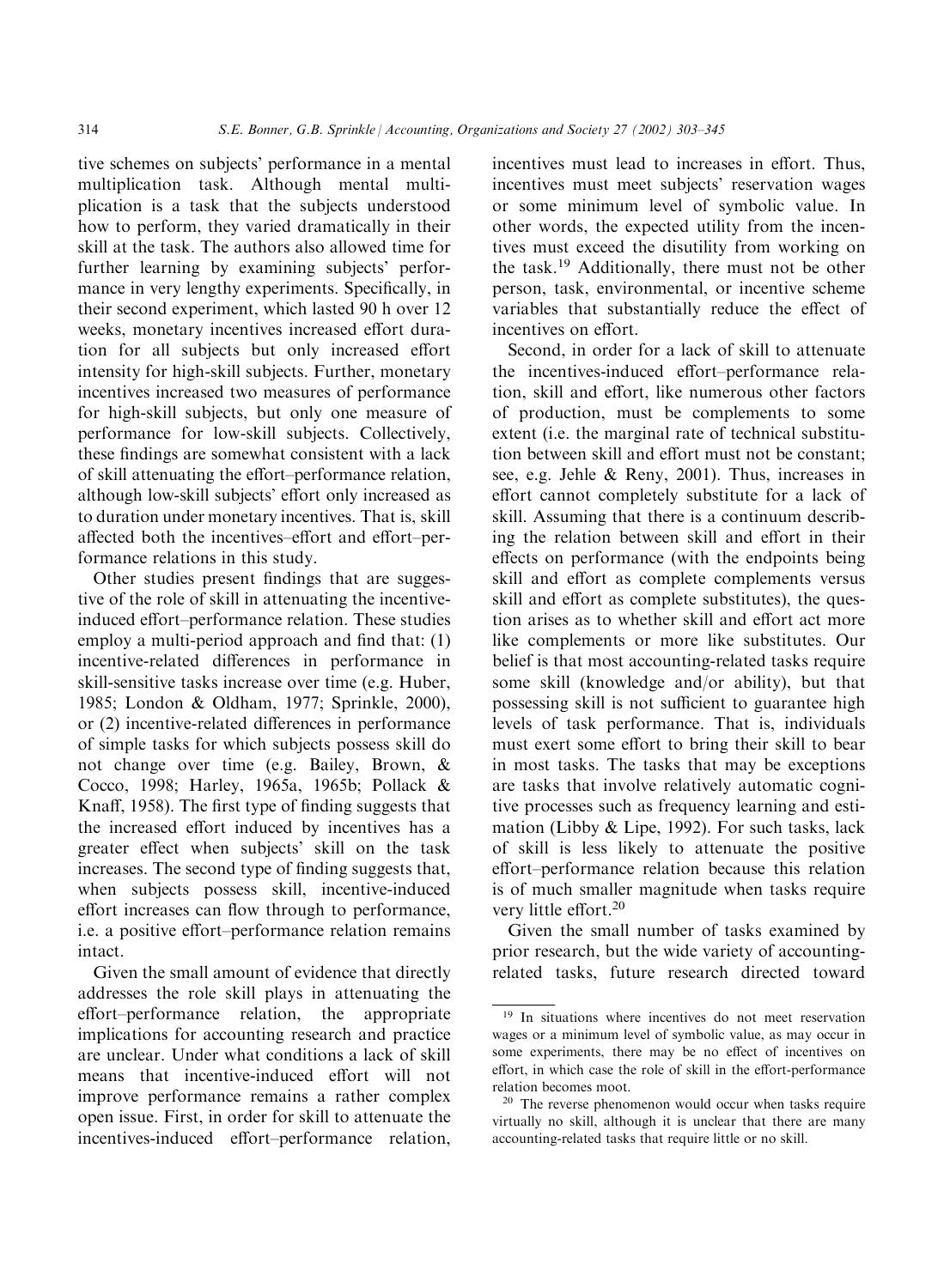tive schemes on subjects' performance in a mental multiplication task. Although mental multiplication is a task that the subjects understood how to perform, they varied dramatically in their skill at the task. The authors also allowed time for further learning by examining subjects' performance in very lengthy experiments. Specifically, in their second experiment, which lasted 90 h over 12 weeks, monetary incentives increased effort duration for all subjects but only increased effort intensity for high-skill subjects. Further, monetary incentives increased two measures of performance for high-skill subjects, but only one measure of performance for low-skill subjects. Collectively, these findings are somewhat consistent with a lack of skill attenuating the effort–performance relation, although low-skill subjects' effort only increased as to duration under monetary incentives. That is, skill affected both the incentives–effort and effort–performance relations in this study.

Other studies present findings that are suggestive of the role of skill in attenuating the incentive-induced effort–performance relation. These studies employ a multi-period approach and find that: (1) incentive-related differences in performance in skill-sensitive tasks increase over time (e.g. Huber, 1985; London & Oldham, 1977; Sprinkle, 2000), or (2) incentive-related differences in performance of simple tasks for which subjects possess skill do not change over time (e.g. Bailey, Brown, & Cocco, 1998; Harley, 1965a, 1965b; Pollack & Knaff, 1958). The first type of finding suggests that the increased effort induced by incentives has a greater effect when subjects' skill on the task increases. The second type of finding suggests that, when subjects possess skill, incentive-induced effort increases can flow through to performance, i.e. a positive effort–performance relation remains intact.

Given the small amount of evidence that directly addresses the role skill plays in attenuating the effort–performance relation, the appropriate implications for accounting research and practice are unclear. Under what conditions a lack of skill means that incentive-induced effort will not improve performance remains a rather complex open issue. First, in order for skill to attenuate the incentives-induced effort–performance relation, incentives must lead to increases in effort. Thus, incentives must meet subjects' reservation wages or some minimum level of symbolic value. In other words, the expected utility from the incentives must exceed the disutility from working on the task.[19] Additionally, there must not be other person, task, environmental, or incentive scheme variables that substantially reduce the effect of incentives on effort.

Second, in order for a lack of skill to attenuate the incentives-induced effort–performance relation, skill and effort, like numerous other factors of production, must be complements to some extent (i.e. the marginal rate of technical substitution between skill and effort must not be constant; see, e.g. Jehle & Reny, 2001). Thus, increases in effort cannot completely substitute for a lack of skill. Assuming that there is a continuum describing the relation between skill and effort in their effects on performance (with the endpoints being skill and effort as complete complements versus skill and effort as complete substitutes), the question arises as to whether skill and effort act more like complements or more like substitutes. Our belief is that most accounting-related tasks require some skill (knowledge and/or ability), but that possessing skill is not sufficient to guarantee high levels of task performance. That is, individuals must exert some effort to bring their skill to bear in most tasks. The tasks that may be exceptions are tasks that involve relatively automatic cognitive processes such as frequency learning and estimation (Libby & Lipe, 1992). For such tasks, lack of skill is less likely to attenuate the positive effort–performance relation because this relation is of much smaller magnitude when tasks require very little effort.[20]

Given the small number of tasks examined by prior research, but the wide variety of accounting-related tasks, future research directed toward

[19] In situations where incentives do not meet reservation wages or a minimum level of symbolic value, as may occur in some experiments, there may be no effect of incentives on effort, in which case the role of skill in the effort-performance relation becomes moot.

[20] The reverse phenomenon would occur when tasks require virtually no skill, although it is unclear that there are many accounting-related tasks that require little or no skill.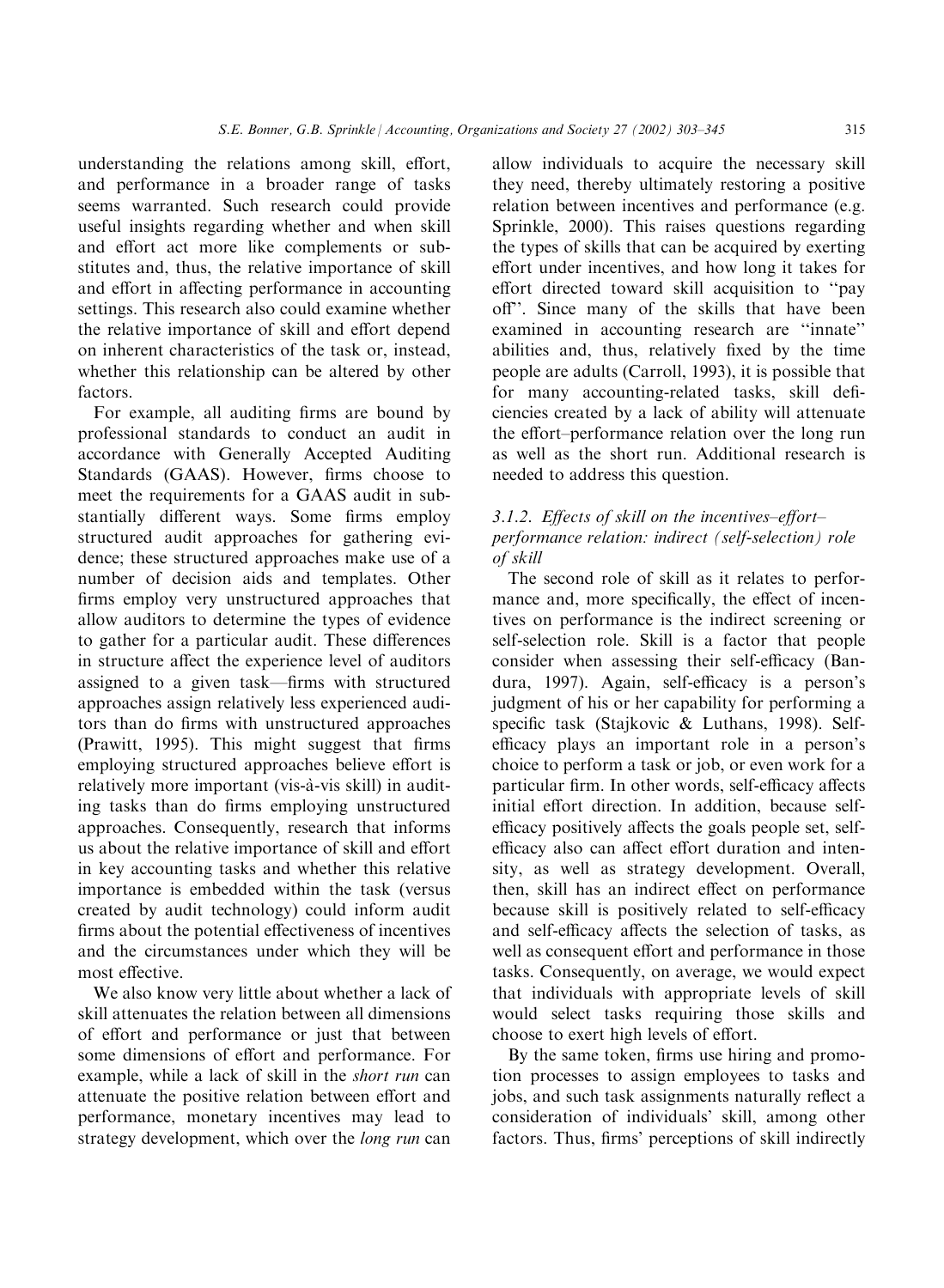understanding the relations among skill, effort, and performance in a broader range of tasks seems warranted. Such research could provide useful insights regarding whether and when skill and effort act more like complements or substitutes and, thus, the relative importance of skill and effort in affecting performance in accounting settings. This research also could examine whether the relative importance of skill and effort depend on inherent characteristics of the task or, instead, whether this relationship can be altered by other factors.

For example, all auditing firms are bound by professional standards to conduct an audit in accordance with Generally Accepted Auditing Standards (GAAS). However, firms choose to meet the requirements for a GAAS audit in substantially different ways. Some firms employ structured audit approaches for gathering evidence; these structured approaches make use of a number of decision aids and templates. Other firms employ very unstructured approaches that allow auditors to determine the types of evidence to gather for a particular audit. These differences in structure affect the experience level of auditors assigned to a given task—firms with structured approaches assign relatively less experienced auditors than do firms with unstructured approaches (Prawitt, 1995). This might suggest that firms employing structured approaches believe effort is relatively more important (vis-à-vis skill) in auditing tasks than do firms employing unstructured approaches. Consequently, research that informs us about the relative importance of skill and effort in key accounting tasks and whether this relative importance is embedded within the task (versus created by audit technology) could inform audit firms about the potential effectiveness of incentives and the circumstances under which they will be most effective.

We also know very little about whether a lack of skill attenuates the relation between all dimensions of effort and performance or just that between some dimensions of effort and performance. For example, while a lack of skill in the *short run* can attenuate the positive relation between effort and performance, monetary incentives may lead to strategy development, which over the *long run* can allow individuals to acquire the necessary skill they need, thereby ultimately restoring a positive relation between incentives and performance (e.g. Sprinkle, 2000). This raises questions regarding the types of skills that can be acquired by exerting effort under incentives, and how long it takes for effort directed toward skill acquisition to "pay off". Since many of the skills that have been examined in accounting research are "innate" abilities and, thus, relatively fixed by the time people are adults (Carroll, 1993), it is possible that for many accounting-related tasks, skill deficiencies created by a lack of ability will attenuate the effort–performance relation over the long run as well as the short run. Additional research is needed to address this question.

#### *3.1.2. Effects of skill on the incentives–effort–performance relation: indirect (self-selection) role of skill*

The second role of skill as it relates to performance and, more specifically, the effect of incentives on performance is the indirect screening or self-selection role. Skill is a factor that people consider when assessing their self-efficacy (Bandura, 1997). Again, self-efficacy is a person's judgment of his or her capability for performing a specific task (Stajkovic & Luthans, 1998). Self-efficacy plays an important role in a person's choice to perform a task or job, or even work for a particular firm. In other words, self-efficacy affects initial effort direction. In addition, because self-efficacy positively affects the goals people set, self-efficacy also can affect effort duration and intensity, as well as strategy development. Overall, then, skill has an indirect effect on performance because skill is positively related to self-efficacy and self-efficacy affects the selection of tasks, as well as consequent effort and performance in those tasks. Consequently, on average, we would expect that individuals with appropriate levels of skill would select tasks requiring those skills and choose to exert high levels of effort.

By the same token, firms use hiring and promotion processes to assign employees to tasks and jobs, and such task assignments naturally reflect a consideration of individuals' skill, among other factors. Thus, firms' perceptions of skill indirectly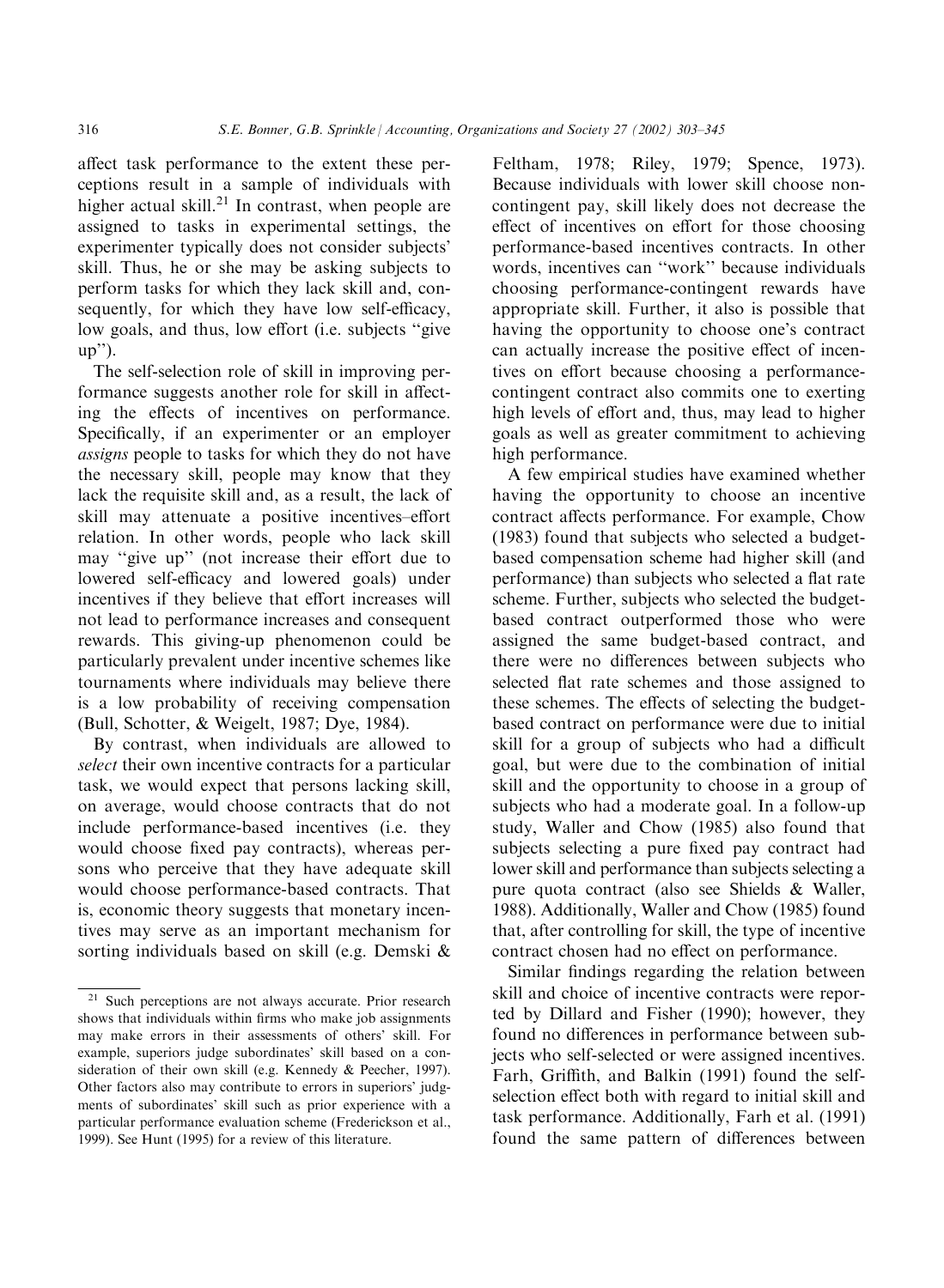affect task performance to the extent these perceptions result in a sample of individuals with higher actual skill.[21] In contrast, when people are assigned to tasks in experimental settings, the experimenter typically does not consider subjects' skill. Thus, he or she may be asking subjects to perform tasks for which they lack skill and, consequently, for which they have low self-efficacy, low goals, and thus, low effort (i.e. subjects "give up").

The self-selection role of skill in improving performance suggests another role for skill in affecting the effects of incentives on performance. Specifically, if an experimenter or an employer *assigns* people to tasks for which they do not have the necessary skill, people may know that they lack the requisite skill and, as a result, the lack of skill may attenuate a positive incentives–effort relation. In other words, people who lack skill may "give up" (not increase their effort due to lowered self-efficacy and lowered goals) under incentives if they believe that effort increases will not lead to performance increases and consequent rewards. This giving-up phenomenon could be particularly prevalent under incentive schemes like tournaments where individuals may believe there is a low probability of receiving compensation (Bull, Schotter, & Weigelt, 1987; Dye, 1984).

By contrast, when individuals are allowed to *select* their own incentive contracts for a particular task, we would expect that persons lacking skill, on average, would choose contracts that do not include performance-based incentives (i.e. they would choose fixed pay contracts), whereas persons who perceive that they have adequate skill would choose performance-based contracts. That is, economic theory suggests that monetary incentives may serve as an important mechanism for sorting individuals based on skill (e.g. Demski & Feltham, 1978; Riley, 1979; Spence, 1973). Because individuals with lower skill choose noncontingent pay, skill likely does not decrease the effect of incentives on effort for those choosing performance-based incentives contracts. In other words, incentives can "work" because individuals choosing performance-contingent rewards have appropriate skill. Further, it also is possible that having the opportunity to choose one's contract can actually increase the positive effect of incentives on effort because choosing a performance-contingent contract also commits one to exerting high levels of effort and, thus, may lead to higher goals as well as greater commitment to achieving high performance.

A few empirical studies have examined whether having the opportunity to choose an incentive contract affects performance. For example, Chow (1983) found that subjects who selected a budget-based compensation scheme had higher skill (and performance) than subjects who selected a flat rate scheme. Further, subjects who selected the budget-based contract outperformed those who were assigned the same budget-based contract, and there were no differences between subjects who selected flat rate schemes and those assigned to these schemes. The effects of selecting the budget-based contract on performance were due to initial skill for a group of subjects who had a difficult goal, but were due to the combination of initial skill and the opportunity to choose in a group of subjects who had a moderate goal. In a follow-up study, Waller and Chow (1985) also found that subjects selecting a pure fixed pay contract had lower skill and performance than subjects selecting a pure quota contract (also see Shields & Waller, 1988). Additionally, Waller and Chow (1985) found that, after controlling for skill, the type of incentive contract chosen had no effect on performance.

Similar findings regarding the relation between skill and choice of incentive contracts were reported by Dillard and Fisher (1990); however, they found no differences in performance between subjects who self-selected or were assigned incentives. Farh, Griffith, and Balkin (1991) found the self-selection effect both with regard to initial skill and task performance. Additionally, Farh et al. (1991) found the same pattern of differences between

[21] Such perceptions are not always accurate. Prior research shows that individuals within firms who make job assignments may make errors in their assessments of others' skill. For example, superiors judge subordinates' skill based on a consideration of their own skill (e.g. Kennedy & Peecher, 1997). Other factors also may contribute to errors in superiors' judgments of subordinates' skill such as prior experience with a particular performance evaluation scheme (Frederickson et al., 1999). See Hunt (1995) for a review of this literature.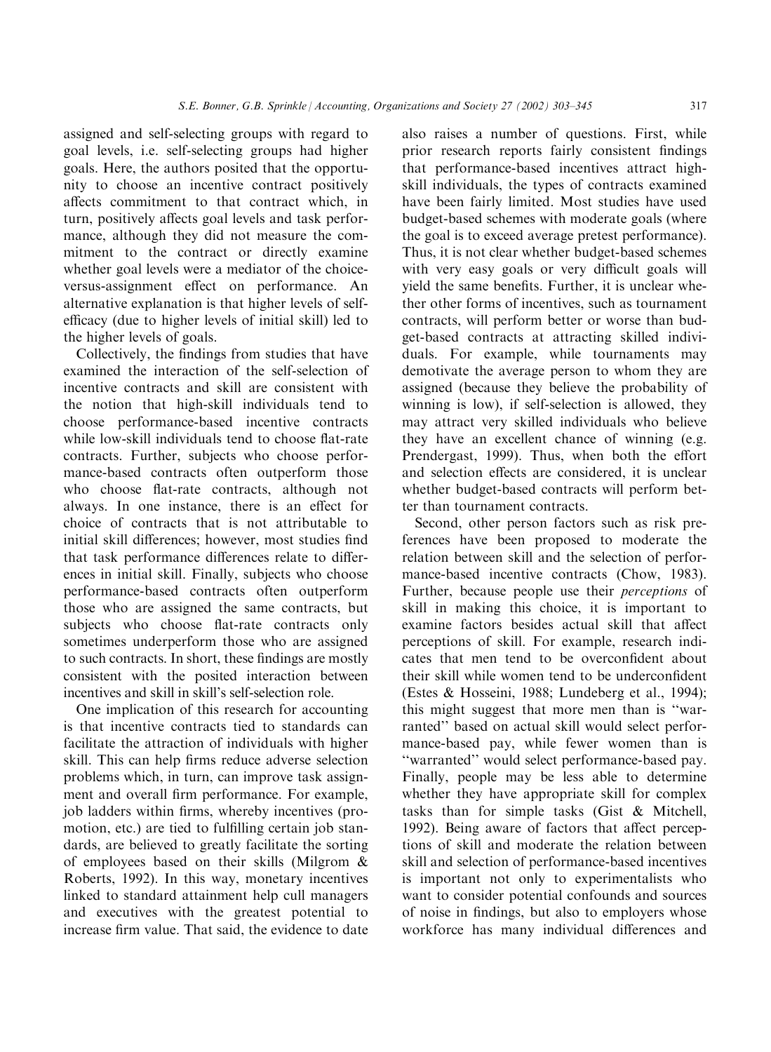assigned and self-selecting groups with regard to goal levels, i.e. self-selecting groups had higher goals. Here, the authors posited that the opportunity to choose an incentive contract positively affects commitment to that contract which, in turn, positively affects goal levels and task performance, although they did not measure the commitment to the contract or directly examine whether goal levels were a mediator of the choice-versus-assignment effect on performance. An alternative explanation is that higher levels of self-efficacy (due to higher levels of initial skill) led to the higher levels of goals.

Collectively, the findings from studies that have examined the interaction of the self-selection of incentive contracts and skill are consistent with the notion that high-skill individuals tend to choose performance-based incentive contracts while low-skill individuals tend to choose flat-rate contracts. Further, subjects who choose performance-based contracts often outperform those who choose flat-rate contracts, although not always. In one instance, there is an effect for choice of contracts that is not attributable to initial skill differences; however, most studies find that task performance differences relate to differences in initial skill. Finally, subjects who choose performance-based contracts often outperform those who are assigned the same contracts, but subjects who choose flat-rate contracts only sometimes underperform those who are assigned to such contracts. In short, these findings are mostly consistent with the posited interaction between incentives and skill in skill's self-selection role.

One implication of this research for accounting is that incentive contracts tied to standards can facilitate the attraction of individuals with higher skill. This can help firms reduce adverse selection problems which, in turn, can improve task assignment and overall firm performance. For example, job ladders within firms, whereby incentives (promotion, etc.) are tied to fulfilling certain job standards, are believed to greatly facilitate the sorting of employees based on their skills (Milgrom & Roberts, 1992). In this way, monetary incentives linked to standard attainment help cull managers and executives with the greatest potential to increase firm value. That said, the evidence to date also raises a number of questions. First, while prior research reports fairly consistent findings that performance-based incentives attract high-skill individuals, the types of contracts examined have been fairly limited. Most studies have used budget-based schemes with moderate goals (where the goal is to exceed average pretest performance). Thus, it is not clear whether budget-based schemes with very easy goals or very difficult goals will yield the same benefits. Further, it is unclear whether other forms of incentives, such as tournament contracts, will perform better or worse than budget-based contracts at attracting skilled individuals. For example, while tournaments may demotivate the average person to whom they are assigned (because they believe the probability of winning is low), if self-selection is allowed, they may attract very skilled individuals who believe they have an excellent chance of winning (e.g. Prendergast, 1999). Thus, when both the effort and selection effects are considered, it is unclear whether budget-based contracts will perform better than tournament contracts.

Second, other person factors such as risk preferences have been proposed to moderate the relation between skill and the selection of performance-based incentive contracts (Chow, 1983). Further, because people use their *perceptions* of skill in making this choice, it is important to examine factors besides actual skill that affect perceptions of skill. For example, research indicates that men tend to be overconfident about their skill while women tend to be underconfident (Estes & Hosseini, 1988; Lundeberg et al., 1994); this might suggest that more men than is "warranted" based on actual skill would select performance-based pay, while fewer women than is "warranted" would select performance-based pay. Finally, people may be less able to determine whether they have appropriate skill for complex tasks than for simple tasks (Gist & Mitchell, 1992). Being aware of factors that affect perceptions of skill and moderate the relation between skill and selection of performance-based incentives is important not only to experimentalists who want to consider potential confounds and sources of noise in findings, but also to employers whose workforce has many individual differences and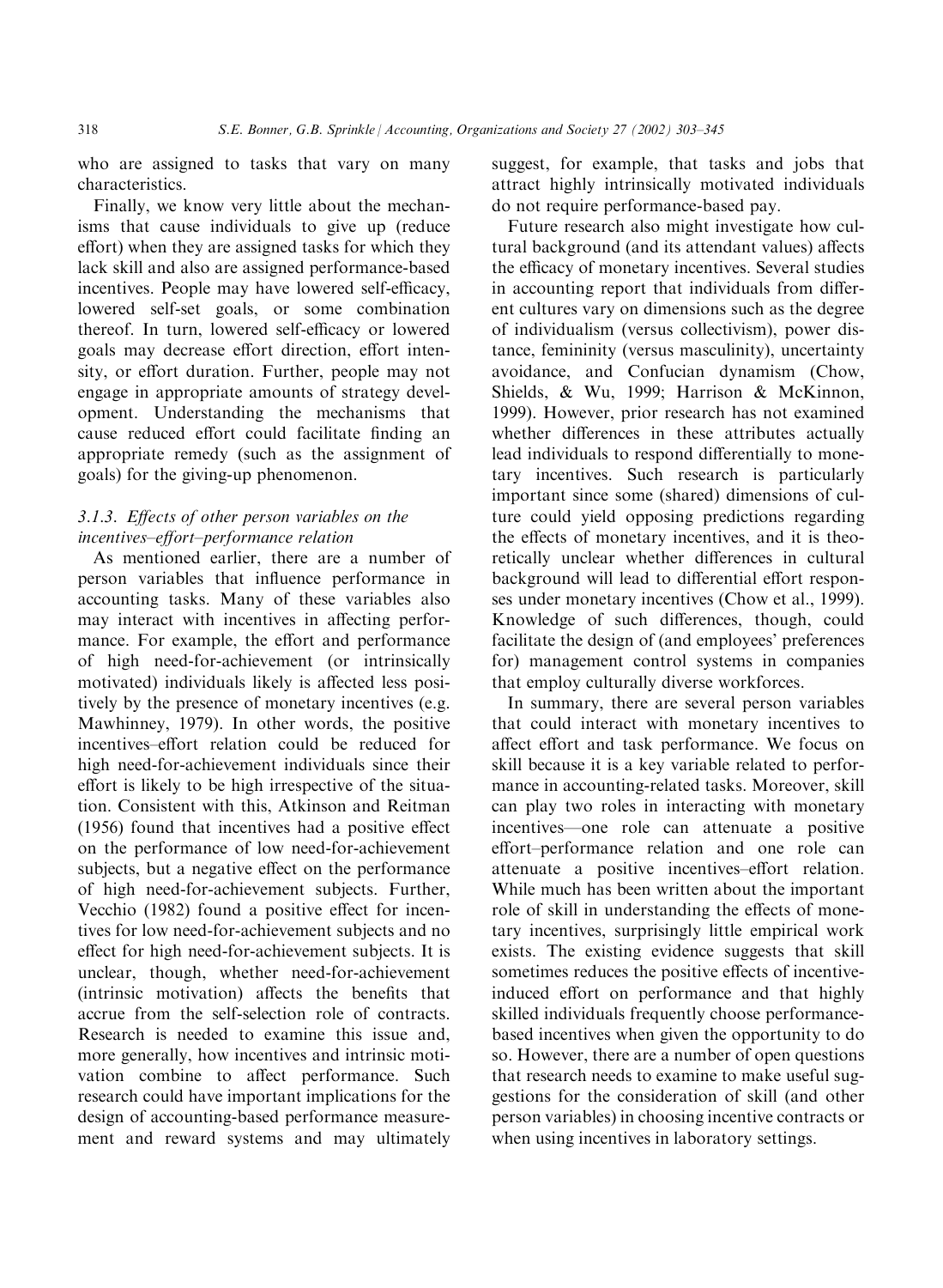who are assigned to tasks that vary on many characteristics.

Finally, we know very little about the mechanisms that cause individuals to give up (reduce effort) when they are assigned tasks for which they lack skill and also are assigned performance-based incentives. People may have lowered self-efficacy, lowered self-set goals, or some combination thereof. In turn, lowered self-efficacy or lowered goals may decrease effort direction, effort intensity, or effort duration. Further, people may not engage in appropriate amounts of strategy development. Understanding the mechanisms that cause reduced effort could facilitate finding an appropriate remedy (such as the assignment of goals) for the giving-up phenomenon.

### 3.1.3. *Effects of other person variables on the incentives–effort–performance relation*

As mentioned earlier, there are a number of person variables that influence performance in accounting tasks. Many of these variables also may interact with incentives in affecting performance. For example, the effort and performance of high need-for-achievement (or intrinsically motivated) individuals likely is affected less positively by the presence of monetary incentives (e.g. Mawhinney, 1979). In other words, the positive incentives–effort relation could be reduced for high need-for-achievement individuals since their effort is likely to be high irrespective of the situation. Consistent with this, Atkinson and Reitman (1956) found that incentives had a positive effect on the performance of low need-for-achievement subjects, but a negative effect on the performance of high need-for-achievement subjects. Further, Vecchio (1982) found a positive effect for incentives for low need-for-achievement subjects and no effect for high need-for-achievement subjects. It is unclear, though, whether need-for-achievement (intrinsic motivation) affects the benefits that accrue from the self-selection role of contracts. Research is needed to examine this issue and, more generally, how incentives and intrinsic motivation combine to affect performance. Such research could have important implications for the design of accounting-based performance measurement and reward systems and may ultimately suggest, for example, that tasks and jobs that attract highly intrinsically motivated individuals do not require performance-based pay.

Future research also might investigate how cultural background (and its attendant values) affects the efficacy of monetary incentives. Several studies in accounting report that individuals from different cultures vary on dimensions such as the degree of individualism (versus collectivism), power distance, femininity (versus masculinity), uncertainty avoidance, and Confucian dynamism (Chow, Shields, & Wu, 1999; Harrison & McKinnon, 1999). However, prior research has not examined whether differences in these attributes actually lead individuals to respond differentially to monetary incentives. Such research is particularly important since some (shared) dimensions of culture could yield opposing predictions regarding the effects of monetary incentives, and it is theoretically unclear whether differences in cultural background will lead to differential effort responses under monetary incentives (Chow et al., 1999). Knowledge of such differences, though, could facilitate the design of (and employees' preferences for) management control systems in companies that employ culturally diverse workforces.

In summary, there are several person variables that could interact with monetary incentives to affect effort and task performance. We focus on skill because it is a key variable related to performance in accounting-related tasks. Moreover, skill can play two roles in interacting with monetary incentives—one role can attenuate a positive effort–performance relation and one role can attenuate a positive incentives–effort relation. While much has been written about the important role of skill in understanding the effects of monetary incentives, surprisingly little empirical work exists. The existing evidence suggests that skill sometimes reduces the positive effects of incentive-induced effort on performance and that highly skilled individuals frequently choose performance-based incentives when given the opportunity to do so. However, there are a number of open questions that research needs to examine to make useful suggestions for the consideration of skill (and other person variables) in choosing incentive contracts or when using incentives in laboratory settings.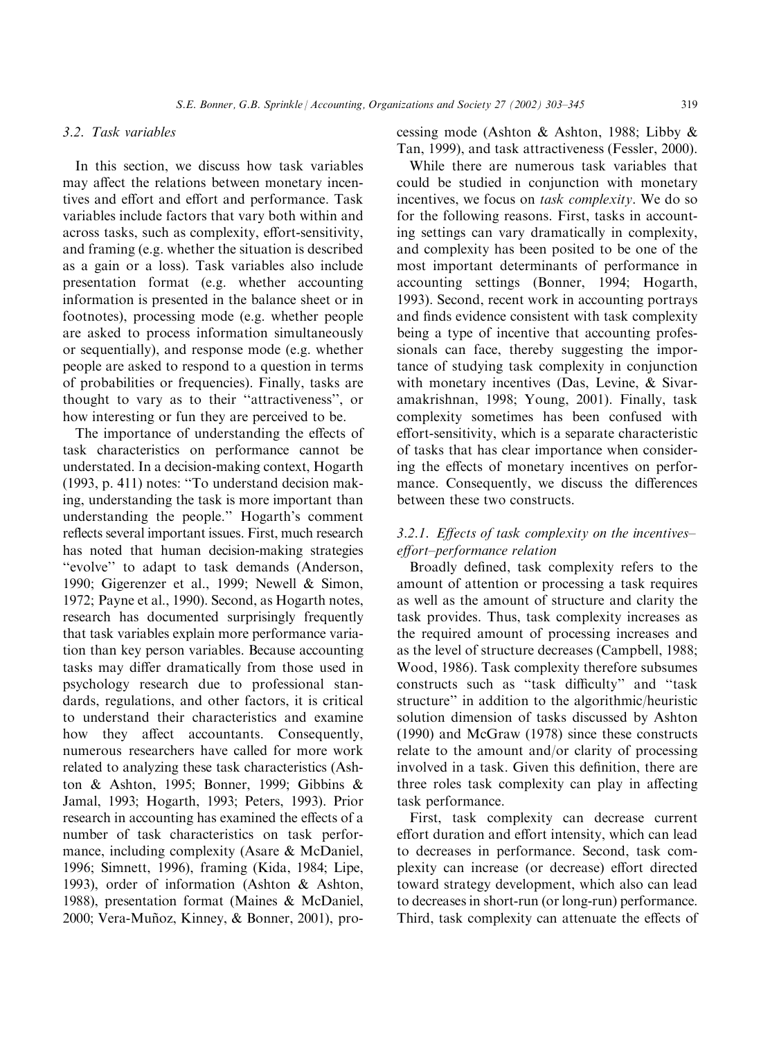### 3.2. Task variables

In this section, we discuss how task variables may affect the relations between monetary incentives and effort and effort and performance. Task variables include factors that vary both within and across tasks, such as complexity, effort-sensitivity, and framing (e.g. whether the situation is described as a gain or a loss). Task variables also include presentation format (e.g. whether accounting information is presented in the balance sheet or in footnotes), processing mode (e.g. whether people are asked to process information simultaneously or sequentially), and response mode (e.g. whether people are asked to respond to a question in terms of probabilities or frequencies). Finally, tasks are thought to vary as to their "attractiveness", or how interesting or fun they are perceived to be.

The importance of understanding the effects of task characteristics on performance cannot be understated. In a decision-making context, Hogarth (1993, p. 411) notes: "To understand decision making, understanding the task is more important than understanding the people." Hogarth's comment reflects several important issues. First, much research has noted that human decision-making strategies "evolve" to adapt to task demands (Anderson, 1990; Gigerenzer et al., 1999; Newell & Simon, 1972; Payne et al., 1990). Second, as Hogarth notes, research has documented surprisingly frequently that task variables explain more performance variation than key person variables. Because accounting tasks may differ dramatically from those used in psychology research due to professional standards, regulations, and other factors, it is critical to understand their characteristics and examine how they affect accountants. Consequently, numerous researchers have called for more work related to analyzing these task characteristics (Ashton & Ashton, 1995; Bonner, 1999; Gibbins & Jamal, 1993; Hogarth, 1993; Peters, 1993). Prior research in accounting has examined the effects of a number of task characteristics on task performance, including complexity (Asare & McDaniel, 1996; Simnett, 1996), framing (Kida, 1984; Lipe, 1993), order of information (Ashton & Ashton, 1988), presentation format (Maines & McDaniel, 2000; Vera-Muñoz, Kinney, & Bonner, 2001), processing mode (Ashton & Ashton, 1988; Libby & Tan, 1999), and task attractiveness (Fessler, 2000).

While there are numerous task variables that could be studied in conjunction with monetary incentives, we focus on *task complexity*. We do so for the following reasons. First, tasks in accounting settings can vary dramatically in complexity, and complexity has been posited to be one of the most important determinants of performance in accounting settings (Bonner, 1994; Hogarth, 1993). Second, recent work in accounting portrays and finds evidence consistent with task complexity being a type of incentive that accounting professionals can face, thereby suggesting the importance of studying task complexity in conjunction with monetary incentives (Das, Levine, & Sivaramakrishnan, 1998; Young, 2001). Finally, task complexity sometimes has been confused with effort-sensitivity, which is a separate characteristic of tasks that has clear importance when considering the effects of monetary incentives on performance. Consequently, we discuss the differences between these two constructs.

#### 3.2.1. Effects of task complexity on the incentives–effort–performance relation

Broadly defined, task complexity refers to the amount of attention or processing a task requires as well as the amount of structure and clarity the task provides. Thus, task complexity increases as the required amount of processing increases and as the level of structure decreases (Campbell, 1988; Wood, 1986). Task complexity therefore subsumes constructs such as "task difficulty" and "task structure" in addition to the algorithmic/heuristic solution dimension of tasks discussed by Ashton (1990) and McGraw (1978) since these constructs relate to the amount and/or clarity of processing involved in a task. Given this definition, there are three roles task complexity can play in affecting task performance.

First, task complexity can decrease current effort duration and effort intensity, which can lead to decreases in performance. Second, task complexity can increase (or decrease) effort directed toward strategy development, which also can lead to decreases in short-run (or long-run) performance. Third, task complexity can attenuate the effects of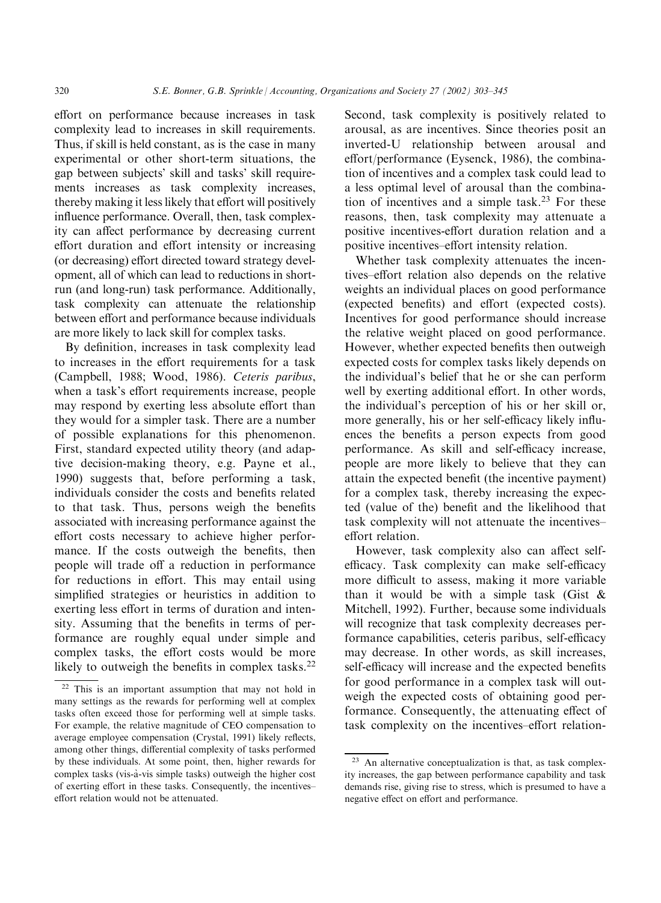effort on performance because increases in task complexity lead to increases in skill requirements. Thus, if skill is held constant, as is the case in many experimental or other short-term situations, the gap between subjects' skill and tasks' skill requirements increases as task complexity increases, thereby making it less likely that effort will positively influence performance. Overall, then, task complexity can affect performance by decreasing current effort duration and effort intensity or increasing (or decreasing) effort directed toward strategy development, all of which can lead to reductions in short-run (and long-run) task performance. Additionally, task complexity can attenuate the relationship between effort and performance because individuals are more likely to lack skill for complex tasks.

By definition, increases in task complexity lead to increases in the effort requirements for a task (Campbell, 1988; Wood, 1986). *Ceteris paribus*, when a task's effort requirements increase, people may respond by exerting less absolute effort than they would for a simpler task. There are a number of possible explanations for this phenomenon. First, standard expected utility theory (and adaptive decision-making theory, e.g. Payne et al., 1990) suggests that, before performing a task, individuals consider the costs and benefits related to that task. Thus, persons weigh the benefits associated with increasing performance against the effort costs necessary to achieve higher performance. If the costs outweigh the benefits, then people will trade off a reduction in performance for reductions in effort. This may entail using simplified strategies or heuristics in addition to exerting less effort in terms of duration and intensity. Assuming that the benefits in terms of performance are roughly equal under simple and complex tasks, the effort costs would be more likely to outweigh the benefits in complex tasks.[22] Second, task complexity is positively related to arousal, as are incentives. Since theories posit an inverted-U relationship between arousal and effort/performance (Eysenck, 1986), the combination of incentives and a complex task could lead to a less optimal level of arousal than the combination of incentives and a simple task.[23] For these reasons, then, task complexity may attenuate a positive incentives-effort duration relation and a positive incentives–effort intensity relation.

Whether task complexity attenuates the incentives–effort relation also depends on the relative weights an individual places on good performance (expected benefits) and effort (expected costs). Incentives for good performance should increase the relative weight placed on good performance. However, whether expected benefits then outweigh expected costs for complex tasks likely depends on the individual's belief that he or she can perform well by exerting additional effort. In other words, the individual's perception of his or her skill or, more generally, his or her self-efficacy likely influences the benefits a person expects from good performance. As skill and self-efficacy increase, people are more likely to believe that they can attain the expected benefit (the incentive payment) for a complex task, thereby increasing the expected (value of the) benefit and the likelihood that task complexity will not attenuate the incentives–effort relation.

However, task complexity also can affect self-efficacy. Task complexity can make self-efficacy more difficult to assess, making it more variable than it would be with a simple task (Gist & Mitchell, 1992). Further, because some individuals will recognize that task complexity decreases performance capabilities, ceteris paribus, self-efficacy may decrease. In other words, as skill increases, self-efficacy will increase and the expected benefits for good performance in a complex task will outweigh the expected costs of obtaining good performance. Consequently, the attenuating effect of task complexity on the incentives–effort relation-

[22] This is an important assumption that may not hold in many settings as the rewards for performing well at complex tasks often exceed those for performing well at simple tasks. For example, the relative magnitude of CEO compensation to average employee compensation (Crystal, 1991) likely reflects, among other things, differential complexity of tasks performed by these individuals. At some point, then, higher rewards for complex tasks (vis-à-vis simple tasks) outweigh the higher cost of exerting effort in these tasks. Consequently, the incentives–effort relation would not be attenuated.

[23] An alternative conceptualization is that, as task complexity increases, the gap between performance capability and task demands rise, giving rise to stress, which is presumed to have a negative effect on effort and performance.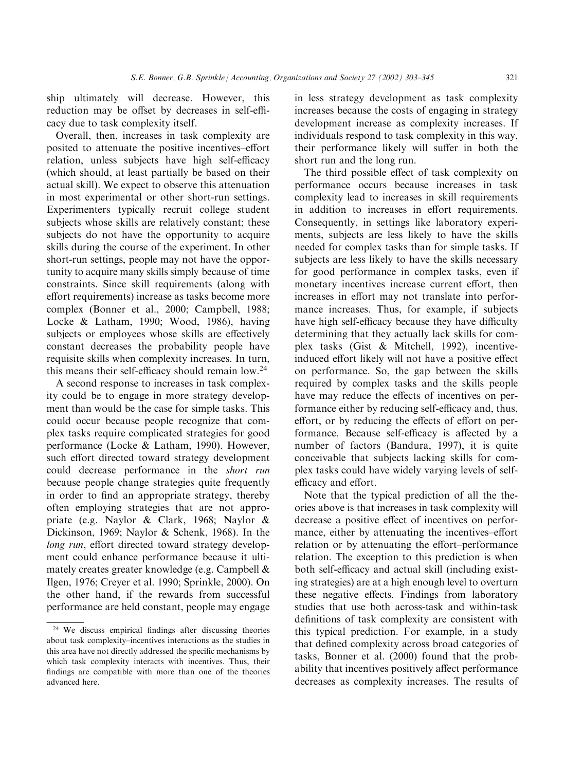ship ultimately will decrease. However, this reduction may be offset by decreases in self-efficacy due to task complexity itself.

Overall, then, increases in task complexity are posited to attenuate the positive incentives–effort relation, unless subjects have high self-efficacy (which should, at least partially be based on their actual skill). We expect to observe this attenuation in most experimental or other short-run settings. Experimenters typically recruit college student subjects whose skills are relatively constant; these subjects do not have the opportunity to acquire skills during the course of the experiment. In other short-run settings, people may not have the opportunity to acquire many skills simply because of time constraints. Since skill requirements (along with effort requirements) increase as tasks become more complex (Bonner et al., 2000; Campbell, 1988; Locke & Latham, 1990; Wood, 1986), having subjects or employees whose skills are effectively constant decreases the probability people have requisite skills when complexity increases. In turn, this means their self-efficacy should remain low.[24]

A second response to increases in task complexity could be to engage in more strategy development than would be the case for simple tasks. This could occur because people recognize that complex tasks require complicated strategies for good performance (Locke & Latham, 1990). However, such effort directed toward strategy development could decrease performance in the *short run* because people change strategies quite frequently in order to find an appropriate strategy, thereby often employing strategies that are not appropriate (e.g. Naylor & Clark, 1968; Naylor & Dickinson, 1969; Naylor & Schenk, 1968). In the *long run*, effort directed toward strategy development could enhance performance because it ultimately creates greater knowledge (e.g. Campbell & Ilgen, 1976; Creyer et al. 1990; Sprinkle, 2000). On the other hand, if the rewards from successful performance are held constant, people may engage in less strategy development as task complexity increases because the costs of engaging in strategy development increase as complexity increases. If individuals respond to task complexity in this way, their performance likely will suffer in both the short run and the long run.

The third possible effect of task complexity on performance occurs because increases in task complexity lead to increases in skill requirements in addition to increases in effort requirements. Consequently, in settings like laboratory experiments, subjects are less likely to have the skills needed for complex tasks than for simple tasks. If subjects are less likely to have the skills necessary for good performance in complex tasks, even if monetary incentives increase current effort, then increases in effort may not translate into performance increases. Thus, for example, if subjects have high self-efficacy because they have difficulty determining that they actually lack skills for complex tasks (Gist & Mitchell, 1992), incentive-induced effort likely will not have a positive effect on performance. So, the gap between the skills required by complex tasks and the skills people have may reduce the effects of incentives on performance either by reducing self-efficacy and, thus, effort, or by reducing the effects of effort on performance. Because self-efficacy is affected by a number of factors (Bandura, 1997), it is quite conceivable that subjects lacking skills for complex tasks could have widely varying levels of self-efficacy and effort.

Note that the typical prediction of all the theories above is that increases in task complexity will decrease a positive effect of incentives on performance, either by attenuating the incentives–effort relation or by attenuating the effort–performance relation. The exception to this prediction is when both self-efficacy and actual skill (including existing strategies) are at a high enough level to overturn these negative effects. Findings from laboratory studies that use both across-task and within-task definitions of task complexity are consistent with this typical prediction. For example, in a study that defined complexity across broad categories of tasks, Bonner et al. (2000) found that the probability that incentives positively affect performance decreases as complexity increases. The results of

[24] We discuss empirical findings after discussing theories about task complexity–incentives interactions as the studies in this area have not directly addressed the specific mechanisms by which task complexity interacts with incentives. Thus, their findings are compatible with more than one of the theories advanced here.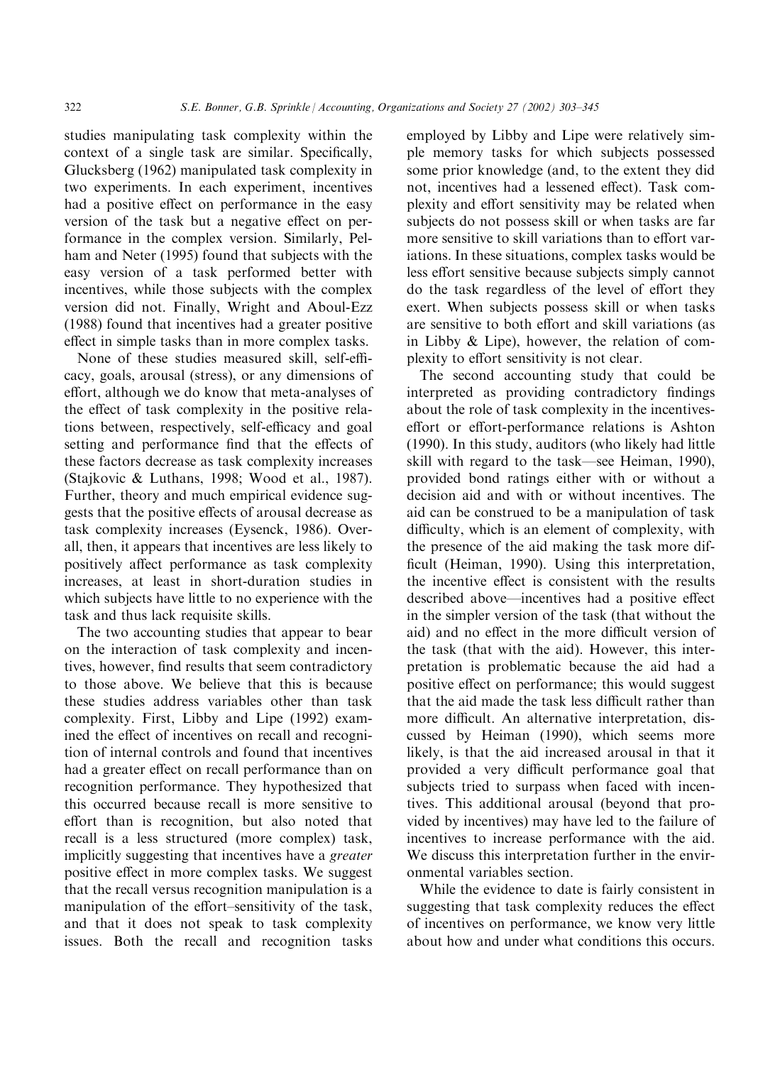studies manipulating task complexity within the context of a single task are similar. Specifically, Glucksberg (1962) manipulated task complexity in two experiments. In each experiment, incentives had a positive effect on performance in the easy version of the task but a negative effect on performance in the complex version. Similarly, Pelham and Neter (1995) found that subjects with the easy version of a task performed better with incentives, while those subjects with the complex version did not. Finally, Wright and Aboul-Ezz (1988) found that incentives had a greater positive effect in simple tasks than in more complex tasks.

None of these studies measured skill, self-efficacy, goals, arousal (stress), or any dimensions of effort, although we do know that meta-analyses of the effect of task complexity in the positive relations between, respectively, self-efficacy and goal setting and performance find that the effects of these factors decrease as task complexity increases (Stajkovic & Luthans, 1998; Wood et al., 1987). Further, theory and much empirical evidence suggests that the positive effects of arousal decrease as task complexity increases (Eysenck, 1986). Overall, then, it appears that incentives are less likely to positively affect performance as task complexity increases, at least in short-duration studies in which subjects have little to no experience with the task and thus lack requisite skills.

The two accounting studies that appear to bear on the interaction of task complexity and incentives, however, find results that seem contradictory to those above. We believe that this is because these studies address variables other than task complexity. First, Libby and Lipe (1992) examined the effect of incentives on recall and recognition of internal controls and found that incentives had a greater effect on recall performance than on recognition performance. They hypothesized that this occurred because recall is more sensitive to effort than is recognition, but also noted that recall is a less structured (more complex) task, implicitly suggesting that incentives have a *greater* positive effect in more complex tasks. We suggest that the recall versus recognition manipulation is a manipulation of the effort–sensitivity of the task, and that it does not speak to task complexity issues. Both the recall and recognition tasks employed by Libby and Lipe were relatively simple memory tasks for which subjects possessed some prior knowledge (and, to the extent they did not, incentives had a lessened effect). Task complexity and effort sensitivity may be related when subjects do not possess skill or when tasks are far more sensitive to skill variations than to effort variations. In these situations, complex tasks would be less effort sensitive because subjects simply cannot do the task regardless of the level of effort they exert. When subjects possess skill or when tasks are sensitive to both effort and skill variations (as in Libby & Lipe), however, the relation of complexity to effort sensitivity is not clear.

The second accounting study that could be interpreted as providing contradictory findings about the role of task complexity in the incentives-effort or effort-performance relations is Ashton (1990). In this study, auditors (who likely had little skill with regard to the task—see Heiman, 1990), provided bond ratings either with or without a decision aid and with or without incentives. The aid can be construed to be a manipulation of task difficulty, which is an element of complexity, with the presence of the aid making the task more difficult (Heiman, 1990). Using this interpretation, the incentive effect is consistent with the results described above—incentives had a positive effect in the simpler version of the task (that without the aid) and no effect in the more difficult version of the task (that with the aid). However, this interpretation is problematic because the aid had a positive effect on performance; this would suggest that the aid made the task less difficult rather than more difficult. An alternative interpretation, discussed by Heiman (1990), which seems more likely, is that the aid increased arousal in that it provided a very difficult performance goal that subjects tried to surpass when faced with incentives. This additional arousal (beyond that provided by incentives) may have led to the failure of incentives to increase performance with the aid. We discuss this interpretation further in the environmental variables section.

While the evidence to date is fairly consistent in suggesting that task complexity reduces the effect of incentives on performance, we know very little about how and under what conditions this occurs.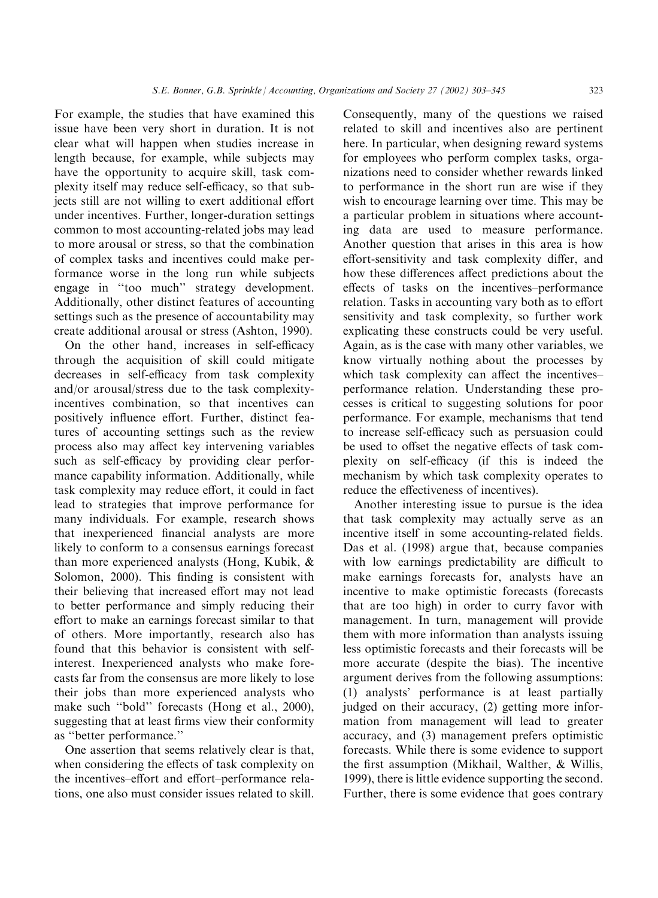For example, the studies that have examined this issue have been very short in duration. It is not clear what will happen when studies increase in length because, for example, while subjects may have the opportunity to acquire skill, task complexity itself may reduce self-efficacy, so that subjects still are not willing to exert additional effort under incentives. Further, longer-duration settings common to most accounting-related jobs may lead to more arousal or stress, so that the combination of complex tasks and incentives could make performance worse in the long run while subjects engage in "too much" strategy development. Additionally, other distinct features of accounting settings such as the presence of accountability may create additional arousal or stress (Ashton, 1990).

On the other hand, increases in self-efficacy through the acquisition of skill could mitigate decreases in self-efficacy from task complexity and/or arousal/stress due to the task complexity-incentives combination, so that incentives can positively influence effort. Further, distinct features of accounting settings such as the review process also may affect key intervening variables such as self-efficacy by providing clear performance capability information. Additionally, while task complexity may reduce effort, it could in fact lead to strategies that improve performance for many individuals. For example, research shows that inexperienced financial analysts are more likely to conform to a consensus earnings forecast than more experienced analysts (Hong, Kubik, & Solomon, 2000). This finding is consistent with their believing that increased effort may not lead to better performance and simply reducing their effort to make an earnings forecast similar to that of others. More importantly, research also has found that this behavior is consistent with self-interest. Inexperienced analysts who make forecasts far from the consensus are more likely to lose their jobs than more experienced analysts who make such "bold" forecasts (Hong et al., 2000), suggesting that at least firms view their conformity as "better performance."

One assertion that seems relatively clear is that, when considering the effects of task complexity on the incentives–effort and effort–performance relations, one also must consider issues related to skill. Consequently, many of the questions we raised related to skill and incentives also are pertinent here. In particular, when designing reward systems for employees who perform complex tasks, organizations need to consider whether rewards linked to performance in the short run are wise if they wish to encourage learning over time. This may be a particular problem in situations where accounting data are used to measure performance. Another question that arises in this area is how effort-sensitivity and task complexity differ, and how these differences affect predictions about the effects of tasks on the incentives–performance relation. Tasks in accounting vary both as to effort sensitivity and task complexity, so further work explicating these constructs could be very useful. Again, as is the case with many other variables, we know virtually nothing about the processes by which task complexity can affect the incentives–performance relation. Understanding these processes is critical to suggesting solutions for poor performance. For example, mechanisms that tend to increase self-efficacy such as persuasion could be used to offset the negative effects of task complexity on self-efficacy (if this is indeed the mechanism by which task complexity operates to reduce the effectiveness of incentives).

Another interesting issue to pursue is the idea that task complexity may actually serve as an incentive itself in some accounting-related fields. Das et al. (1998) argue that, because companies with low earnings predictability are difficult to make earnings forecasts for, analysts have an incentive to make optimistic forecasts (forecasts that are too high) in order to curry favor with management. In turn, management will provide them with more information than analysts issuing less optimistic forecasts and their forecasts will be more accurate (despite the bias). The incentive argument derives from the following assumptions: (1) analysts' performance is at least partially judged on their accuracy, (2) getting more information from management will lead to greater accuracy, and (3) management prefers optimistic forecasts. While there is some evidence to support the first assumption (Mikhail, Walther, & Willis, 1999), there is little evidence supporting the second. Further, there is some evidence that goes contrary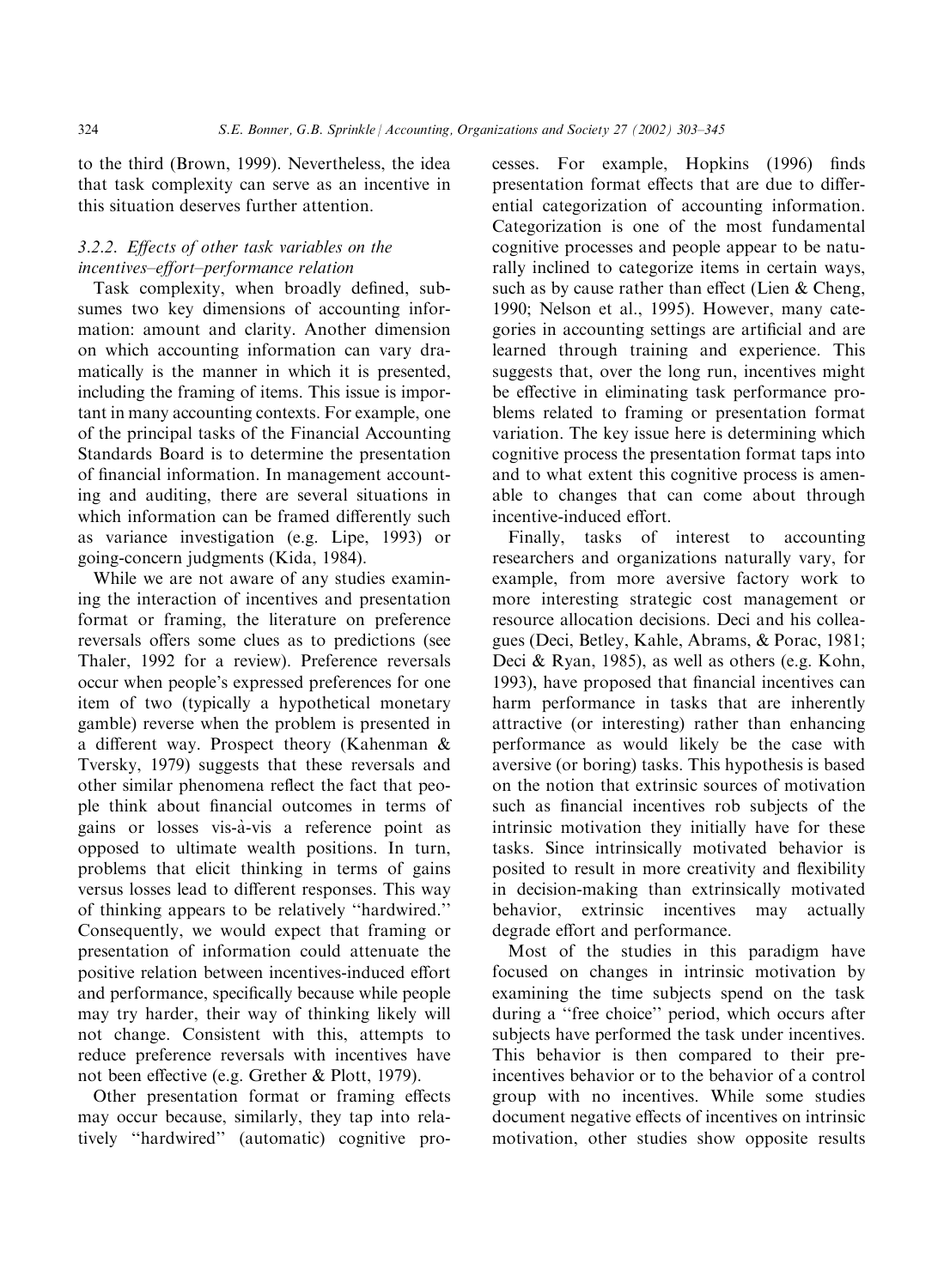to the third (Brown, 1999). Nevertheless, the idea that task complexity can serve as an incentive in this situation deserves further attention.

### 3.2.2. Effects of other task variables on the incentives–effort–performance relation

Task complexity, when broadly defined, subsumes two key dimensions of accounting information: amount and clarity. Another dimension on which accounting information can vary dramatically is the manner in which it is presented, including the framing of items. This issue is important in many accounting contexts. For example, one of the principal tasks of the Financial Accounting Standards Board is to determine the presentation of financial information. In management accounting and auditing, there are several situations in which information can be framed differently such as variance investigation (e.g. Lipe, 1993) or going-concern judgments (Kida, 1984).

While we are not aware of any studies examining the interaction of incentives and presentation format or framing, the literature on preference reversals offers some clues as to predictions (see Thaler, 1992 for a review). Preference reversals occur when people's expressed preferences for one item of two (typically a hypothetical monetary gamble) reverse when the problem is presented in a different way. Prospect theory (Kahenman & Tversky, 1979) suggests that these reversals and other similar phenomena reflect the fact that people think about financial outcomes in terms of gains or losses vis-à-vis a reference point as opposed to ultimate wealth positions. In turn, problems that elicit thinking in terms of gains versus losses lead to different responses. This way of thinking appears to be relatively "hardwired." Consequently, we would expect that framing or presentation of information could attenuate the positive relation between incentives-induced effort and performance, specifically because while people may try harder, their way of thinking likely will not change. Consistent with this, attempts to reduce preference reversals with incentives have not been effective (e.g. Grether & Plott, 1979).

Other presentation format or framing effects may occur because, similarly, they tap into relatively "hardwired" (automatic) cognitive processes. For example, Hopkins (1996) finds presentation format effects that are due to differential categorization of accounting information. Categorization is one of the most fundamental cognitive processes and people appear to be naturally inclined to categorize items in certain ways, such as by cause rather than effect (Lien & Cheng, 1990; Nelson et al., 1995). However, many categories in accounting settings are artificial and are learned through training and experience. This suggests that, over the long run, incentives might be effective in eliminating task performance problems related to framing or presentation format variation. The key issue here is determining which cognitive process the presentation format taps into and to what extent this cognitive process is amenable to changes that can come about through incentive-induced effort.

Finally, tasks of interest to accounting researchers and organizations naturally vary, for example, from more aversive factory work to more interesting strategic cost management or resource allocation decisions. Deci and his colleagues (Deci, Betley, Kahle, Abrams, & Porac, 1981; Deci & Ryan, 1985), as well as others (e.g. Kohn, 1993), have proposed that financial incentives can harm performance in tasks that are inherently attractive (or interesting) rather than enhancing performance as would likely be the case with aversive (or boring) tasks. This hypothesis is based on the notion that extrinsic sources of motivation such as financial incentives rob subjects of the intrinsic motivation they initially have for these tasks. Since intrinsically motivated behavior is posited to result in more creativity and flexibility in decision-making than extrinsically motivated behavior, extrinsic incentives may actually degrade effort and performance.

Most of the studies in this paradigm have focused on changes in intrinsic motivation by examining the time subjects spend on the task during a "free choice" period, which occurs after subjects have performed the task under incentives. This behavior is then compared to their pre-incentives behavior or to the behavior of a control group with no incentives. While some studies document negative effects of incentives on intrinsic motivation, other studies show opposite results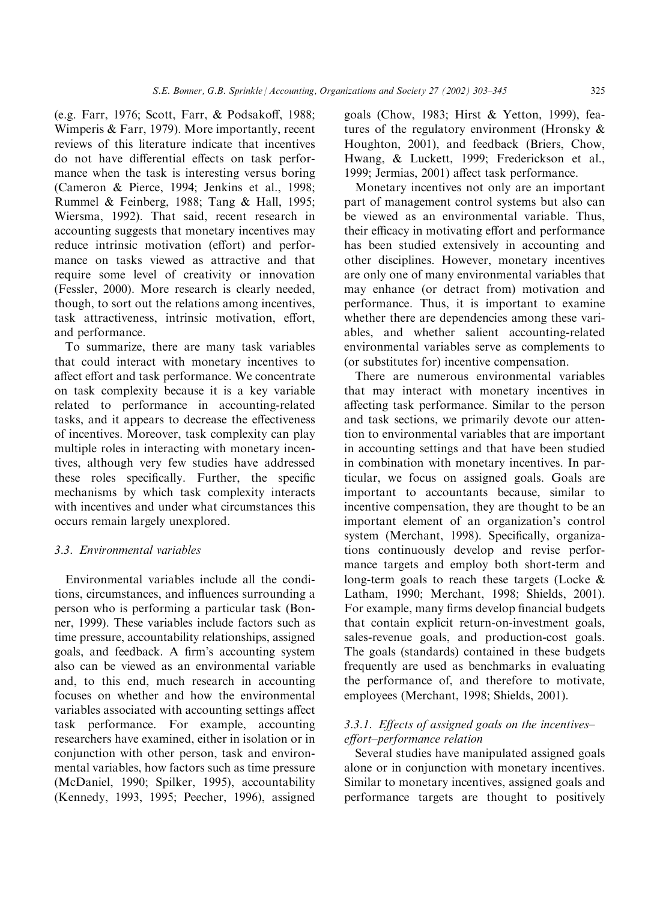(e.g. Farr, 1976; Scott, Farr, & Podsakoff, 1988; Wimperis & Farr, 1979). More importantly, recent reviews of this literature indicate that incentives do not have differential effects on task performance when the task is interesting versus boring (Cameron & Pierce, 1994; Jenkins et al., 1998; Rummel & Feinberg, 1988; Tang & Hall, 1995; Wiersma, 1992). That said, recent research in accounting suggests that monetary incentives may reduce intrinsic motivation (effort) and performance on tasks viewed as attractive and that require some level of creativity or innovation (Fessler, 2000). More research is clearly needed, though, to sort out the relations among incentives, task attractiveness, intrinsic motivation, effort, and performance.

To summarize, there are many task variables that could interact with monetary incentives to affect effort and task performance. We concentrate on task complexity because it is a key variable related to performance in accounting-related tasks, and it appears to decrease the effectiveness of incentives. Moreover, task complexity can play multiple roles in interacting with monetary incentives, although very few studies have addressed these roles specifically. Further, the specific mechanisms by which task complexity interacts with incentives and under what circumstances this occurs remain largely unexplored.

### 3.3. Environmental variables

Environmental variables include all the conditions, circumstances, and influences surrounding a person who is performing a particular task (Bonner, 1999). These variables include factors such as time pressure, accountability relationships, assigned goals, and feedback. A firm's accounting system also can be viewed as an environmental variable and, to this end, much research in accounting focuses on whether and how the environmental variables associated with accounting settings affect task performance. For example, accounting researchers have examined, either in isolation or in conjunction with other person, task and environmental variables, how factors such as time pressure (McDaniel, 1990; Spilker, 1995), accountability (Kennedy, 1993, 1995; Peecher, 1996), assigned goals (Chow, 1983; Hirst & Yetton, 1999), features of the regulatory environment (Hronsky & Houghton, 2001), and feedback (Briers, Chow, Hwang, & Luckett, 1999; Frederickson et al., 1999; Jermias, 2001) affect task performance.

Monetary incentives not only are an important part of management control systems but also can be viewed as an environmental variable. Thus, their efficacy in motivating effort and performance has been studied extensively in accounting and other disciplines. However, monetary incentives are only one of many environmental variables that may enhance (or detract from) motivation and performance. Thus, it is important to examine whether there are dependencies among these variables, and whether salient accounting-related environmental variables serve as complements to (or substitutes for) incentive compensation.

There are numerous environmental variables that may interact with monetary incentives in affecting task performance. Similar to the person and task sections, we primarily devote our attention to environmental variables that are important in accounting settings and that have been studied in combination with monetary incentives. In particular, we focus on assigned goals. Goals are important to accountants because, similar to incentive compensation, they are thought to be an important element of an organization's control system (Merchant, 1998). Specifically, organizations continuously develop and revise performance targets and employ both short-term and long-term goals to reach these targets (Locke & Latham, 1990; Merchant, 1998; Shields, 2001). For example, many firms develop financial budgets that contain explicit return-on-investment goals, sales-revenue goals, and production-cost goals. The goals (standards) contained in these budgets frequently are used as benchmarks in evaluating the performance of, and therefore to motivate, employees (Merchant, 1998; Shields, 2001).

#### 3.3.1. Effects of assigned goals on the incentives–effort–performance relation

Several studies have manipulated assigned goals alone or in conjunction with monetary incentives. Similar to monetary incentives, assigned goals and performance targets are thought to positively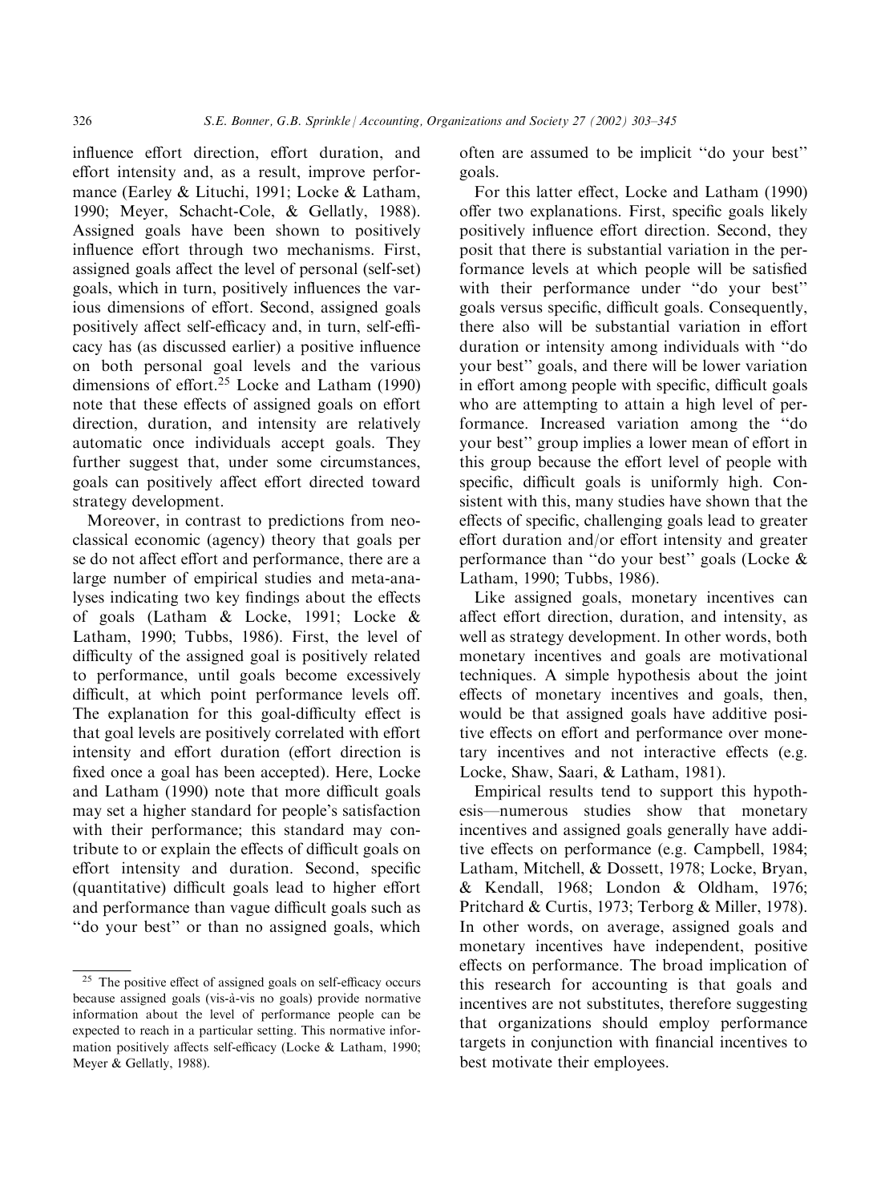influence effort direction, effort duration, and effort intensity and, as a result, improve performance (Earley & Lituchi, 1991; Locke & Latham, 1990; Meyer, Schacht-Cole, & Gellatly, 1988). Assigned goals have been shown to positively influence effort through two mechanisms. First, assigned goals affect the level of personal (self-set) goals, which in turn, positively influences the various dimensions of effort. Second, assigned goals positively affect self-efficacy and, in turn, self-efficacy has (as discussed earlier) a positive influence on both personal goal levels and the various dimensions of effort.[25] Locke and Latham (1990) note that these effects of assigned goals on effort direction, duration, and intensity are relatively automatic once individuals accept goals. They further suggest that, under some circumstances, goals can positively affect effort directed toward strategy development.

Moreover, in contrast to predictions from neoclassical economic (agency) theory that goals per se do not affect effort and performance, there are a large number of empirical studies and meta-analyses indicating two key findings about the effects of goals (Latham & Locke, 1991; Locke & Latham, 1990; Tubbs, 1986). First, the level of difficulty of the assigned goal is positively related to performance, until goals become excessively difficult, at which point performance levels off. The explanation for this goal-difficulty effect is that goal levels are positively correlated with effort intensity and effort duration (effort direction is fixed once a goal has been accepted). Here, Locke and Latham (1990) note that more difficult goals may set a higher standard for people's satisfaction with their performance; this standard may contribute to or explain the effects of difficult goals on effort intensity and duration. Second, specific (quantitative) difficult goals lead to higher effort and performance than vague difficult goals such as "do your best" or than no assigned goals, which often are assumed to be implicit "do your best" goals.

For this latter effect, Locke and Latham (1990) offer two explanations. First, specific goals likely positively influence effort direction. Second, they posit that there is substantial variation in the performance levels at which people will be satisfied with their performance under "do your best" goals versus specific, difficult goals. Consequently, there also will be substantial variation in effort duration or intensity among individuals with "do your best" goals, and there will be lower variation in effort among people with specific, difficult goals who are attempting to attain a high level of performance. Increased variation among the "do your best" group implies a lower mean of effort in this group because the effort level of people with specific, difficult goals is uniformly high. Consistent with this, many studies have shown that the effects of specific, challenging goals lead to greater effort duration and/or effort intensity and greater performance than "do your best" goals (Locke & Latham, 1990; Tubbs, 1986).

Like assigned goals, monetary incentives can affect effort direction, duration, and intensity, as well as strategy development. In other words, both monetary incentives and goals are motivational techniques. A simple hypothesis about the joint effects of monetary incentives and goals, then, would be that assigned goals have additive positive effects on effort and performance over monetary incentives and not interactive effects (e.g. Locke, Shaw, Saari, & Latham, 1981).

Empirical results tend to support this hypothesis—numerous studies show that monetary incentives and assigned goals generally have additive effects on performance (e.g. Campbell, 1984; Latham, Mitchell, & Dossett, 1978; Locke, Bryan, & Kendall, 1968; London & Oldham, 1976; Pritchard & Curtis, 1973; Terborg & Miller, 1978). In other words, on average, assigned goals and monetary incentives have independent, positive effects on performance. The broad implication of this research for accounting is that goals and incentives are not substitutes, therefore suggesting that organizations should employ performance targets in conjunction with financial incentives to best motivate their employees.

[25] The positive effect of assigned goals on self-efficacy occurs because assigned goals (vis-à-vis no goals) provide normative information about the level of performance people can be expected to reach in a particular setting. This normative information positively affects self-efficacy (Locke & Latham, 1990; Meyer & Gellatly, 1988).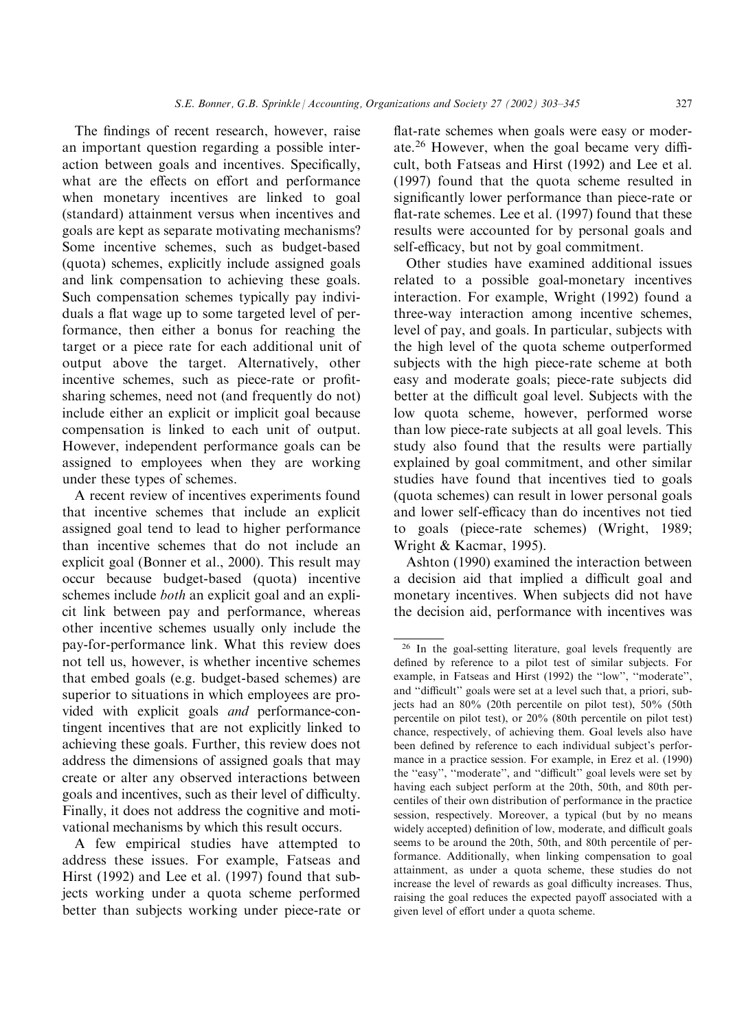The findings of recent research, however, raise an important question regarding a possible interaction between goals and incentives. Specifically, what are the effects on effort and performance when monetary incentives are linked to goal (standard) attainment versus when incentives and goals are kept as separate motivating mechanisms? Some incentive schemes, such as budget-based (quota) schemes, explicitly include assigned goals and link compensation to achieving these goals. Such compensation schemes typically pay individuals a flat wage up to some targeted level of performance, then either a bonus for reaching the target or a piece rate for each additional unit of output above the target. Alternatively, other incentive schemes, such as piece-rate or profit-sharing schemes, need not (and frequently do not) include either an explicit or implicit goal because compensation is linked to each unit of output. However, independent performance goals can be assigned to employees when they are working under these types of schemes.

A recent review of incentives experiments found that incentive schemes that include an explicit assigned goal tend to lead to higher performance than incentive schemes that do not include an explicit goal (Bonner et al., 2000). This result may occur because budget-based (quota) incentive schemes include *both* an explicit goal and an explicit link between pay and performance, whereas other incentive schemes usually only include the pay-for-performance link. What this review does not tell us, however, is whether incentive schemes that embed goals (e.g. budget-based schemes) are superior to situations in which employees are provided with explicit goals *and* performance-contingent incentives that are not explicitly linked to achieving these goals. Further, this review does not address the dimensions of assigned goals that may create or alter any observed interactions between goals and incentives, such as their level of difficulty. Finally, it does not address the cognitive and motivational mechanisms by which this result occurs.

A few empirical studies have attempted to address these issues. For example, Fatseas and Hirst (1992) and Lee et al. (1997) found that subjects working under a quota scheme performed better than subjects working under piece-rate or flat-rate schemes when goals were easy or moderate.[26] However, when the goal became very difficult, both Fatseas and Hirst (1992) and Lee et al. (1997) found that the quota scheme resulted in significantly lower performance than piece-rate or flat-rate schemes. Lee et al. (1997) found that these results were accounted for by personal goals and self-efficacy, but not by goal commitment.

Other studies have examined additional issues related to a possible goal-monetary incentives interaction. For example, Wright (1992) found a three-way interaction among incentive schemes, level of pay, and goals. In particular, subjects with the high level of the quota scheme outperformed subjects with the high piece-rate scheme at both easy and moderate goals; piece-rate subjects did better at the difficult goal level. Subjects with the low quota scheme, however, performed worse than low piece-rate subjects at all goal levels. This study also found that the results were partially explained by goal commitment, and other similar studies have found that incentives tied to goals (quota schemes) can result in lower personal goals and lower self-efficacy than do incentives not tied to goals (piece-rate schemes) (Wright, 1989; Wright & Kacmar, 1995).

Ashton (1990) examined the interaction between a decision aid that implied a difficult goal and monetary incentives. When subjects did not have the decision aid, performance with incentives was

[26] In the goal-setting literature, goal levels frequently are defined by reference to a pilot test of similar subjects. For example, in Fatseas and Hirst (1992) the "low", "moderate", and "difficult" goals were set at a level such that, a priori, subjects had an 80% (20th percentile on pilot test), 50% (50th percentile on pilot test), or 20% (80th percentile on pilot test) chance, respectively, of achieving them. Goal levels also have been defined by reference to each individual subject's performance in a practice session. For example, in Erez et al. (1990) the "easy", "moderate", and "difficult" goal levels were set by having each subject perform at the 20th, 50th, and 80th percentiles of their own distribution of performance in the practice session, respectively. Moreover, a typical (but by no means widely accepted) definition of low, moderate, and difficult goals seems to be around the 20th, 50th, and 80th percentile of performance. Additionally, when linking compensation to goal attainment, as under a quota scheme, these studies do not increase the level of rewards as goal difficulty increases. Thus, raising the goal reduces the expected payoff associated with a given level of effort under a quota scheme.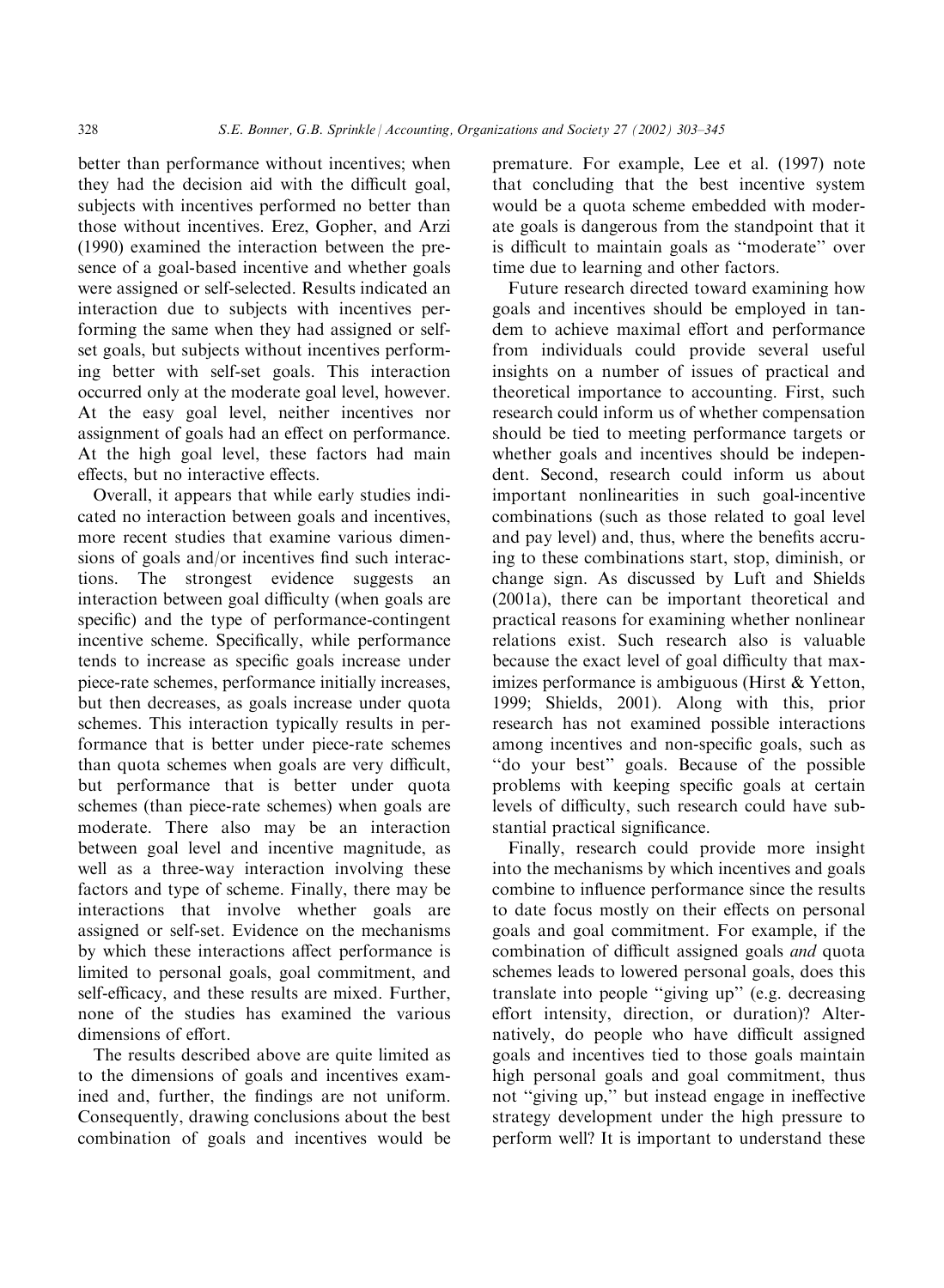better than performance without incentives; when they had the decision aid with the difficult goal, subjects with incentives performed no better than those without incentives. Erez, Gopher, and Arzi (1990) examined the interaction between the presence of a goal-based incentive and whether goals were assigned or self-selected. Results indicated an interaction due to subjects with incentives performing the same when they had assigned or self-set goals, but subjects without incentives performing better with self-set goals. This interaction occurred only at the moderate goal level, however. At the easy goal level, neither incentives nor assignment of goals had an effect on performance. At the high goal level, these factors had main effects, but no interactive effects.

Overall, it appears that while early studies indicated no interaction between goals and incentives, more recent studies that examine various dimensions of goals and/or incentives find such interactions. The strongest evidence suggests an interaction between goal difficulty (when goals are specific) and the type of performance-contingent incentive scheme. Specifically, while performance tends to increase as specific goals increase under piece-rate schemes, performance initially increases, but then decreases, as goals increase under quota schemes. This interaction typically results in performance that is better under piece-rate schemes than quota schemes when goals are very difficult, but performance that is better under quota schemes (than piece-rate schemes) when goals are moderate. There also may be an interaction between goal level and incentive magnitude, as well as a three-way interaction involving these factors and type of scheme. Finally, there may be interactions that involve whether goals are assigned or self-set. Evidence on the mechanisms by which these interactions affect performance is limited to personal goals, goal commitment, and self-efficacy, and these results are mixed. Further, none of the studies has examined the various dimensions of effort.

The results described above are quite limited as to the dimensions of goals and incentives examined and, further, the findings are not uniform. Consequently, drawing conclusions about the best combination of goals and incentives would be premature. For example, Lee et al. (1997) note that concluding that the best incentive system would be a quota scheme embedded with moderate goals is dangerous from the standpoint that it is difficult to maintain goals as "moderate" over time due to learning and other factors.

Future research directed toward examining how goals and incentives should be employed in tandem to achieve maximal effort and performance from individuals could provide several useful insights on a number of issues of practical and theoretical importance to accounting. First, such research could inform us of whether compensation should be tied to meeting performance targets or whether goals and incentives should be independent. Second, research could inform us about important nonlinearities in such goal-incentive combinations (such as those related to goal level and pay level) and, thus, where the benefits accruing to these combinations start, stop, diminish, or change sign. As discussed by Luft and Shields (2001a), there can be important theoretical and practical reasons for examining whether nonlinear relations exist. Such research also is valuable because the exact level of goal difficulty that maximizes performance is ambiguous (Hirst & Yetton, 1999; Shields, 2001). Along with this, prior research has not examined possible interactions among incentives and non-specific goals, such as "do your best" goals. Because of the possible problems with keeping specific goals at certain levels of difficulty, such research could have substantial practical significance.

Finally, research could provide more insight into the mechanisms by which incentives and goals combine to influence performance since the results to date focus mostly on their effects on personal goals and goal commitment. For example, if the combination of difficult assigned goals *and* quota schemes leads to lowered personal goals, does this translate into people "giving up" (e.g. decreasing effort intensity, direction, or duration)? Alternatively, do people who have difficult assigned goals and incentives tied to those goals maintain high personal goals and goal commitment, thus not "giving up," but instead engage in ineffective strategy development under the high pressure to perform well? It is important to understand these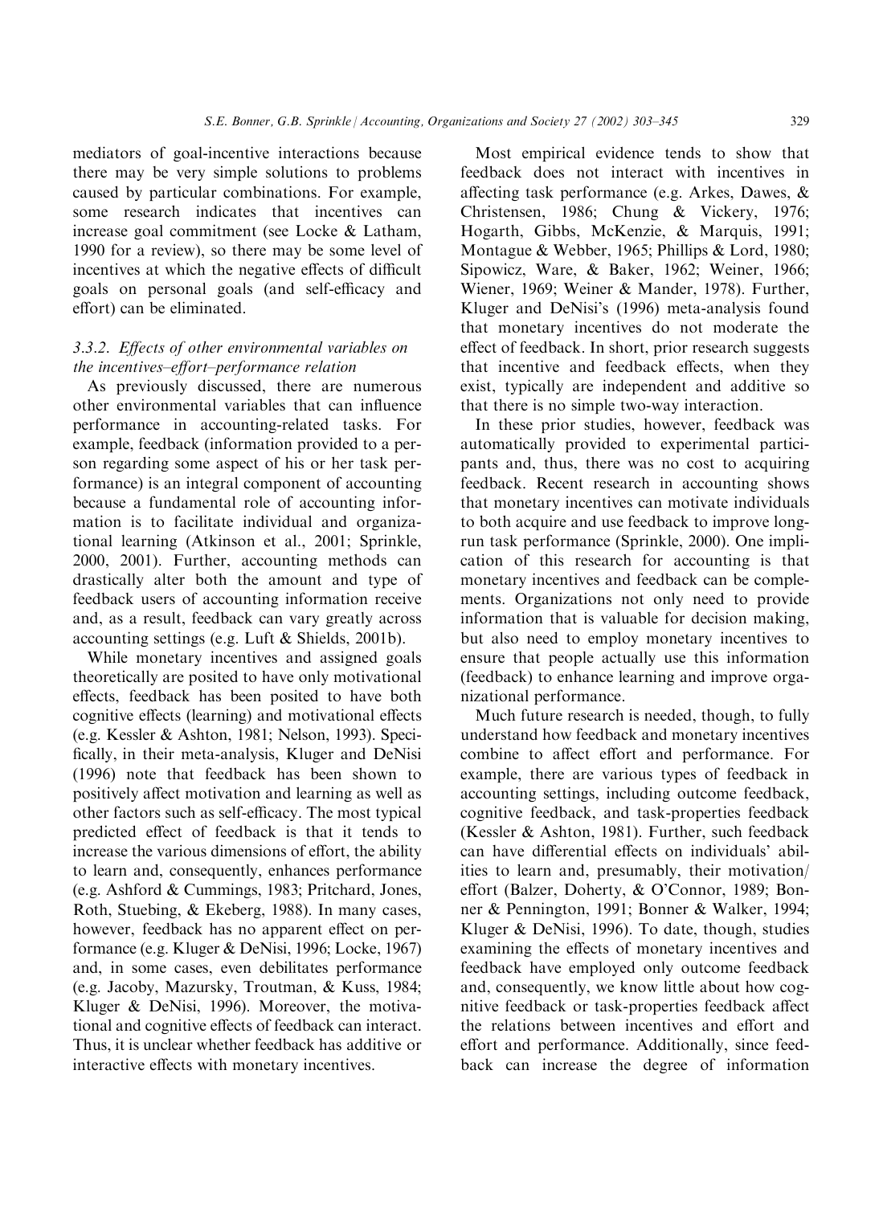mediators of goal-incentive interactions because there may be very simple solutions to problems caused by particular combinations. For example, some research indicates that incentives can increase goal commitment (see Locke & Latham, 1990 for a review), so there may be some level of incentives at which the negative effects of difficult goals on personal goals (and self-efficacy and effort) can be eliminated.

### 3.3.2. *Effects of other environmental variables on the incentives–effort–performance relation*

As previously discussed, there are numerous other environmental variables that can influence performance in accounting-related tasks. For example, feedback (information provided to a person regarding some aspect of his or her task performance) is an integral component of accounting because a fundamental role of accounting information is to facilitate individual and organizational learning (Atkinson et al., 2001; Sprinkle, 2000, 2001). Further, accounting methods can drastically alter both the amount and type of feedback users of accounting information receive and, as a result, feedback can vary greatly across accounting settings (e.g. Luft & Shields, 2001b).

While monetary incentives and assigned goals theoretically are posited to have only motivational effects, feedback has been posited to have both cognitive effects (learning) and motivational effects (e.g. Kessler & Ashton, 1981; Nelson, 1993). Specifically, in their meta-analysis, Kluger and DeNisi (1996) note that feedback has been shown to positively affect motivation and learning as well as other factors such as self-efficacy. The most typical predicted effect of feedback is that it tends to increase the various dimensions of effort, the ability to learn and, consequently, enhances performance (e.g. Ashford & Cummings, 1983; Pritchard, Jones, Roth, Stuebing, & Ekeberg, 1988). In many cases, however, feedback has no apparent effect on performance (e.g. Kluger & DeNisi, 1996; Locke, 1967) and, in some cases, even debilitates performance (e.g. Jacoby, Mazursky, Troutman, & Kuss, 1984; Kluger & DeNisi, 1996). Moreover, the motivational and cognitive effects of feedback can interact. Thus, it is unclear whether feedback has additive or interactive effects with monetary incentives.

Most empirical evidence tends to show that feedback does not interact with incentives in affecting task performance (e.g. Arkes, Dawes, & Christensen, 1986; Chung & Vickery, 1976; Hogarth, Gibbs, McKenzie, & Marquis, 1991; Montague & Webber, 1965; Phillips & Lord, 1980; Sipowicz, Ware, & Baker, 1962; Weiner, 1966; Wiener, 1969; Weiner & Mander, 1978). Further, Kluger and DeNisi's (1996) meta-analysis found that monetary incentives do not moderate the effect of feedback. In short, prior research suggests that incentive and feedback effects, when they exist, typically are independent and additive so that there is no simple two-way interaction.

In these prior studies, however, feedback was automatically provided to experimental participants and, thus, there was no cost to acquiring feedback. Recent research in accounting shows that monetary incentives can motivate individuals to both acquire and use feedback to improve long-run task performance (Sprinkle, 2000). One implication of this research for accounting is that monetary incentives and feedback can be complements. Organizations not only need to provide information that is valuable for decision making, but also need to employ monetary incentives to ensure that people actually use this information (feedback) to enhance learning and improve organizational performance.

Much future research is needed, though, to fully understand how feedback and monetary incentives combine to affect effort and performance. For example, there are various types of feedback in accounting settings, including outcome feedback, cognitive feedback, and task-properties feedback (Kessler & Ashton, 1981). Further, such feedback can have differential effects on individuals' abilities to learn and, presumably, their motivation/effort (Balzer, Doherty, & O'Connor, 1989; Bonner & Pennington, 1991; Bonner & Walker, 1994; Kluger & DeNisi, 1996). To date, though, studies examining the effects of monetary incentives and feedback have employed only outcome feedback and, consequently, we know little about how cognitive feedback or task-properties feedback affect the relations between incentives and effort and effort and performance. Additionally, since feedback can increase the degree of information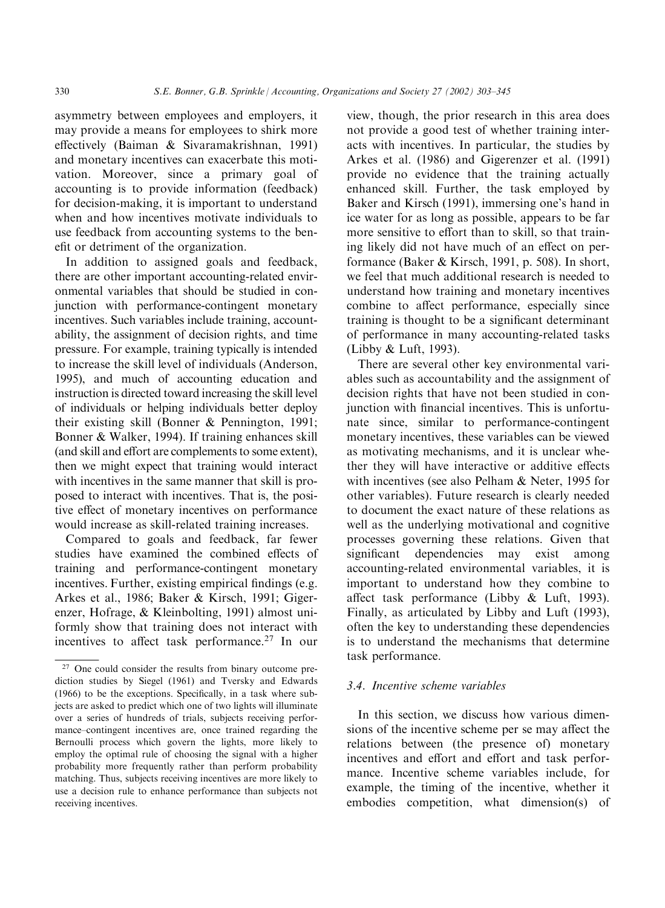asymmetry between employees and employers, it may provide a means for employees to shirk more effectively (Baiman & Sivaramakrishnan, 1991) and monetary incentives can exacerbate this motivation. Moreover, since a primary goal of accounting is to provide information (feedback) for decision-making, it is important to understand when and how incentives motivate individuals to use feedback from accounting systems to the benefit or detriment of the organization.

In addition to assigned goals and feedback, there are other important accounting-related environmental variables that should be studied in conjunction with performance-contingent monetary incentives. Such variables include training, accountability, the assignment of decision rights, and time pressure. For example, training typically is intended to increase the skill level of individuals (Anderson, 1995), and much of accounting education and instruction is directed toward increasing the skill level of individuals or helping individuals better deploy their existing skill (Bonner & Pennington, 1991; Bonner & Walker, 1994). If training enhances skill (and skill and effort are complements to some extent), then we might expect that training would interact with incentives in the same manner that skill is proposed to interact with incentives. That is, the positive effect of monetary incentives on performance would increase as skill-related training increases.

Compared to goals and feedback, far fewer studies have examined the combined effects of training and performance-contingent monetary incentives. Further, existing empirical findings (e.g. Arkes et al., 1986; Baker & Kirsch, 1991; Gigerenzer, Hofrage, & Kleinbolting, 1991) almost uniformly show that training does not interact with incentives to affect task performance.[27] In our view, though, the prior research in this area does not provide a good test of whether training interacts with incentives. In particular, the studies by Arkes et al. (1986) and Gigerenzer et al. (1991) provide no evidence that the training actually enhanced skill. Further, the task employed by Baker and Kirsch (1991), immersing one's hand in ice water for as long as possible, appears to be far more sensitive to effort than to skill, so that training likely did not have much of an effect on performance (Baker & Kirsch, 1991, p. 508). In short, we feel that much additional research is needed to understand how training and monetary incentives combine to affect performance, especially since training is thought to be a significant determinant of performance in many accounting-related tasks (Libby & Luft, 1993).

There are several other key environmental variables such as accountability and the assignment of decision rights that have not been studied in conjunction with financial incentives. This is unfortunate since, similar to performance-contingent monetary incentives, these variables can be viewed as motivating mechanisms, and it is unclear whether they will have interactive or additive effects with incentives (see also Pelham & Neter, 1995 for other variables). Future research is clearly needed to document the exact nature of these relations as well as the underlying motivational and cognitive processes governing these relations. Given that significant dependencies may exist among accounting-related environmental variables, it is important to understand how they combine to affect task performance (Libby & Luft, 1993). Finally, as articulated by Libby and Luft (1993), often the key to understanding these dependencies is to understand the mechanisms that determine task performance.

### *3.4. Incentive scheme variables*

In this section, we discuss how various dimensions of the incentive scheme per se may affect the relations between (the presence of) monetary incentives and effort and effort and task performance. Incentive scheme variables include, for example, the timing of the incentive, whether it embodies competition, what dimension(s) of

---

[27] One could consider the results from binary outcome prediction studies by Siegel (1961) and Tversky and Edwards (1966) to be the exceptions. Specifically, in a task where subjects are asked to predict which one of two lights will illuminate over a series of hundreds of trials, subjects receiving performance–contingent incentives are, once trained regarding the Bernoulli process which govern the lights, more likely to employ the optimal rule of choosing the signal with a higher probability more frequently rather than perform probability matching. Thus, subjects receiving incentives are more likely to use a decision rule to enhance performance than subjects not receiving incentives.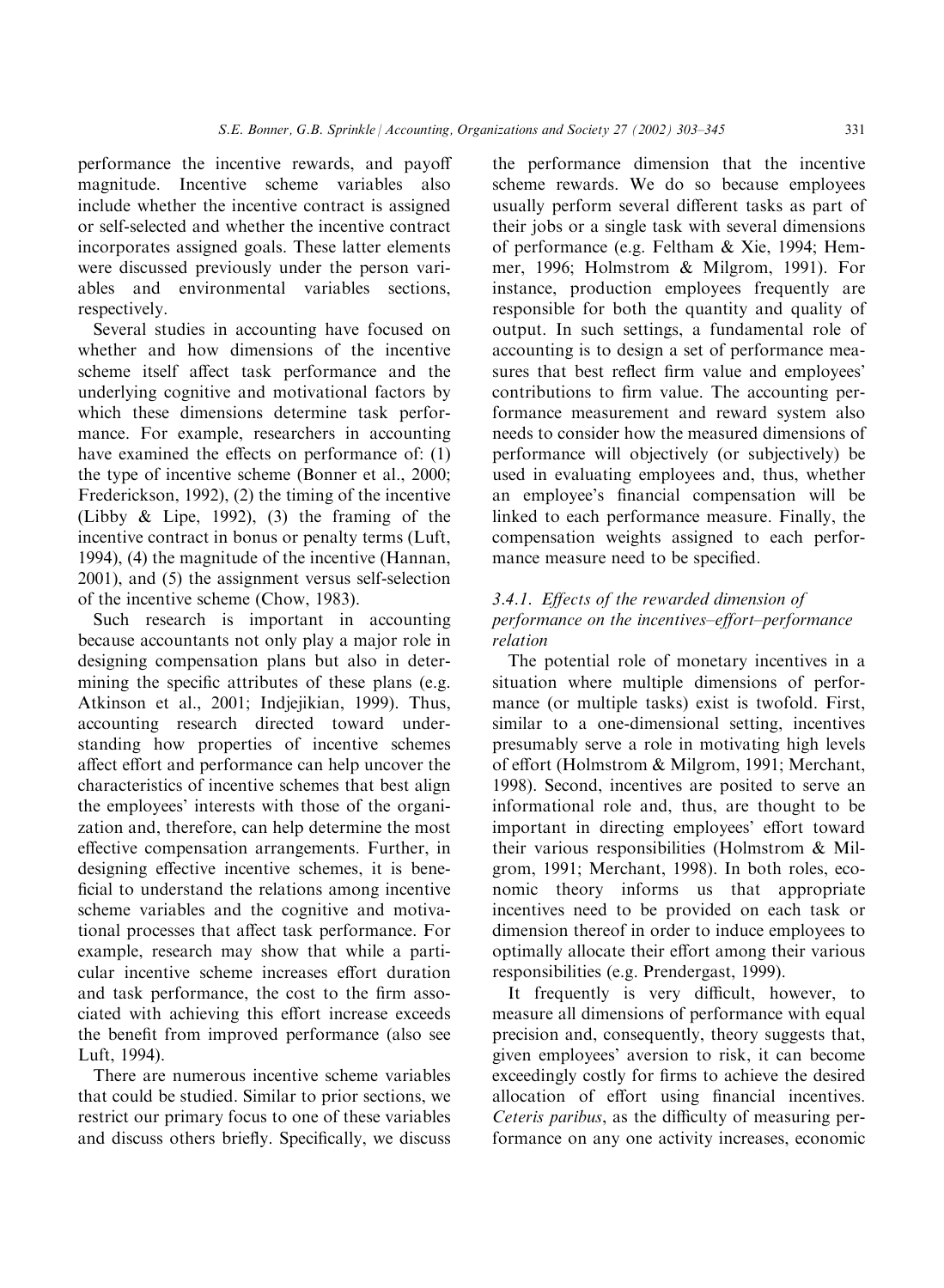performance the incentive rewards, and payoff magnitude. Incentive scheme variables also include whether the incentive contract is assigned or self-selected and whether the incentive contract incorporates assigned goals. These latter elements were discussed previously under the person variables and environmental variables sections, respectively.

Several studies in accounting have focused on whether and how dimensions of the incentive scheme itself affect task performance and the underlying cognitive and motivational factors by which these dimensions determine task performance. For example, researchers in accounting have examined the effects on performance of: (1) the type of incentive scheme (Bonner et al., 2000; Frederickson, 1992), (2) the timing of the incentive (Libby & Lipe, 1992), (3) the framing of the incentive contract in bonus or penalty terms (Luft, 1994), (4) the magnitude of the incentive (Hannan, 2001), and (5) the assignment versus self-selection of the incentive scheme (Chow, 1983).

Such research is important in accounting because accountants not only play a major role in designing compensation plans but also in determining the specific attributes of these plans (e.g. Atkinson et al., 2001; Indjejikian, 1999). Thus, accounting research directed toward understanding how properties of incentive schemes affect effort and performance can help uncover the characteristics of incentive schemes that best align the employees' interests with those of the organization and, therefore, can help determine the most effective compensation arrangements. Further, in designing effective incentive schemes, it is beneficial to understand the relations among incentive scheme variables and the cognitive and motivational processes that affect task performance. For example, research may show that while a particular incentive scheme increases effort duration and task performance, the cost to the firm associated with achieving this effort increase exceeds the benefit from improved performance (also see Luft, 1994).

There are numerous incentive scheme variables that could be studied. Similar to prior sections, we restrict our primary focus to one of these variables and discuss others briefly. Specifically, we discuss the performance dimension that the incentive scheme rewards. We do so because employees usually perform several different tasks as part of their jobs or a single task with several dimensions of performance (e.g. Feltham & Xie, 1994; Hemmer, 1996; Holmstrom & Milgrom, 1991). For instance, production employees frequently are responsible for both the quantity and quality of output. In such settings, a fundamental role of accounting is to design a set of performance measures that best reflect firm value and employees' contributions to firm value. The accounting performance measurement and reward system also needs to consider how the measured dimensions of performance will objectively (or subjectively) be used in evaluating employees and, thus, whether an employee's financial compensation will be linked to each performance measure. Finally, the compensation weights assigned to each performance measure need to be specified.

#### *3.4.1. Effects of the rewarded dimension of performance on the incentives–effort–performance relation*

The potential role of monetary incentives in a situation where multiple dimensions of performance (or multiple tasks) exist is twofold. First, similar to a one-dimensional setting, incentives presumably serve a role in motivating high levels of effort (Holmstrom & Milgrom, 1991; Merchant, 1998). Second, incentives are posited to serve an informational role and, thus, are thought to be important in directing employees' effort toward their various responsibilities (Holmstrom & Milgrom, 1991; Merchant, 1998). In both roles, economic theory informs us that appropriate incentives need to be provided on each task or dimension thereof in order to induce employees to optimally allocate their effort among their various responsibilities (e.g. Prendergast, 1999).

It frequently is very difficult, however, to measure all dimensions of performance with equal precision and, consequently, theory suggests that, given employees' aversion to risk, it can become exceedingly costly for firms to achieve the desired allocation of effort using financial incentives. *Ceteris paribus*, as the difficulty of measuring performance on any one activity increases, economic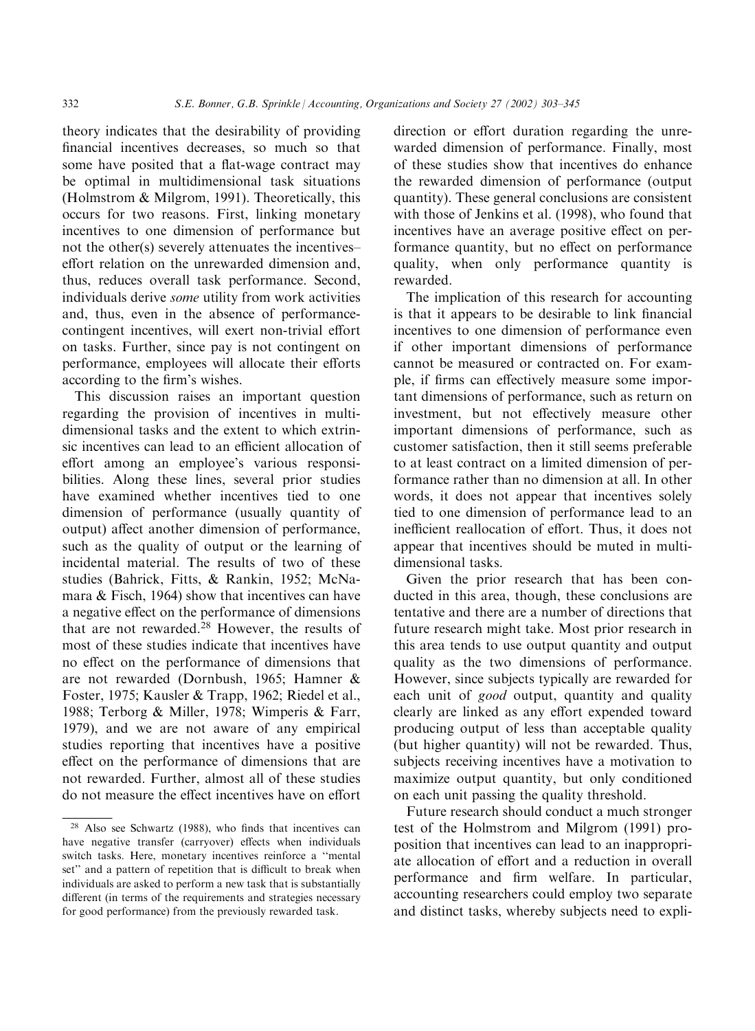theory indicates that the desirability of providing financial incentives decreases, so much so that some have posited that a flat-wage contract may be optimal in multidimensional task situations (Holmstrom & Milgrom, 1991). Theoretically, this occurs for two reasons. First, linking monetary incentives to one dimension of performance but not the other(s) severely attenuates the incentives–effort relation on the unrewarded dimension and, thus, reduces overall task performance. Second, individuals derive *some* utility from work activities and, thus, even in the absence of performance-contingent incentives, will exert non-trivial effort on tasks. Further, since pay is not contingent on performance, employees will allocate their efforts according to the firm's wishes.

This discussion raises an important question regarding the provision of incentives in multidimensional tasks and the extent to which extrinsic incentives can lead to an efficient allocation of effort among an employee's various responsibilities. Along these lines, several prior studies have examined whether incentives tied to one dimension of performance (usually quantity of output) affect another dimension of performance, such as the quality of output or the learning of incidental material. The results of two of these studies (Bahrick, Fitts, & Rankin, 1952; McNamara & Fisch, 1964) show that incentives can have a negative effect on the performance of dimensions that are not rewarded.[28] However, the results of most of these studies indicate that incentives have no effect on the performance of dimensions that are not rewarded (Dornbush, 1965; Hamner & Foster, 1975; Kausler & Trapp, 1962; Riedel et al., 1988; Terborg & Miller, 1978; Wimperis & Farr, 1979), and we are not aware of any empirical studies reporting that incentives have a positive effect on the performance of dimensions that are not rewarded. Further, almost all of these studies do not measure the effect incentives have on effort direction or effort duration regarding the unrewarded dimension of performance. Finally, most of these studies show that incentives do enhance the rewarded dimension of performance (output quantity). These general conclusions are consistent with those of Jenkins et al. (1998), who found that incentives have an average positive effect on performance quantity, but no effect on performance quality, when only performance quantity is rewarded.

The implication of this research for accounting is that it appears to be desirable to link financial incentives to one dimension of performance even if other important dimensions of performance cannot be measured or contracted on. For example, if firms can effectively measure some important dimensions of performance, such as return on investment, but not effectively measure other important dimensions of performance, such as customer satisfaction, then it still seems preferable to at least contract on a limited dimension of performance rather than no dimension at all. In other words, it does not appear that incentives solely tied to one dimension of performance lead to an inefficient reallocation of effort. Thus, it does not appear that incentives should be muted in multidimensional tasks.

Given the prior research that has been conducted in this area, though, these conclusions are tentative and there are a number of directions that future research might take. Most prior research in this area tends to use output quantity and output quality as the two dimensions of performance. However, since subjects typically are rewarded for each unit of *good* output, quantity and quality clearly are linked as any effort expended toward producing output of less than acceptable quality (but higher quantity) will not be rewarded. Thus, subjects receiving incentives have a motivation to maximize output quantity, but only conditioned on each unit passing the quality threshold.

Future research should conduct a much stronger test of the Holmstrom and Milgrom (1991) proposition that incentives can lead to an inappropriate allocation of effort and a reduction in overall performance and firm welfare. In particular, accounting researchers could employ two separate and distinct tasks, whereby subjects need to expli-

[28] Also see Schwartz (1988), who finds that incentives can have negative transfer (carryover) effects when individuals switch tasks. Here, monetary incentives reinforce a "mental set" and a pattern of repetition that is difficult to break when individuals are asked to perform a new task that is substantially different (in terms of the requirements and strategies necessary for good performance) from the previously rewarded task.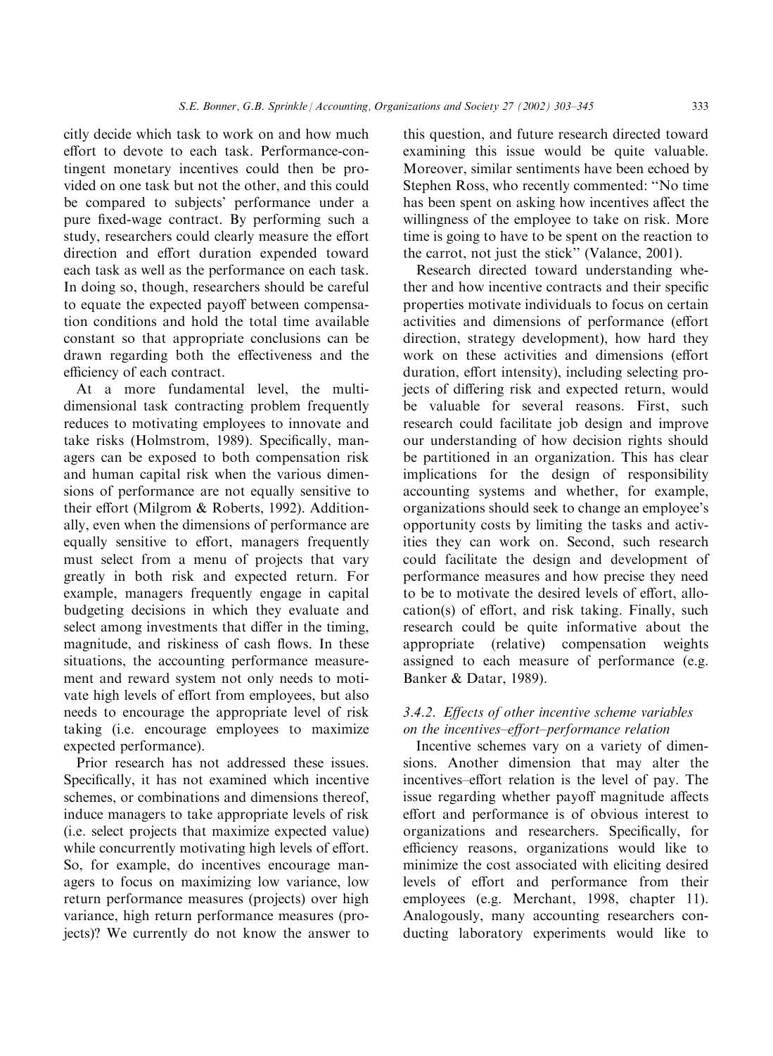citly decide which task to work on and how much effort to devote to each task. Performance-contingent monetary incentives could then be provided on one task but not the other, and this could be compared to subjects' performance under a pure fixed-wage contract. By performing such a study, researchers could clearly measure the effort direction and effort duration expended toward each task as well as the performance on each task. In doing so, though, researchers should be careful to equate the expected payoff between compensation conditions and hold the total time available constant so that appropriate conclusions can be drawn regarding both the effectiveness and the efficiency of each contract.

At a more fundamental level, the multi-dimensional task contracting problem frequently reduces to motivating employees to innovate and take risks (Holmstrom, 1989). Specifically, managers can be exposed to both compensation risk and human capital risk when the various dimensions of performance are not equally sensitive to their effort (Milgrom & Roberts, 1992). Additionally, even when the dimensions of performance are equally sensitive to effort, managers frequently must select from a menu of projects that vary greatly in both risk and expected return. For example, managers frequently engage in capital budgeting decisions in which they evaluate and select among investments that differ in the timing, magnitude, and riskiness of cash flows. In these situations, the accounting performance measurement and reward system not only needs to motivate high levels of effort from employees, but also needs to encourage the appropriate level of risk taking (i.e. encourage employees to maximize expected performance).

Prior research has not addressed these issues. Specifically, it has not examined which incentive schemes, or combinations and dimensions thereof, induce managers to take appropriate levels of risk (i.e. select projects that maximize expected value) while concurrently motivating high levels of effort. So, for example, do incentives encourage managers to focus on maximizing low variance, low return performance measures (projects) over high variance, high return performance measures (projects)? We currently do not know the answer to this question, and future research directed toward examining this issue would be quite valuable. Moreover, similar sentiments have been echoed by Stephen Ross, who recently commented: "No time has been spent on asking how incentives affect the willingness of the employee to take on risk. More time is going to have to be spent on the reaction to the carrot, not just the stick" (Valance, 2001).

Research directed toward understanding whether and how incentive contracts and their specific properties motivate individuals to focus on certain activities and dimensions of performance (effort direction, strategy development), how hard they work on these activities and dimensions (effort duration, effort intensity), including selecting projects of differing risk and expected return, would be valuable for several reasons. First, such research could facilitate job design and improve our understanding of how decision rights should be partitioned in an organization. This has clear implications for the design of responsibility accounting systems and whether, for example, organizations should seek to change an employee's opportunity costs by limiting the tasks and activities they can work on. Second, such research could facilitate the design and development of performance measures and how precise they need to be to motivate the desired levels of effort, allocation(s) of effort, and risk taking. Finally, such research could be quite informative about the appropriate (relative) compensation weights assigned to each measure of performance (e.g. Banker & Datar, 1989).

#### *3.4.2. Effects of other incentive scheme variables on the incentives–effort–performance relation*

Incentive schemes vary on a variety of dimensions. Another dimension that may alter the incentives–effort relation is the level of pay. The issue regarding whether payoff magnitude affects effort and performance is of obvious interest to organizations and researchers. Specifically, for efficiency reasons, organizations would like to minimize the cost associated with eliciting desired levels of effort and performance from their employees (e.g. Merchant, 1998, chapter 11). Analogously, many accounting researchers conducting laboratory experiments would like to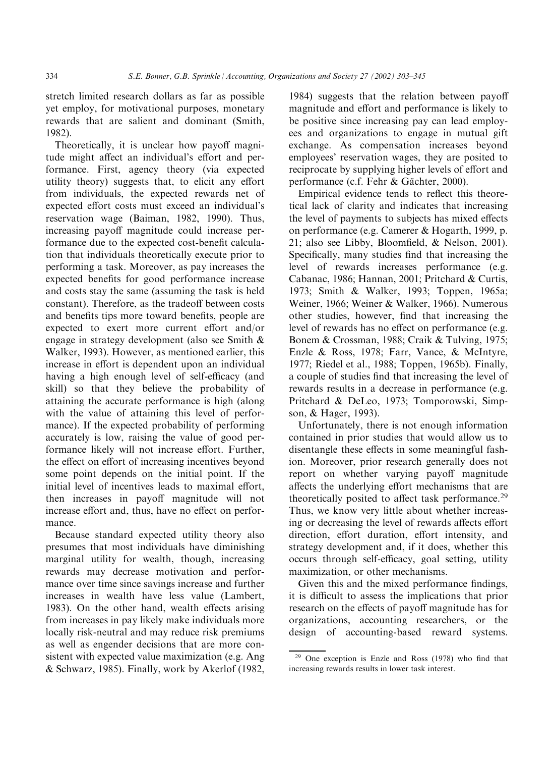stretch limited research dollars as far as possible yet employ, for motivational purposes, monetary rewards that are salient and dominant (Smith, 1982).

Theoretically, it is unclear how payoff magnitude might affect an individual's effort and performance. First, agency theory (via expected utility theory) suggests that, to elicit any effort from individuals, the expected rewards net of expected effort costs must exceed an individual's reservation wage (Baiman, 1982, 1990). Thus, increasing payoff magnitude could increase performance due to the expected cost-benefit calculation that individuals theoretically execute prior to performing a task. Moreover, as pay increases the expected benefits for good performance increase and costs stay the same (assuming the task is held constant). Therefore, as the tradeoff between costs and benefits tips more toward benefits, people are expected to exert more current effort and/or engage in strategy development (also see Smith & Walker, 1993). However, as mentioned earlier, this increase in effort is dependent upon an individual having a high enough level of self-efficacy (and skill) so that they believe the probability of attaining the accurate performance is high (along with the value of attaining this level of performance). If the expected probability of performing accurately is low, raising the value of good performance likely will not increase effort. Further, the effect on effort of increasing incentives beyond some point depends on the initial point. If the initial level of incentives leads to maximal effort, then increases in payoff magnitude will not increase effort and, thus, have no effect on performance.

Because standard expected utility theory also presumes that most individuals have diminishing marginal utility for wealth, though, increasing rewards may decrease motivation and performance over time since savings increase and further increases in wealth have less value (Lambert, 1983). On the other hand, wealth effects arising from increases in pay likely make individuals more locally risk-neutral and may reduce risk premiums as well as engender decisions that are more consistent with expected value maximization (e.g. Ang & Schwarz, 1985). Finally, work by Akerlof (1982, 1984) suggests that the relation between payoff magnitude and effort and performance is likely to be positive since increasing pay can lead employees and organizations to engage in mutual gift exchange. As compensation increases beyond employees' reservation wages, they are posited to reciprocate by supplying higher levels of effort and performance (c.f. Fehr & Gächter, 2000).

Empirical evidence tends to reflect this theoretical lack of clarity and indicates that increasing the level of payments to subjects has mixed effects on performance (e.g. Camerer & Hogarth, 1999, p. 21; also see Libby, Bloomfield, & Nelson, 2001). Specifically, many studies find that increasing the level of rewards increases performance (e.g. Cabanac, 1986; Hannan, 2001; Pritchard & Curtis, 1973; Smith & Walker, 1993; Toppen, 1965a; Weiner, 1966; Weiner & Walker, 1966). Numerous other studies, however, find that increasing the level of rewards has no effect on performance (e.g. Bonem & Crossman, 1988; Craik & Tulving, 1975; Enzle & Ross, 1978; Farr, Vance, & McIntyre, 1977; Riedel et al., 1988; Toppen, 1965b). Finally, a couple of studies find that increasing the level of rewards results in a decrease in performance (e.g. Pritchard & DeLeo, 1973; Tomporowski, Simpson, & Hager, 1993).

Unfortunately, there is not enough information contained in prior studies that would allow us to disentangle these effects in some meaningful fashion. Moreover, prior research generally does not report on whether varying payoff magnitude affects the underlying effort mechanisms that are theoretically posited to affect task performance.[29] Thus, we know very little about whether increasing or decreasing the level of rewards affects effort direction, effort duration, effort intensity, and strategy development and, if it does, whether this occurs through self-efficacy, goal setting, utility maximization, or other mechanisms.

Given this and the mixed performance findings, it is difficult to assess the implications that prior research on the effects of payoff magnitude has for organizations, accounting researchers, or the design of accounting-based reward systems.

[29] One exception is Enzle and Ross (1978) who find that increasing rewards results in lower task interest.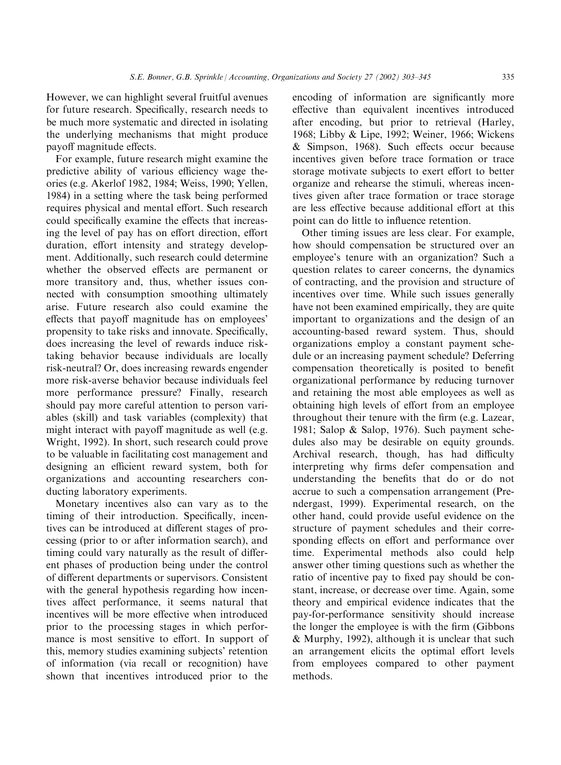However, we can highlight several fruitful avenues for future research. Specifically, research needs to be much more systematic and directed in isolating the underlying mechanisms that might produce payoff magnitude effects.

For example, future research might examine the predictive ability of various efficiency wage theories (e.g. Akerlof 1982, 1984; Weiss, 1990; Yellen, 1984) in a setting where the task being performed requires physical and mental effort. Such research could specifically examine the effects that increasing the level of pay has on effort direction, effort duration, effort intensity and strategy development. Additionally, such research could determine whether the observed effects are permanent or more transitory and, thus, whether issues connected with consumption smoothing ultimately arise. Future research also could examine the effects that payoff magnitude has on employees' propensity to take risks and innovate. Specifically, does increasing the level of rewards induce risk-taking behavior because individuals are locally risk-neutral? Or, does increasing rewards engender more risk-averse behavior because individuals feel more performance pressure? Finally, research should pay more careful attention to person variables (skill) and task variables (complexity) that might interact with payoff magnitude as well (e.g. Wright, 1992). In short, such research could prove to be valuable in facilitating cost management and designing an efficient reward system, both for organizations and accounting researchers conducting laboratory experiments.

Monetary incentives also can vary as to the timing of their introduction. Specifically, incentives can be introduced at different stages of processing (prior to or after information search), and timing could vary naturally as the result of different phases of production being under the control of different departments or supervisors. Consistent with the general hypothesis regarding how incentives affect performance, it seems natural that incentives will be more effective when introduced prior to the processing stages in which performance is most sensitive to effort. In support of this, memory studies examining subjects' retention of information (via recall or recognition) have shown that incentives introduced prior to the encoding of information are significantly more effective than equivalent incentives introduced after encoding, but prior to retrieval (Harley, 1968; Libby & Lipe, 1992; Weiner, 1966; Wickens & Simpson, 1968). Such effects occur because incentives given before trace formation or trace storage motivate subjects to exert effort to better organize and rehearse the stimuli, whereas incentives given after trace formation or trace storage are less effective because additional effort at this point can do little to influence retention.

Other timing issues are less clear. For example, how should compensation be structured over an employee's tenure with an organization? Such a question relates to career concerns, the dynamics of contracting, and the provision and structure of incentives over time. While such issues generally have not been examined empirically, they are quite important to organizations and the design of an accounting-based reward system. Thus, should organizations employ a constant payment schedule or an increasing payment schedule? Deferring compensation theoretically is posited to benefit organizational performance by reducing turnover and retaining the most able employees as well as obtaining high levels of effort from an employee throughout their tenure with the firm (e.g. Lazear, 1981; Salop & Salop, 1976). Such payment schedules also may be desirable on equity grounds. Archival research, though, has had difficulty interpreting why firms defer compensation and understanding the benefits that do or do not accrue to such a compensation arrangement (Prendergast, 1999). Experimental research, on the other hand, could provide useful evidence on the structure of payment schedules and their corresponding effects on effort and performance over time. Experimental methods also could help answer other timing questions such as whether the ratio of incentive pay to fixed pay should be constant, increase, or decrease over time. Again, some theory and empirical evidence indicates that the pay-for-performance sensitivity should increase the longer the employee is with the firm (Gibbons & Murphy, 1992), although it is unclear that such an arrangement elicits the optimal effort levels from employees compared to other payment methods.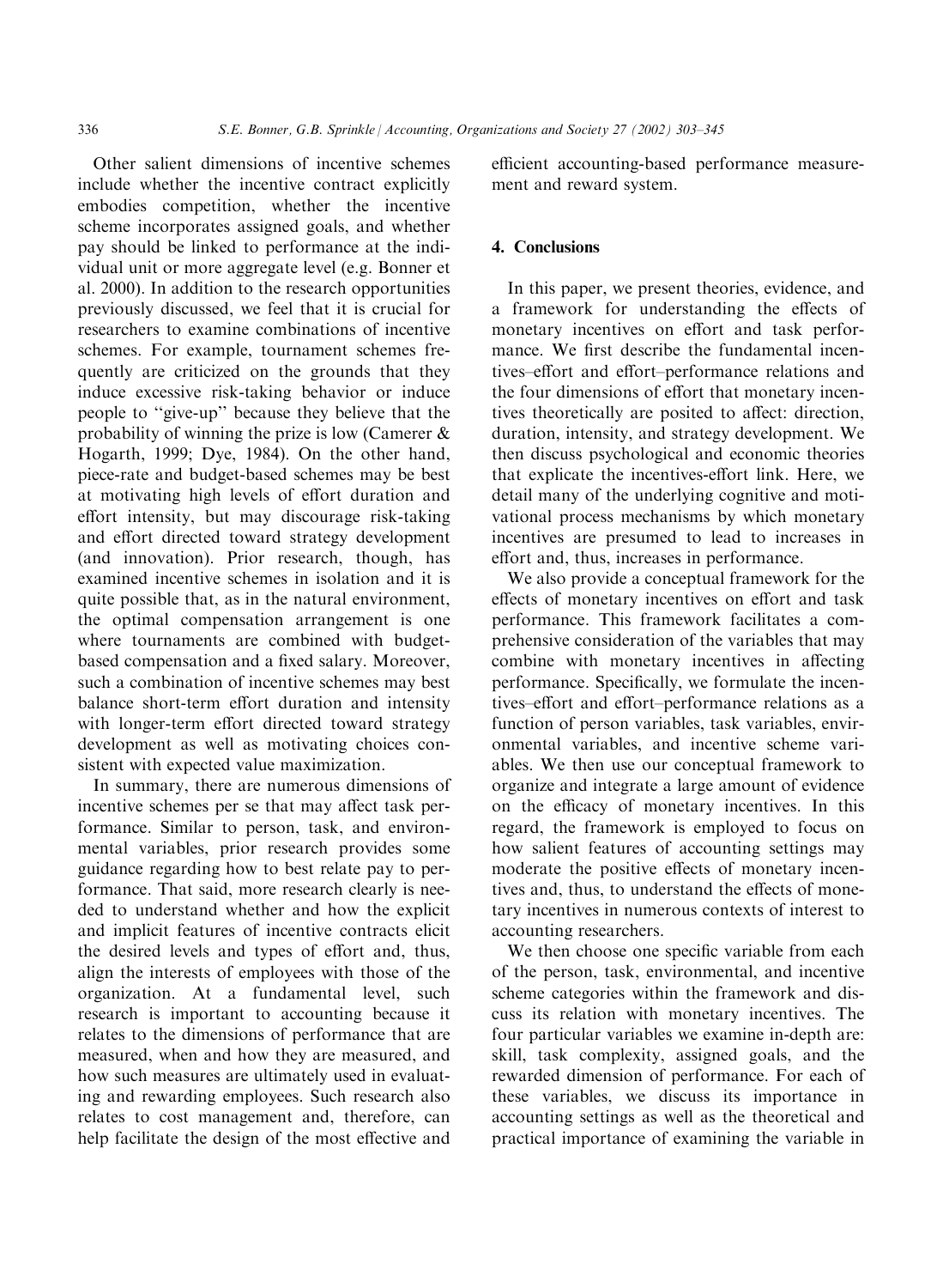Other salient dimensions of incentive schemes include whether the incentive contract explicitly embodies competition, whether the incentive scheme incorporates assigned goals, and whether pay should be linked to performance at the individual unit or more aggregate level (e.g. Bonner et al. 2000). In addition to the research opportunities previously discussed, we feel that it is crucial for researchers to examine combinations of incentive schemes. For example, tournament schemes frequently are criticized on the grounds that they induce excessive risk-taking behavior or induce people to "give-up" because they believe that the probability of winning the prize is low (Camerer & Hogarth, 1999; Dye, 1984). On the other hand, piece-rate and budget-based schemes may be best at motivating high levels of effort duration and effort intensity, but may discourage risk-taking and effort directed toward strategy development (and innovation). Prior research, though, has examined incentive schemes in isolation and it is quite possible that, as in the natural environment, the optimal compensation arrangement is one where tournaments are combined with budget-based compensation and a fixed salary. Moreover, such a combination of incentive schemes may best balance short-term effort duration and intensity with longer-term effort directed toward strategy development as well as motivating choices consistent with expected value maximization.

In summary, there are numerous dimensions of incentive schemes per se that may affect task performance. Similar to person, task, and environmental variables, prior research provides some guidance regarding how to best relate pay to performance. That said, more research clearly is needed to understand whether and how the explicit and implicit features of incentive contracts elicit the desired levels and types of effort and, thus, align the interests of employees with those of the organization. At a fundamental level, such research is important to accounting because it relates to the dimensions of performance that are measured, when and how they are measured, and how such measures are ultimately used in evaluating and rewarding employees. Such research also relates to cost management and, therefore, can help facilitate the design of the most effective and efficient accounting-based performance measurement and reward system.

## 4. Conclusions

In this paper, we present theories, evidence, and a framework for understanding the effects of monetary incentives on effort and task performance. We first describe the fundamental incentives–effort and effort–performance relations and the four dimensions of effort that monetary incentives theoretically are posited to affect: direction, duration, intensity, and strategy development. We then discuss psychological and economic theories that explicate the incentives-effort link. Here, we detail many of the underlying cognitive and motivational process mechanisms by which monetary incentives are presumed to lead to increases in effort and, thus, increases in performance.

We also provide a conceptual framework for the effects of monetary incentives on effort and task performance. This framework facilitates a comprehensive consideration of the variables that may combine with monetary incentives in affecting performance. Specifically, we formulate the incentives–effort and effort–performance relations as a function of person variables, task variables, environmental variables, and incentive scheme variables. We then use our conceptual framework to organize and integrate a large amount of evidence on the efficacy of monetary incentives. In this regard, the framework is employed to focus on how salient features of accounting settings may moderate the positive effects of monetary incentives and, thus, to understand the effects of monetary incentives in numerous contexts of interest to accounting researchers.

We then choose one specific variable from each of the person, task, environmental, and incentive scheme categories within the framework and discuss its relation with monetary incentives. The four particular variables we examine in-depth are: skill, task complexity, assigned goals, and the rewarded dimension of performance. For each of these variables, we discuss its importance in accounting settings as well as the theoretical and practical importance of examining the variable in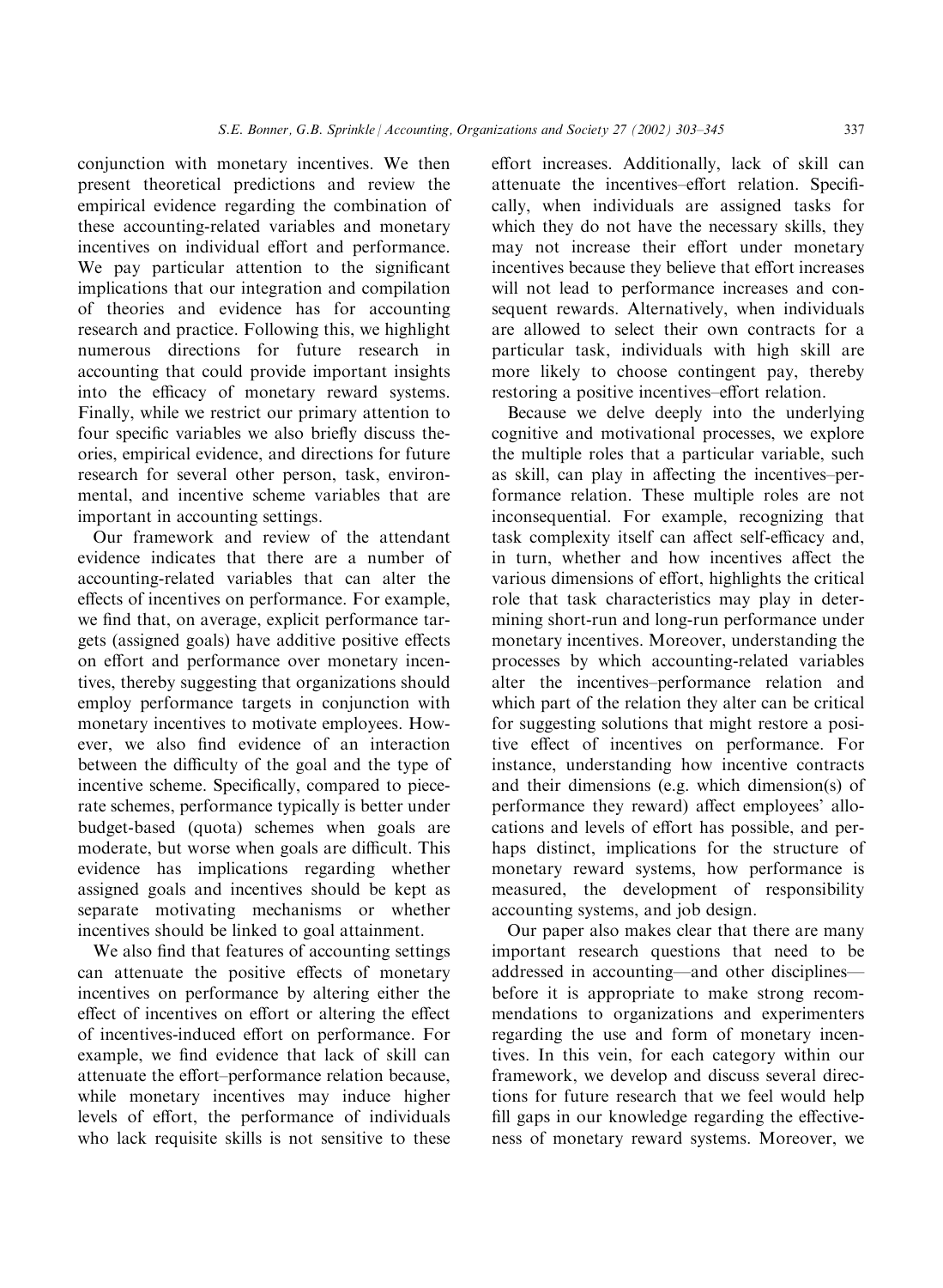conjunction with monetary incentives. We then present theoretical predictions and review the empirical evidence regarding the combination of these accounting-related variables and monetary incentives on individual effort and performance. We pay particular attention to the significant implications that our integration and compilation of theories and evidence has for accounting research and practice. Following this, we highlight numerous directions for future research in accounting that could provide important insights into the efficacy of monetary reward systems. Finally, while we restrict our primary attention to four specific variables we also briefly discuss theories, empirical evidence, and directions for future research for several other person, task, environmental, and incentive scheme variables that are important in accounting settings.

Our framework and review of the attendant evidence indicates that there are a number of accounting-related variables that can alter the effects of incentives on performance. For example, we find that, on average, explicit performance targets (assigned goals) have additive positive effects on effort and performance over monetary incentives, thereby suggesting that organizations should employ performance targets in conjunction with monetary incentives to motivate employees. However, we also find evidence of an interaction between the difficulty of the goal and the type of incentive scheme. Specifically, compared to piece-rate schemes, performance typically is better under budget-based (quota) schemes when goals are moderate, but worse when goals are difficult. This evidence has implications regarding whether assigned goals and incentives should be kept as separate motivating mechanisms or whether incentives should be linked to goal attainment.

We also find that features of accounting settings can attenuate the positive effects of monetary incentives on performance by altering either the effect of incentives on effort or altering the effect of incentives-induced effort on performance. For example, we find evidence that lack of skill can attenuate the effort–performance relation because, while monetary incentives may induce higher levels of effort, the performance of individuals who lack requisite skills is not sensitive to these effort increases. Additionally, lack of skill can attenuate the incentives–effort relation. Specifically, when individuals are assigned tasks for which they do not have the necessary skills, they may not increase their effort under monetary incentives because they believe that effort increases will not lead to performance increases and consequent rewards. Alternatively, when individuals are allowed to select their own contracts for a particular task, individuals with high skill are more likely to choose contingent pay, thereby restoring a positive incentives–effort relation.

Because we delve deeply into the underlying cognitive and motivational processes, we explore the multiple roles that a particular variable, such as skill, can play in affecting the incentives–performance relation. These multiple roles are not inconsequential. For example, recognizing that task complexity itself can affect self-efficacy and, in turn, whether and how incentives affect the various dimensions of effort, highlights the critical role that task characteristics may play in determining short-run and long-run performance under monetary incentives. Moreover, understanding the processes by which accounting-related variables alter the incentives–performance relation and which part of the relation they alter can be critical for suggesting solutions that might restore a positive effect of incentives on performance. For instance, understanding how incentive contracts and their dimensions (e.g. which dimension(s) of performance they reward) affect employees' allocations and levels of effort has possible, and perhaps distinct, implications for the structure of monetary reward systems, how performance is measured, the development of responsibility accounting systems, and job design.

Our paper also makes clear that there are many important research questions that need to be addressed in accounting—and other disciplines—before it is appropriate to make strong recommendations to organizations and experimenters regarding the use and form of monetary incentives. In this vein, for each category within our framework, we develop and discuss several directions for future research that we feel would help fill gaps in our knowledge regarding the effectiveness of monetary reward systems. Moreover, we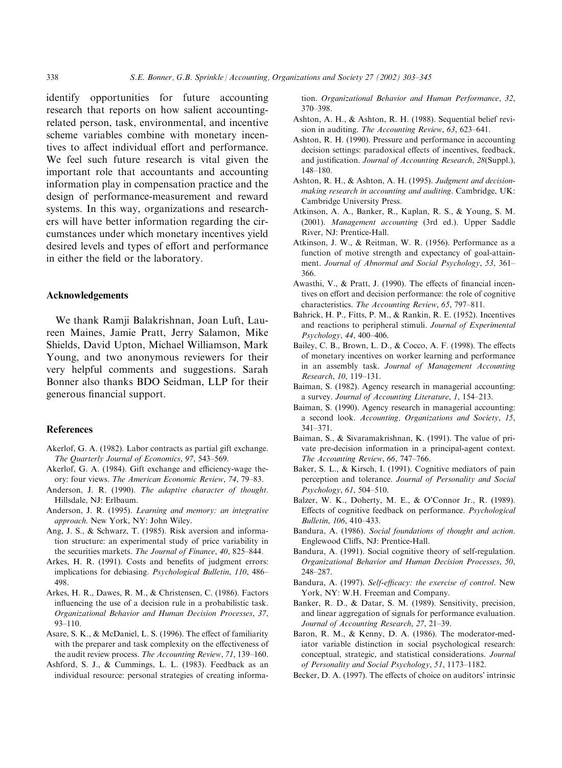identify opportunities for future accounting research that reports on how salient accounting-related person, task, environmental, and incentive scheme variables combine with monetary incentives to affect individual effort and performance. We feel such future research is vital given the important role that accountants and accounting information play in compensation practice and the design of performance-measurement and reward systems. In this way, organizations and researchers will have better information regarding the circumstances under which monetary incentives yield desired levels and types of effort and performance in either the field or the laboratory.

## Acknowledgements

We thank Ramji Balakrishnan, Joan Luft, Laureen Maines, Jamie Pratt, Jerry Salamon, Mike Shields, David Upton, Michael Williamson, Mark Young, and two anonymous reviewers for their very helpful comments and suggestions. Sarah Bonner also thanks BDO Seidman, LLP for their generous financial support.

## References

Akerlof, G. A. (1982). Labor contracts as partial gift exchange. *The Quarterly Journal of Economics*, *97*, 543–569.

Akerlof, G. A. (1984). Gift exchange and efficiency-wage theory: four views. *The American Economic Review*, *74*, 79–83.

Anderson, J. R. (1990). *The adaptive character of thought*. Hillsdale, NJ: Erlbaum.

Anderson, J. R. (1995). *Learning and memory: an integrative approach*. New York, NY: John Wiley.

Ang, J. S., & Schwarz, T. (1985). Risk aversion and information structure: an experimental study of price variability in the securities markets. *The Journal of Finance*, *40*, 825–844.

Arkes, H. R. (1991). Costs and benefits of judgment errors: implications for debiasing. *Psychological Bulletin*, *110*, 486–498.

Arkes, H. R., Dawes, R. M., & Christensen, C. (1986). Factors influencing the use of a decision rule in a probabilistic task. *Organizational Behavior and Human Decision Processes*, *37*, 93–110.

Asare, S. K., & McDaniel, L. S. (1996). The effect of familiarity with the preparer and task complexity on the effectiveness of the audit review process. *The Accounting Review*, *71*, 139–160.

Ashford, S. J., & Cummings, L. L. (1983). Feedback as an individual resource: personal strategies of creating information. *Organizational Behavior and Human Performance*, *32*, 370–398.

Ashton, A. H., & Ashton, R. H. (1988). Sequential belief revision in auditing. *The Accounting Review*, *63*, 623–641.

Ashton, R. H. (1990). Pressure and performance in accounting decision settings: paradoxical effects of incentives, feedback, and justification. *Journal of Accounting Research*, *28*(Suppl.), 148–180.

Ashton, R. H., & Ashton, A. H. (1995). *Judgment and decision-making research in accounting and auditing*. Cambridge, UK: Cambridge University Press.

Atkinson, A. A., Banker, R., Kaplan, R. S., & Young, S. M. (2001). *Management accounting* (3rd ed.). Upper Saddle River, NJ: Prentice-Hall.

Atkinson, J. W., & Reitman, W. R. (1956). Performance as a function of motive strength and expectancy of goal-attainment. *Journal of Abnormal and Social Psychology*, *53*, 361–366.

Awasthi, V., & Pratt, J. (1990). The effects of financial incentives on effort and decision performance: the role of cognitive characteristics. *The Accounting Review*, *65*, 797–811.

Bahrick, H. P., Fitts, P. M., & Rankin, R. E. (1952). Incentives and reactions to peripheral stimuli. *Journal of Experimental Psychology*, *44*, 400–406.

Bailey, C. B., Brown, L. D., & Cocco, A. F. (1998). The effects of monetary incentives on worker learning and performance in an assembly task. *Journal of Management Accounting Research*, *10*, 119–131.

Baiman, S. (1982). Agency research in managerial accounting: a survey. *Journal of Accounting Literature*, *1*, 154–213.

Baiman, S. (1990). Agency research in managerial accounting: a second look. *Accounting, Organizations and Society*, *15*, 341–371.

Baiman, S., & Sivaramakrishnan, K. (1991). The value of private pre-decision information in a principal-agent context. *The Accounting Review*, *66*, 747–766.

Baker, S. L., & Kirsch, I. (1991). Cognitive mediators of pain perception and tolerance. *Journal of Personality and Social Psychology*, *61*, 504–510.

Balzer, W. K., Doherty, M. E., & O'Connor Jr., R. (1989). Effects of cognitive feedback on performance. *Psychological Bulletin*, *106*, 410–433.

Bandura, A. (1986). *Social foundations of thought and action*. Englewood Cliffs, NJ: Prentice-Hall.

Bandura, A. (1991). Social cognitive theory of self-regulation. *Organizational Behavior and Human Decision Processes*, *50*, 248–287.

Bandura, A. (1997). *Self-efficacy: the exercise of control*. New York, NY: W.H. Freeman and Company.

Banker, R. D., & Datar, S. M. (1989). Sensitivity, precision, and linear aggregation of signals for performance evaluation. *Journal of Accounting Research*, *27*, 21–39.

Baron, R. M., & Kenny, D. A. (1986). The moderator-mediator variable distinction in social psychological research: conceptual, strategic, and statistical considerations. *Journal of Personality and Social Psychology*, *51*, 1173–1182.

Becker, D. A. (1997). The effects of choice on auditors' intrinsic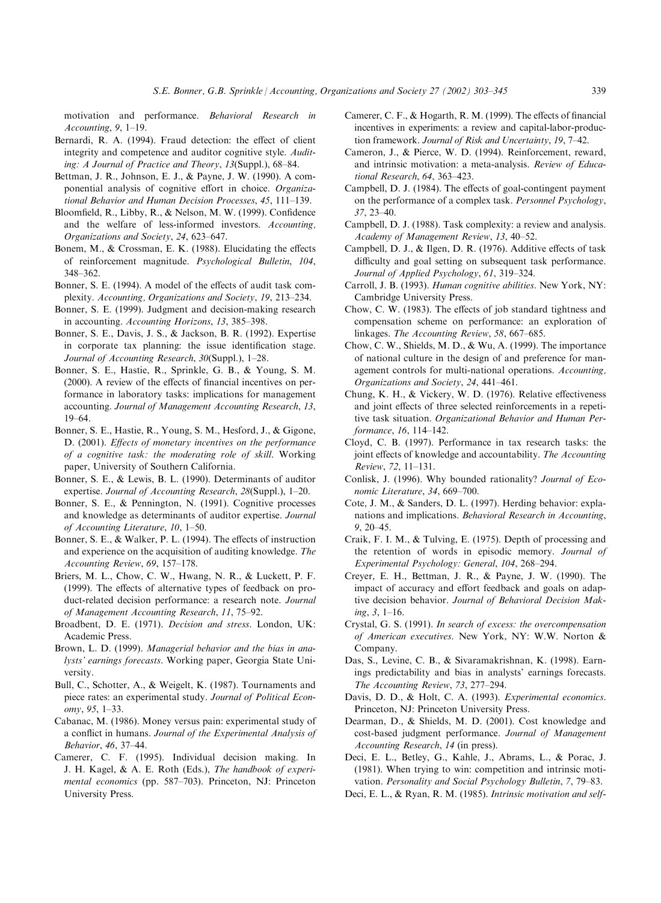motivation and performance. *Behavioral Research in Accounting*, *9*, 1–19.

Bernardi, R. A. (1994). Fraud detection: the effect of client integrity and competence and auditor cognitive style. *Auditing: A Journal of Practice and Theory*, *13*(Suppl.), 68–84.

Bettman, J. R., Johnson, E. J., & Payne, J. W. (1990). A componential analysis of cognitive effort in choice. *Organizational Behavior and Human Decision Processes*, *45*, 111–139.

Bloomfield, R., Libby, R., & Nelson, M. W. (1999). Confidence and the welfare of less-informed investors. *Accounting, Organizations and Society*, *24*, 623–647.

Bonem, M., & Crossman, E. K. (1988). Elucidating the effects of reinforcement magnitude. *Psychological Bulletin*, *104*, 348–362.

Bonner, S. E. (1994). A model of the effects of audit task complexity. *Accounting, Organizations and Society*, *19*, 213–234.

Bonner, S. E. (1999). Judgment and decision-making research in accounting. *Accounting Horizons*, *13*, 385–398.

Bonner, S. E., Davis, J. S., & Jackson, B. R. (1992). Expertise in corporate tax planning: the issue identification stage. *Journal of Accounting Research*, *30*(Suppl.), 1–28.

Bonner, S. E., Hastie, R., Sprinkle, G. B., & Young, S. M. (2000). A review of the effects of financial incentives on performance in laboratory tasks: implications for management accounting. *Journal of Management Accounting Research*, *13*, 19–64.

Bonner, S. E., Hastie, R., Young, S. M., Hesford, J., & Gigone, D. (2001). *Effects of monetary incentives on the performance of a cognitive task: the moderating role of skill*. Working paper, University of Southern California.

Bonner, S. E., & Lewis, B. L. (1990). Determinants of auditor expertise. *Journal of Accounting Research*, *28*(Suppl.), 1–20.

Bonner, S. E., & Pennington, N. (1991). Cognitive processes and knowledge as determinants of auditor expertise. *Journal of Accounting Literature*, *10*, 1–50.

Bonner, S. E., & Walker, P. L. (1994). The effects of instruction and experience on the acquisition of auditing knowledge. *The Accounting Review*, *69*, 157–178.

Briers, M. L., Chow, C. W., Hwang, N. R., & Luckett, P. F. (1999). The effects of alternative types of feedback on product-related decision performance: a research note. *Journal of Management Accounting Research*, *11*, 75–92.

Broadbent, D. E. (1971). *Decision and stress*. London, UK: Academic Press.

Brown, L. D. (1999). *Managerial behavior and the bias in analysts' earnings forecasts*. Working paper, Georgia State University.

Bull, C., Schotter, A., & Weigelt, K. (1987). Tournaments and piece rates: an experimental study. *Journal of Political Economy*, *95*, 1–33.

Cabanac, M. (1986). Money versus pain: experimental study of a conflict in humans. *Journal of the Experimental Analysis of Behavior*, *46*, 37–44.

Camerer, C. F. (1995). Individual decision making. In J. H. Kagel, & A. E. Roth (Eds.), *The handbook of experimental economics* (pp. 587–703). Princeton, NJ: Princeton University Press.

Camerer, C. F., & Hogarth, R. M. (1999). The effects of financial incentives in experiments: a review and capital-labor-production framework. *Journal of Risk and Uncertainty*, *19*, 7–42.

Cameron, J., & Pierce, W. D. (1994). Reinforcement, reward, and intrinsic motivation: a meta-analysis. *Review of Educational Research*, *64*, 363–423.

Campbell, D. J. (1984). The effects of goal-contingent payment on the performance of a complex task. *Personnel Psychology*, *37*, 23–40.

Campbell, D. J. (1988). Task complexity: a review and analysis. *Academy of Management Review*, *13*, 40–52.

Campbell, D. J., & Ilgen, D. R. (1976). Additive effects of task difficulty and goal setting on subsequent task performance. *Journal of Applied Psychology*, *61*, 319–324.

Carroll, J. B. (1993). *Human cognitive abilities*. New York, NY: Cambridge University Press.

Chow, C. W. (1983). The effects of job standard tightness and compensation scheme on performance: an exploration of linkages. *The Accounting Review*, *58*, 667–685.

Chow, C. W., Shields, M. D., & Wu, A. (1999). The importance of national culture in the design of and preference for management controls for multi-national operations. *Accounting, Organizations and Society*, *24*, 441–461.

Chung, K. H., & Vickery, W. D. (1976). Relative effectiveness and joint effects of three selected reinforcements in a repetitive task situation. *Organizational Behavior and Human Performance*, *16*, 114–142.

Cloyd, C. B. (1997). Performance in tax research tasks: the joint effects of knowledge and accountability. *The Accounting Review*, *72*, 11–131.

Conlisk, J. (1996). Why bounded rationality? *Journal of Economic Literature*, *34*, 669–700.

Cote, J. M., & Sanders, D. L. (1997). Herding behavior: explanations and implications. *Behavioral Research in Accounting*, *9*, 20–45.

Craik, F. I. M., & Tulving, E. (1975). Depth of processing and the retention of words in episodic memory. *Journal of Experimental Psychology: General*, *104*, 268–294.

Creyer, E. H., Bettman, J. R., & Payne, J. W. (1990). The impact of accuracy and effort feedback and goals on adaptive decision behavior. *Journal of Behavioral Decision Making*, *3*, 1–16.

Crystal, G. S. (1991). *In search of excess: the overcompensation of American executives*. New York, NY: W.W. Norton & Company.

Das, S., Levine, C. B., & Sivaramakrishnan, K. (1998). Earnings predictability and bias in analysts' earnings forecasts. *The Accounting Review*, *73*, 277–294.

Davis, D. D., & Holt, C. A. (1993). *Experimental economics*. Princeton, NJ: Princeton University Press.

Dearman, D., & Shields, M. D. (2001). Cost knowledge and cost-based judgment performance. *Journal of Management Accounting Research*, *14* (in press).

Deci, E. L., Betley, G., Kahle, J., Abrams, L., & Porac, J. (1981). When trying to win: competition and intrinsic motivation. *Personality and Social Psychology Bulletin*, *7*, 79–83.

Deci, E. L., & Ryan, R. M. (1985). *Intrinsic motivation and self-*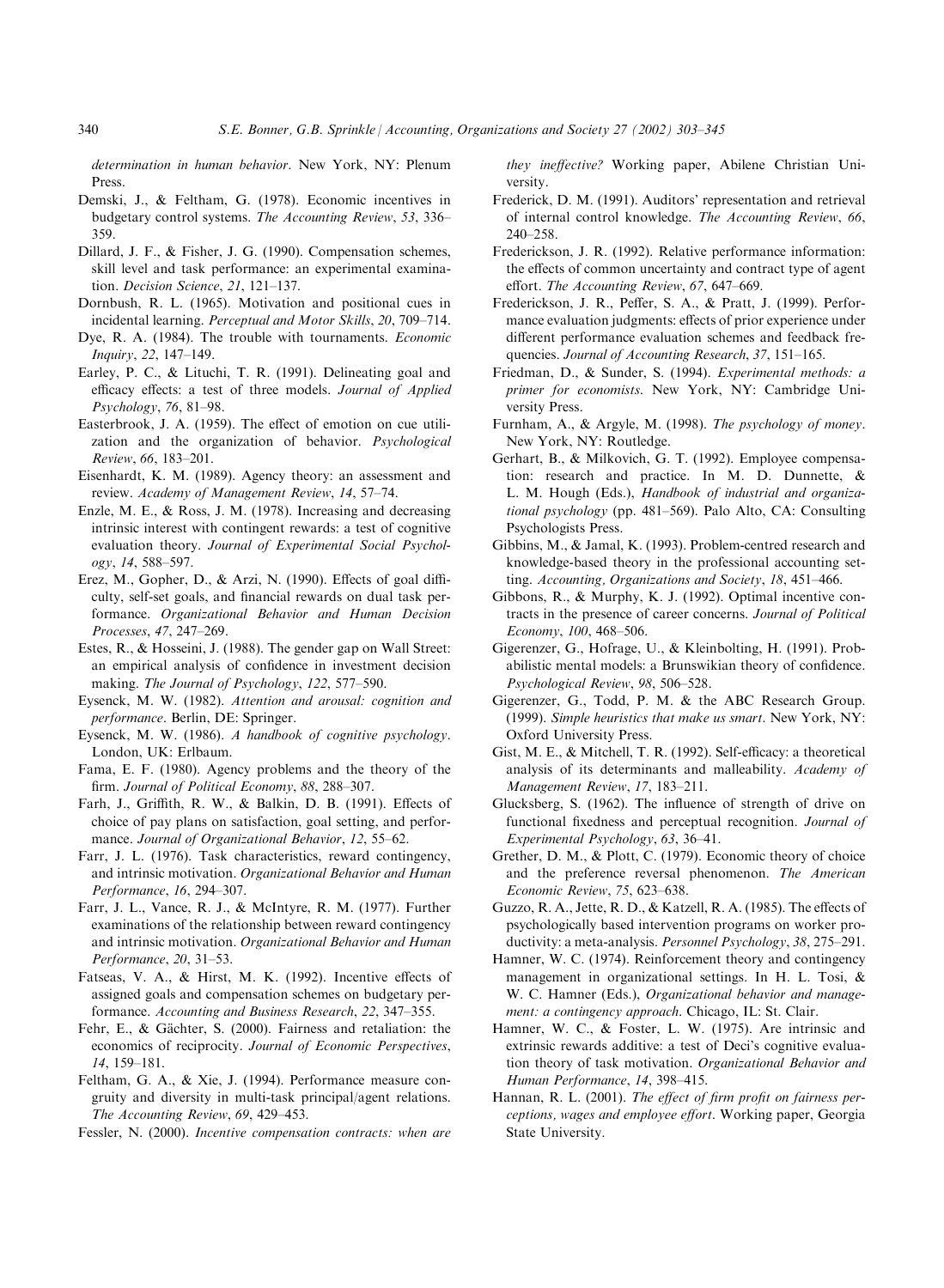*determination in human behavior*. New York, NY: Plenum Press.

Demski, J., & Feltham, G. (1978). Economic incentives in budgetary control systems. *The Accounting Review*, *53*, 336–359.

Dillard, J. F., & Fisher, J. G. (1990). Compensation schemes, skill level and task performance: an experimental examination. *Decision Science*, *21*, 121–137.

Dornbush, R. L. (1965). Motivation and positional cues in incidental learning. *Perceptual and Motor Skills*, *20*, 709–714.

Dye, R. A. (1984). The trouble with tournaments. *Economic Inquiry*, *22*, 147–149.

Earley, P. C., & Lituchi, T. R. (1991). Delineating goal and efficacy effects: a test of three models. *Journal of Applied Psychology*, *76*, 81–98.

Easterbrook, J. A. (1959). The effect of emotion on cue utilization and the organization of behavior. *Psychological Review*, *66*, 183–201.

Eisenhardt, K. M. (1989). Agency theory: an assessment and review. *Academy of Management Review*, *14*, 57–74.

Enzle, M. E., & Ross, J. M. (1978). Increasing and decreasing intrinsic interest with contingent rewards: a test of cognitive evaluation theory. *Journal of Experimental Social Psychology*, *14*, 588–597.

Erez, M., Gopher, D., & Arzi, N. (1990). Effects of goal difficulty, self-set goals, and financial rewards on dual task performance. *Organizational Behavior and Human Decision Processes*, *47*, 247–269.

Estes, R., & Hosseini, J. (1988). The gender gap on Wall Street: an empirical analysis of confidence in investment decision making. *The Journal of Psychology*, *122*, 577–590.

Eysenck, M. W. (1982). *Attention and arousal: cognition and performance*. Berlin, DE: Springer.

Eysenck, M. W. (1986). *A handbook of cognitive psychology*. London, UK: Erlbaum.

Fama, E. F. (1980). Agency problems and the theory of the firm. *Journal of Political Economy*, *88*, 288–307.

Farh, J., Griffith, R. W., & Balkin, D. B. (1991). Effects of choice of pay plans on satisfaction, goal setting, and performance. *Journal of Organizational Behavior*, *12*, 55–62.

Farr, J. L. (1976). Task characteristics, reward contingency, and intrinsic motivation. *Organizational Behavior and Human Performance*, *16*, 294–307.

Farr, J. L., Vance, R. J., & McIntyre, R. M. (1977). Further examinations of the relationship between reward contingency and intrinsic motivation. *Organizational Behavior and Human Performance*, *20*, 31–53.

Fatseas, V. A., & Hirst, M. K. (1992). Incentive effects of assigned goals and compensation schemes on budgetary performance. *Accounting and Business Research*, *22*, 347–355.

Fehr, E., & Gächter, S. (2000). Fairness and retaliation: the economics of reciprocity. *Journal of Economic Perspectives*, *14*, 159–181.

Feltham, G. A., & Xie, J. (1994). Performance measure congruity and diversity in multi-task principal/agent relations. *The Accounting Review*, *69*, 429–453.

Fessler, N. (2000). *Incentive compensation contracts: when are they ineffective?* Working paper, Abilene Christian University.

Frederick, D. M. (1991). Auditors' representation and retrieval of internal control knowledge. *The Accounting Review*, *66*, 240–258.

Frederickson, J. R. (1992). Relative performance information: the effects of common uncertainty and contract type of agent effort. *The Accounting Review*, *67*, 647–669.

Frederickson, J. R., Peffer, S. A., & Pratt, J. (1999). Performance evaluation judgments: effects of prior experience under different performance evaluation schemes and feedback frequencies. *Journal of Accounting Research*, *37*, 151–165.

Friedman, D., & Sunder, S. (1994). *Experimental methods: a primer for economists*. New York, NY: Cambridge University Press.

Furnham, A., & Argyle, M. (1998). *The psychology of money*. New York, NY: Routledge.

Gerhart, B., & Milkovich, G. T. (1992). Employee compensation: research and practice. In M. D. Dunnette, & L. M. Hough (Eds.), *Handbook of industrial and organizational psychology* (pp. 481–569). Palo Alto, CA: Consulting Psychologists Press.

Gibbins, M., & Jamal, K. (1993). Problem-centred research and knowledge-based theory in the professional accounting setting. *Accounting, Organizations and Society*, *18*, 451–466.

Gibbons, R., & Murphy, K. J. (1992). Optimal incentive contracts in the presence of career concerns. *Journal of Political Economy*, *100*, 468–506.

Gigerenzer, G., Hofrage, U., & Kleinbolting, H. (1991). Probabilistic mental models: a Brunswikian theory of confidence. *Psychological Review*, *98*, 506–528.

Gigerenzer, G., Todd, P. M. & the ABC Research Group. (1999). *Simple heuristics that make us smart*. New York, NY: Oxford University Press.

Gist, M. E., & Mitchell, T. R. (1992). Self-efficacy: a theoretical analysis of its determinants and malleability. *Academy of Management Review*, *17*, 183–211.

Glucksberg, S. (1962). The influence of strength of drive on functional fixedness and perceptual recognition. *Journal of Experimental Psychology*, *63*, 36–41.

Grether, D. M., & Plott, C. (1979). Economic theory of choice and the preference reversal phenomenon. *The American Economic Review*, *75*, 623–638.

Guzzo, R. A., Jette, R. D., & Katzell, R. A. (1985). The effects of psychologically based intervention programs on worker productivity: a meta-analysis. *Personnel Psychology*, *38*, 275–291.

Hamner, W. C. (1974). Reinforcement theory and contingency management in organizational settings. In H. L. Tosi, & W. C. Hamner (Eds.), *Organizational behavior and management: a contingency approach*. Chicago, IL: St. Clair.

Hamner, W. C., & Foster, L. W. (1975). Are intrinsic and extrinsic rewards additive: a test of Deci's cognitive evaluation theory of task motivation. *Organizational Behavior and Human Performance*, *14*, 398–415.

Hannan, R. L. (2001). *The effect of firm profit on fairness perceptions, wages and employee effort*. Working paper, Georgia State University.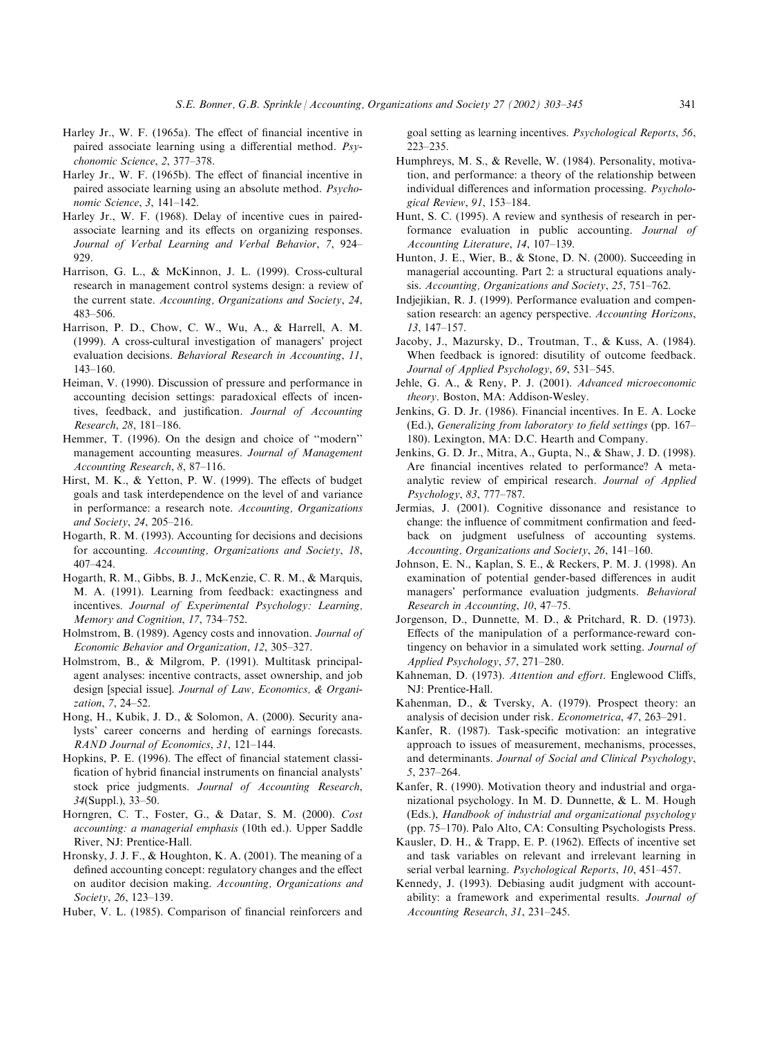Harley Jr., W. F. (1965a). The effect of financial incentive in paired associate learning using a differential method. *Psychonomic Science*, *2*, 377–378.

Harley Jr., W. F. (1965b). The effect of financial incentive in paired associate learning using an absolute method. *Psychonomic Science*, *3*, 141–142.

Harley Jr., W. F. (1968). Delay of incentive cues in paired-associate learning and its effects on organizing responses. *Journal of Verbal Learning and Verbal Behavior*, *7*, 924–929.

Harrison, G. L., & McKinnon, J. L. (1999). Cross-cultural research in management control systems design: a review of the current state. *Accounting, Organizations and Society*, *24*, 483–506.

Harrison, P. D., Chow, C. W., Wu, A., & Harrell, A. M. (1999). A cross-cultural investigation of managers' project evaluation decisions. *Behavioral Research in Accounting*, *11*, 143–160.

Heiman, V. (1990). Discussion of pressure and performance in accounting decision settings: paradoxical effects of incentives, feedback, and justification. *Journal of Accounting Research*, *28*, 181–186.

Hemmer, T. (1996). On the design and choice of "modern" management accounting measures. *Journal of Management Accounting Research*, *8*, 87–116.

Hirst, M. K., & Yetton, P. W. (1999). The effects of budget goals and task interdependence on the level of and variance in performance: a research note. *Accounting, Organizations and Society*, *24*, 205–216.

Hogarth, R. M. (1993). Accounting for decisions and decisions for accounting. *Accounting, Organizations and Society*, *18*, 407–424.

Hogarth, R. M., Gibbs, B. J., McKenzie, C. R. M., & Marquis, M. A. (1991). Learning from feedback: exactingness and incentives. *Journal of Experimental Psychology: Learning, Memory and Cognition*, *17*, 734–752.

Holmstrom, B. (1989). Agency costs and innovation. *Journal of Economic Behavior and Organization*, *12*, 305–327.

Holmstrom, B., & Milgrom, P. (1991). Multitask principal-agent analyses: incentive contracts, asset ownership, and job design [special issue]. *Journal of Law, Economics, & Organization*, *7*, 24–52.

Hong, H., Kubik, J. D., & Solomon, A. (2000). Security analysts' career concerns and herding of earnings forecasts. *RAND Journal of Economics*, *31*, 121–144.

Hopkins, P. E. (1996). The effect of financial statement classification of hybrid financial instruments on financial analysts' stock price judgments. *Journal of Accounting Research*, *34*(Suppl.), 33–50.

Horngren, C. T., Foster, G., & Datar, S. M. (2000). *Cost accounting: a managerial emphasis* (10th ed.). Upper Saddle River, NJ: Prentice-Hall.

Hronsky, J. J. F., & Houghton, K. A. (2001). The meaning of a defined accounting concept: regulatory changes and the effect on auditor decision making. *Accounting, Organizations and Society*, *26*, 123–139.

Huber, V. L. (1985). Comparison of financial reinforcers and goal setting as learning incentives. *Psychological Reports*, *56*, 223–235.

Humphreys, M. S., & Revelle, W. (1984). Personality, motivation, and performance: a theory of the relationship between individual differences and information processing. *Psychological Review*, *91*, 153–184.

Hunt, S. C. (1995). A review and synthesis of research in performance evaluation in public accounting. *Journal of Accounting Literature*, *14*, 107–139.

Hunton, J. E., Wier, B., & Stone, D. N. (2000). Succeeding in managerial accounting. Part 2: a structural equations analysis. *Accounting, Organizations and Society*, *25*, 751–762.

Indjejikian, R. J. (1999). Performance evaluation and compensation research: an agency perspective. *Accounting Horizons*, *13*, 147–157.

Jacoby, J., Mazursky, D., Troutman, T., & Kuss, A. (1984). When feedback is ignored: disutility of outcome feedback. *Journal of Applied Psychology*, *69*, 531–545.

Jehle, G. A., & Reny, P. J. (2001). *Advanced microeconomic theory*. Boston, MA: Addison-Wesley.

Jenkins, G. D. Jr. (1986). Financial incentives. In E. A. Locke (Ed.), *Generalizing from laboratory to field settings* (pp. 167–180). Lexington, MA: D.C. Hearth and Company.

Jenkins, G. D. Jr., Mitra, A., Gupta, N., & Shaw, J. D. (1998). Are financial incentives related to performance? A meta-analytic review of empirical research. *Journal of Applied Psychology*, *83*, 777–787.

Jermias, J. (2001). Cognitive dissonance and resistance to change: the influence of commitment confirmation and feedback on judgment usefulness of accounting systems. *Accounting, Organizations and Society*, *26*, 141–160.

Johnson, E. N., Kaplan, S. E., & Reckers, P. M. J. (1998). An examination of potential gender-based differences in audit managers' performance evaluation judgments. *Behavioral Research in Accounting*, *10*, 47–75.

Jorgenson, D., Dunnette, M. D., & Pritchard, R. D. (1973). Effects of the manipulation of a performance-reward contingency on behavior in a simulated work setting. *Journal of Applied Psychology*, *57*, 271–280.

Kahneman, D. (1973). *Attention and effort*. Englewood Cliffs, NJ: Prentice-Hall.

Kahenman, D., & Tversky, A. (1979). Prospect theory: an analysis of decision under risk. *Econometrica*, *47*, 263–291.

Kanfer, R. (1987). Task-specific motivation: an integrative approach to issues of measurement, mechanisms, processes, and determinants. *Journal of Social and Clinical Psychology*, *5*, 237–264.

Kanfer, R. (1990). Motivation theory and industrial and organizational psychology. In M. D. Dunnette, & L. M. Hough (Eds.), *Handbook of industrial and organizational psychology* (pp. 75–170). Palo Alto, CA: Consulting Psychologists Press.

Kausler, D. H., & Trapp, E. P. (1962). Effects of incentive set and task variables on relevant and irrelevant learning in serial verbal learning. *Psychological Reports*, *10*, 451–457.

Kennedy, J. (1993). Debiasing audit judgment with accountability: a framework and experimental results. *Journal of Accounting Research*, *31*, 231–245.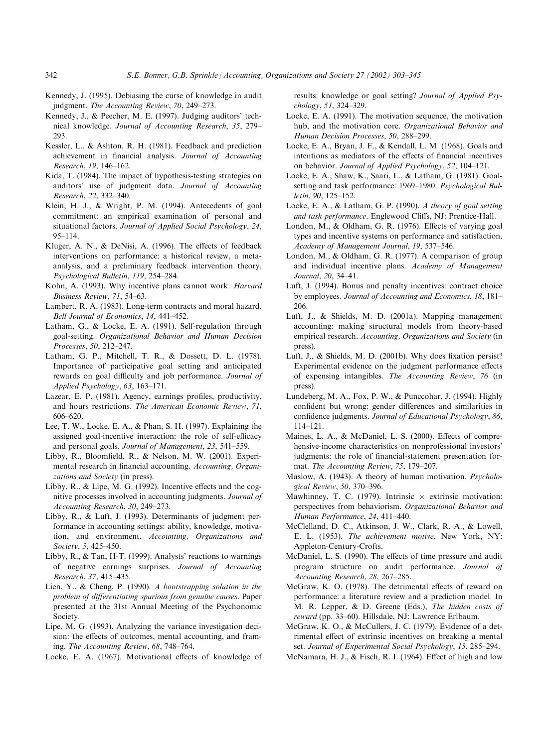Kennedy, J. (1995). Debiasing the curse of knowledge in audit judgment. *The Accounting Review*, *70*, 249–273.

Kennedy, J., & Peecher, M. E. (1997). Judging auditors' technical knowledge. *Journal of Accounting Research*, *35*, 279–293.

Kessler, L., & Ashton, R. H. (1981). Feedback and prediction achievement in financial analysis. *Journal of Accounting Research*, *19*, 146–162.

Kida, T. (1984). The impact of hypothesis-testing strategies on auditors' use of judgment data. *Journal of Accounting Research*, *22*, 332–340.

Klein, H. J., & Wright, P. M. (1994). Antecedents of goal commitment: an empirical examination of personal and situational factors. *Journal of Applied Social Psychology*, *24*, 95–114.

Kluger, A. N., & DeNisi, A. (1996). The effects of feedback interventions on performance: a historical review, a meta-analysis, and a preliminary feedback intervention theory. *Psychological Bulletin*, *119*, 254–284.

Kohn, A. (1993). Why incentive plans cannot work. *Harvard Business Review*, *71*, 54–63.

Lambert, R. A. (1983). Long-term contracts and moral hazard. *Bell Journal of Economics*, *14*, 441–452.

Latham, G., & Locke, E. A. (1991). Self-regulation through goal-setting. *Organizational Behavior and Human Decision Processes*, *50*, 212–247.

Latham, G. P., Mitchell, T. R., & Dossett, D. L. (1978). Importance of participative goal setting and anticipated rewards on goal difficulty and job performance. *Journal of Applied Psychology*, *63*, 163–171.

Lazear, E. P. (1981). Agency, earnings profiles, productivity, and hours restrictions. *The American Economic Review*, *71*, 606–620.

Lee, T. W., Locke, E. A., & Phan, S. H. (1997). Explaining the assigned goal-incentive interaction: the role of self-efficacy and personal goals. *Journal of Management*, *23*, 541–559.

Libby, R., Bloomfield, R., & Nelson, M. W. (2001). Experimental research in financial accounting. *Accounting, Organizations and Society* (in press).

Libby, R., & Lipe, M. G. (1992). Incentive effects and the cognitive processes involved in accounting judgments. *Journal of Accounting Research*, *30*, 249–273.

Libby, R., & Luft, J. (1993). Determinants of judgment performance in accounting settings: ability, knowledge, motivation, and environment. *Accounting, Organizations and Society*, *5*, 425–450.

Libby, R., & Tan, H-T. (1999). Analysts' reactions to warnings of negative earnings surprises. *Journal of Accounting Research*, *37*, 415–435.

Lien, Y., & Cheng, P. (1990). *A bootstrapping solution in the problem of differentiating spurious from genuine causes*. Paper presented at the 31st Annual Meeting of the Psychonomic Society.

Lipe, M. G. (1993). Analyzing the variance investigation decision: the effects of outcomes, mental accounting, and framing. *The Accounting Review*, *68*, 748–764.

Locke, E. A. (1967). Motivational effects of knowledge of results: knowledge or goal setting? *Journal of Applied Psychology*, *51*, 324–329.

Locke, E. A. (1991). The motivation sequence, the motivation hub, and the motivation core. *Organizational Behavior and Human Decision Processes*, *50*, 288–299.

Locke, E. A., Bryan, J. F., & Kendall, L. M. (1968). Goals and intentions as mediators of the effects of financial incentives on behavior. *Journal of Applied Psychology*, *52*, 104–121.

Locke, E. A., Shaw, K., Saari, L., & Latham, G. (1981). Goal-setting and task performance: 1969–1980. *Psychological Bulletin*, *90*, 125–152.

Locke, E. A., & Latham, G. P. (1990). *A theory of goal setting and task performance*. Englewood Cliffs, NJ: Prentice-Hall.

London, M., & Oldham, G. R. (1976). Effects of varying goal types and incentive systems on performance and satisfaction. *Academy of Management Journal*, *19*, 537–546.

London, M., & Oldham, G. R. (1977). A comparison of group and individual incentive plans. *Academy of Management Journal*, *20*, 34–41.

Luft, J. (1994). Bonus and penalty incentives: contract choice by employees. *Journal of Accounting and Economics*, *18*, 181–206.

Luft, J., & Shields, M. D. (2001a). Mapping management accounting: making structural models from theory-based empirical research. *Accounting, Organizations and Society* (in press).

Luft, J., & Shields, M. D. (2001b). Why does fixation persist? Experimental evidence on the judgment performance effects of expensing intangibles. *The Accounting Review*, *76* (in press).

Lundeberg, M. A., Fox, P. W., & Punccohar, J. (1994). Highly confident but wrong: gender differences and similarities in confidence judgments. *Journal of Educational Psychology*, *86*, 114–121.

Maines, L. A., & McDaniel, L. S. (2000). Effects of comprehensive-income characteristics on nonprofessional investors' judgments: the role of financial-statement presentation format. *The Accounting Review*, *75*, 179–207.

Maslow, A. (1943). A theory of human motivation. *Psychological Review*, *50*, 370–396.

Mawhinney, T. C. (1979). Intrinsic × extrinsic motivation: perspectives from behaviorism. *Organizational Behavior and Human Performance*, *24*, 411–440.

McClelland, D. C., Atkinson, J. W., Clark, R. A., & Lowell, E. L. (1953). *The achievement motive*. New York, NY: Appleton-Century-Crofts.

McDaniel, L. S. (1990). The effects of time pressure and audit program structure on audit performance. *Journal of Accounting Research*, *28*, 267–285.

McGraw, K. O. (1978). The detrimental effects of reward on performance: a literature review and a prediction model. In M. R. Lepper, & D. Greene (Eds.), *The hidden costs of reward* (pp. 33–60). Hillsdale, NJ: Lawrence Erlbaum.

McGraw, K. O., & McCullers, J. C. (1979). Evidence of a detrimental effect of extrinsic incentives on breaking a mental set. *Journal of Experimental Social Psychology*, *15*, 285–294.

McNamara, H. J., & Fisch, R. I. (1964). Effect of high and low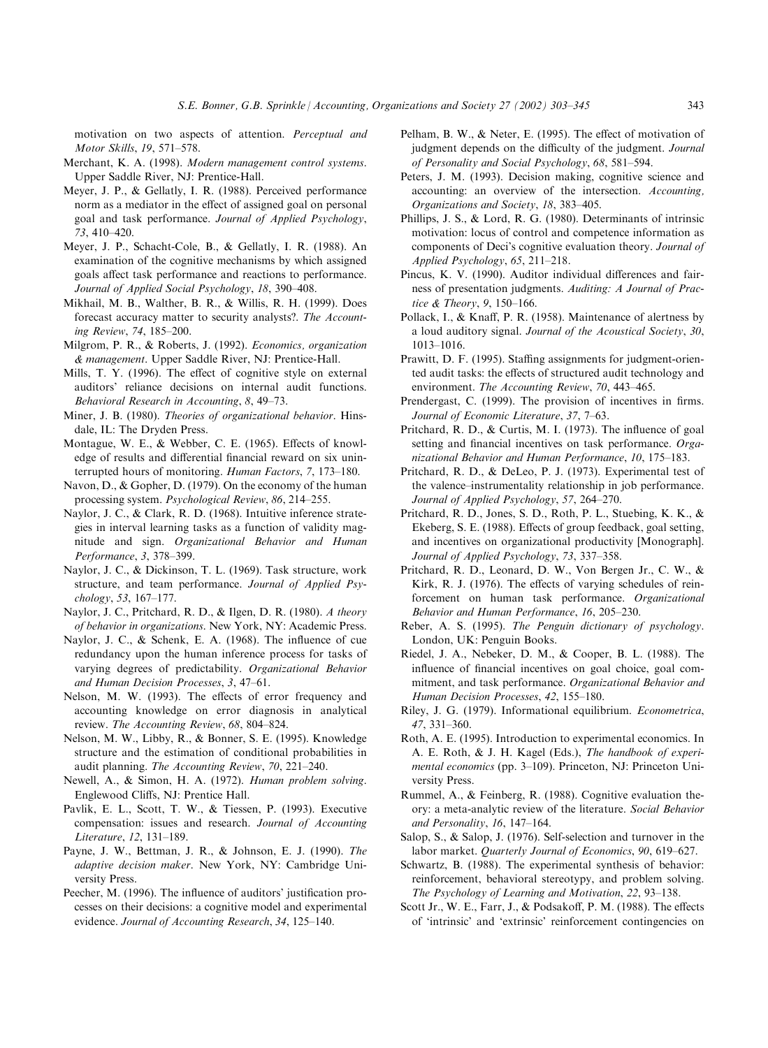motivation on two aspects of attention. *Perceptual and Motor Skills*, *19*, 571–578.

Merchant, K. A. (1998). *Modern management control systems*. Upper Saddle River, NJ: Prentice-Hall.

Meyer, J. P., & Gellatly, I. R. (1988). Perceived performance norm as a mediator in the effect of assigned goal on personal goal and task performance. *Journal of Applied Psychology*, *73*, 410–420.

Meyer, J. P., Schacht-Cole, B., & Gellatly, I. R. (1988). An examination of the cognitive mechanisms by which assigned goals affect task performance and reactions to performance. *Journal of Applied Social Psychology*, *18*, 390–408.

Mikhail, M. B., Walther, B. R., & Willis, R. H. (1999). Does forecast accuracy matter to security analysts?. *The Accounting Review*, *74*, 185–200.

Milgrom, P. R., & Roberts, J. (1992). *Economics, organization & management*. Upper Saddle River, NJ: Prentice-Hall.

Mills, T. Y. (1996). The effect of cognitive style on external auditors' reliance decisions on internal audit functions. *Behavioral Research in Accounting*, *8*, 49–73.

Miner, J. B. (1980). *Theories of organizational behavior*. Hinsdale, IL: The Dryden Press.

Montague, W. E., & Webber, C. E. (1965). Effects of knowledge of results and differential financial reward on six uninterrupted hours of monitoring. *Human Factors*, *7*, 173–180.

Navon, D., & Gopher, D. (1979). On the economy of the human processing system. *Psychological Review*, *86*, 214–255.

Naylor, J. C., & Clark, R. D. (1968). Intuitive inference strategies in interval learning tasks as a function of validity magnitude and sign. *Organizational Behavior and Human Performance*, *3*, 378–399.

Naylor, J. C., & Dickinson, T. L. (1969). Task structure, work structure, and team performance. *Journal of Applied Psychology*, *53*, 167–177.

Naylor, J. C., Pritchard, R. D., & Ilgen, D. R. (1980). *A theory of behavior in organizations*. New York, NY: Academic Press.

Naylor, J. C., & Schenk, E. A. (1968). The influence of cue redundancy upon the human inference process for tasks of varying degrees of predictability. *Organizational Behavior and Human Decision Processes*, *3*, 47–61.

Nelson, M. W. (1993). The effects of error frequency and accounting knowledge on error diagnosis in analytical review. *The Accounting Review*, *68*, 804–824.

Nelson, M. W., Libby, R., & Bonner, S. E. (1995). Knowledge structure and the estimation of conditional probabilities in audit planning. *The Accounting Review*, *70*, 221–240.

Newell, A., & Simon, H. A. (1972). *Human problem solving*. Englewood Cliffs, NJ: Prentice Hall.

Pavlik, E. L., Scott, T. W., & Tiessen, P. (1993). Executive compensation: issues and research. *Journal of Accounting Literature*, *12*, 131–189.

Payne, J. W., Bettman, J. R., & Johnson, E. J. (1990). *The adaptive decision maker*. New York, NY: Cambridge University Press.

Peecher, M. (1996). The influence of auditors' justification processes on their decisions: a cognitive model and experimental evidence. *Journal of Accounting Research*, *34*, 125–140.

Pelham, B. W., & Neter, E. (1995). The effect of motivation of judgment depends on the difficulty of the judgment. *Journal of Personality and Social Psychology*, *68*, 581–594.

Peters, J. M. (1993). Decision making, cognitive science and accounting: an overview of the intersection. *Accounting, Organizations and Society*, *18*, 383–405.

Phillips, J. S., & Lord, R. G. (1980). Determinants of intrinsic motivation: locus of control and competence information as components of Deci's cognitive evaluation theory. *Journal of Applied Psychology*, *65*, 211–218.

Pincus, K. V. (1990). Auditor individual differences and fairness of presentation judgments. *Auditing: A Journal of Practice & Theory*, *9*, 150–166.

Pollack, I., & Knaff, P. R. (1958). Maintenance of alertness by a loud auditory signal. *Journal of the Acoustical Society*, *30*, 1013–1016.

Prawitt, D. F. (1995). Staffing assignments for judgment-oriented audit tasks: the effects of structured audit technology and environment. *The Accounting Review*, *70*, 443–465.

Prendergast, C. (1999). The provision of incentives in firms. *Journal of Economic Literature*, *37*, 7–63.

Pritchard, R. D., & Curtis, M. I. (1973). The influence of goal setting and financial incentives on task performance. *Organizational Behavior and Human Performance*, *10*, 175–183.

Pritchard, R. D., & DeLeo, P. J. (1973). Experimental test of the valence–instrumentality relationship in job performance. *Journal of Applied Psychology*, *57*, 264–270.

Pritchard, R. D., Jones, S. D., Roth, P. L., Stuebing, K. K., & Ekeberg, S. E. (1988). Effects of group feedback, goal setting, and incentives on organizational productivity [Monograph]. *Journal of Applied Psychology*, *73*, 337–358.

Pritchard, R. D., Leonard, D. W., Von Bergen Jr., C. W., & Kirk, R. J. (1976). The effects of varying schedules of reinforcement on human task performance. *Organizational Behavior and Human Performance*, *16*, 205–230.

Reber, A. S. (1995). *The Penguin dictionary of psychology*. London, UK: Penguin Books.

Riedel, J. A., Nebeker, D. M., & Cooper, B. L. (1988). The influence of financial incentives on goal choice, goal commitment, and task performance. *Organizational Behavior and Human Decision Processes*, *42*, 155–180.

Riley, J. G. (1979). Informational equilibrium. *Econometrica*, *47*, 331–360.

Roth, A. E. (1995). Introduction to experimental economics. In A. E. Roth, & J. H. Kagel (Eds.), *The handbook of experimental economics* (pp. 3–109). Princeton, NJ: Princeton University Press.

Rummel, A., & Feinberg, R. (1988). Cognitive evaluation theory: a meta-analytic review of the literature. *Social Behavior and Personality*, *16*, 147–164.

Salop, S., & Salop, J. (1976). Self-selection and turnover in the labor market. *Quarterly Journal of Economics*, *90*, 619–627.

Schwartz, B. (1988). The experimental synthesis of behavior: reinforcement, behavioral stereotypy, and problem solving. *The Psychology of Learning and Motivation*, *22*, 93–138.

Scott Jr., W. E., Farr, J., & Podsakoff, P. M. (1988). The effects of 'intrinsic' and 'extrinsic' reinforcement contingencies on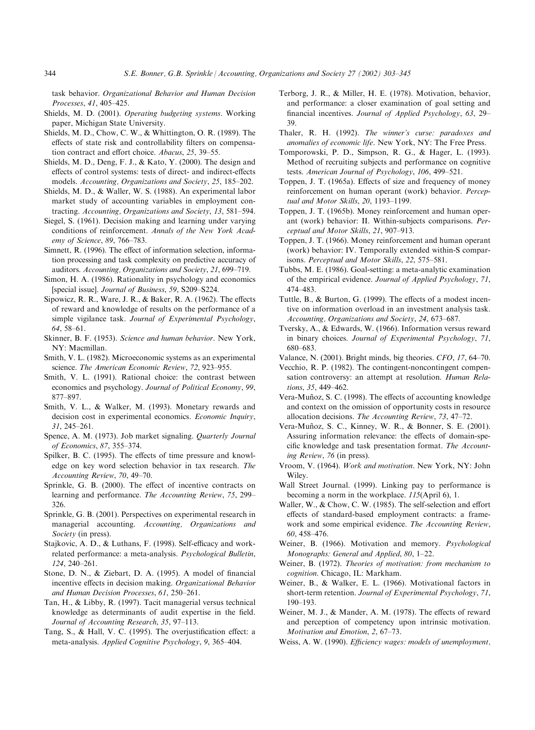task behavior. *Organizational Behavior and Human Decision Processes*, *41*, 405–425.

Shields, M. D. (2001). *Operating budgeting systems*. Working paper, Michigan State University.

Shields, M. D., Chow, C. W., & Whittington, O. R. (1989). The effects of state risk and controllability filters on compensation contract and effort choice. *Abacus*, *25*, 39–55.

Shields, M. D., Deng, F. J., & Kato, Y. (2000). The design and effects of control systems: tests of direct- and indirect-effects models. *Accounting, Organizations and Society*, *25*, 185–202.

Shields, M. D., & Waller, W. S. (1988). An experimental labor market study of accounting variables in employment contracting. *Accounting, Organizations and Society*, *13*, 581–594.

Siegel, S. (1961). Decision making and learning under varying conditions of reinforcement. *Annals of the New York Academy of Science*, *89*, 766–783.

Simnett, R. (1996). The effect of information selection, information processing and task complexity on predictive accuracy of auditors. *Accounting, Organizations and Society*, *21*, 699–719.

Simon, H. A. (1986). Rationality in psychology and economics [special issue]. *Journal of Business*, *59*, S209–S224.

Sipowicz, R. R., Ware, J. R., & Baker, R. A. (1962). The effects of reward and knowledge of results on the performance of a simple vigilance task. *Journal of Experimental Psychology*, *64*, 58–61.

Skinner, B. F. (1953). *Science and human behavior*. New York, NY: Macmillan.

Smith, V. L. (1982). Microeconomic systems as an experimental science. *The American Economic Review*, *72*, 923–955.

Smith, V. L. (1991). Rational choice: the contrast between economics and psychology. *Journal of Political Economy*, *99*, 877–897.

Smith, V. L., & Walker, M. (1993). Monetary rewards and decision cost in experimental economics. *Economic Inquiry*, *31*, 245–261.

Spence, A. M. (1973). Job market signaling. *Quarterly Journal of Economics*, *87*, 355–374.

Spilker, B. C. (1995). The effects of time pressure and knowledge on key word selection behavior in tax research. *The Accounting Review*, *70*, 49–70.

Sprinkle, G. B. (2000). The effect of incentive contracts on learning and performance. *The Accounting Review*, *75*, 299–326.

Sprinkle, G. B. (2001). Perspectives on experimental research in managerial accounting. *Accounting, Organizations and Society* (in press).

Stajkovic, A. D., & Luthans, F. (1998). Self-efficacy and work-related performance: a meta-analysis. *Psychological Bulletin*, *124*, 240–261.

Stone, D. N., & Ziebart, D. A. (1995). A model of financial incentive effects in decision making. *Organizational Behavior and Human Decision Processes*, *61*, 250–261.

Tan, H., & Libby, R. (1997). Tacit managerial versus technical knowledge as determinants of audit expertise in the field. *Journal of Accounting Research*, *35*, 97–113.

Tang, S., & Hall, V. C. (1995). The overjustification effect: a meta-analysis. *Applied Cognitive Psychology*, *9*, 365–404.

Terborg, J. R., & Miller, H. E. (1978). Motivation, behavior, and performance: a closer examination of goal setting and financial incentives. *Journal of Applied Psychology*, *63*, 29–39.

Thaler, R. H. (1992). *The winner's curse: paradoxes and anomalies of economic life*. New York, NY: The Free Press.

Tomporowski, P. D., Simpson, R. G., & Hager, L. (1993). Method of recruiting subjects and performance on cognitive tests. *American Journal of Psychology*, *106*, 499–521.

Toppen, J. T. (1965a). Effects of size and frequency of money reinforcement on human operant (work) behavior. *Perceptual and Motor Skills*, *20*, 1193–1199.

Toppen, J. T. (1965b). Money reinforcement and human operant (work) behavior: II. Within-subjects comparisons. *Perceptual and Motor Skills*, *21*, 907–913.

Toppen, J. T. (1966). Money reinforcement and human operant (work) behavior: IV. Temporally extended within-S comparisons. *Perceptual and Motor Skills*, *22*, 575–581.

Tubbs, M. E. (1986). Goal-setting: a meta-analytic examination of the empirical evidence. *Journal of Applied Psychology*, *71*, 474–483.

Tuttle, B., & Burton, G. (1999). The effects of a modest incentive on information overload in an investment analysis task. *Accounting, Organizations and Society*, *24*, 673–687.

Tversky, A., & Edwards, W. (1966). Information versus reward in binary choices. *Journal of Experimental Psychology*, *71*, 680–683.

Valance, N. (2001). Bright minds, big theories. *CFO*, *17*, 64–70.

Vecchio, R. P. (1982). The contingent-noncontingent compensation controversy: an attempt at resolution. *Human Relations*, *35*, 449–462.

Vera-Muñoz, S. C. (1998). The effects of accounting knowledge and context on the omission of opportunity costs in resource allocation decisions. *The Accounting Review*, *73*, 47–72.

Vera-Muñoz, S. C., Kinney, W. R., & Bonner, S. E. (2001). Assuring information relevance: the effects of domain-specific knowledge and task presentation format. *The Accounting Review*, *76* (in press).

Vroom, V. (1964). *Work and motivation*. New York, NY: John Wiley.

Wall Street Journal. (1999). Linking pay to performance is becoming a norm in the workplace. *115*(April 6), 1.

Waller, W., & Chow, C. W. (1985). The self-selection and effort effects of standard-based employment contracts: a framework and some empirical evidence. *The Accounting Review*, *60*, 458–476.

Weiner, B. (1966). Motivation and memory. *Psychological Monographs: General and Applied*, *80*, 1–22.

Weiner, B. (1972). *Theories of motivation: from mechanism to cognition*. Chicago, IL: Markham.

Weiner, B., & Walker, E. L. (1966). Motivational factors in short-term retention. *Journal of Experimental Psychology*, *71*, 190–193.

Weiner, M. J., & Mander, A. M. (1978). The effects of reward and perception of competency upon intrinsic motivation. *Motivation and Emotion*, *2*, 67–73.

Weiss, A. W. (1990). *Efficiency wages: models of unemployment,*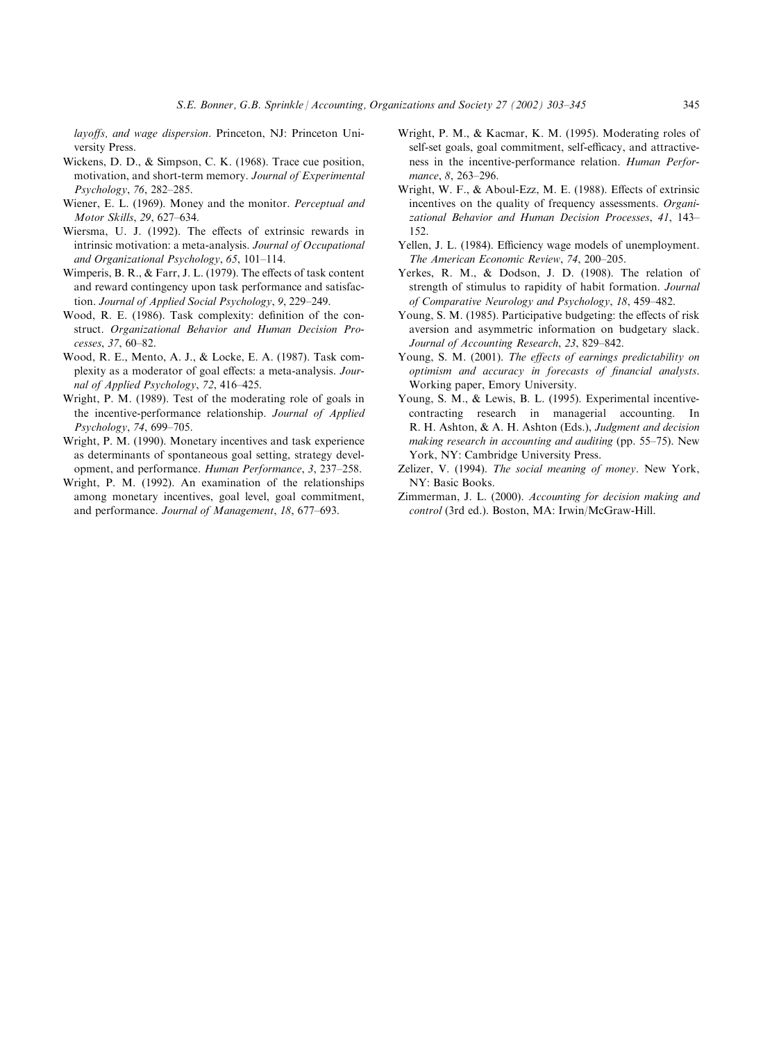*layoffs, and wage dispersion*. Princeton, NJ: Princeton University Press.

Wickens, D. D., & Simpson, C. K. (1968). Trace cue position, motivation, and short-term memory. *Journal of Experimental Psychology*, *76*, 282–285.

Wiener, E. L. (1969). Money and the monitor. *Perceptual and Motor Skills*, *29*, 627–634.

Wiersma, U. J. (1992). The effects of extrinsic rewards in intrinsic motivation: a meta-analysis. *Journal of Occupational and Organizational Psychology*, *65*, 101–114.

Wimperis, B. R., & Farr, J. L. (1979). The effects of task content and reward contingency upon task performance and satisfaction. *Journal of Applied Social Psychology*, *9*, 229–249.

Wood, R. E. (1986). Task complexity: definition of the construct. *Organizational Behavior and Human Decision Processes*, *37*, 60–82.

Wood, R. E., Mento, A. J., & Locke, E. A. (1987). Task complexity as a moderator of goal effects: a meta-analysis. *Journal of Applied Psychology*, *72*, 416–425.

Wright, P. M. (1989). Test of the moderating role of goals in the incentive-performance relationship. *Journal of Applied Psychology*, *74*, 699–705.

Wright, P. M. (1990). Monetary incentives and task experience as determinants of spontaneous goal setting, strategy development, and performance. *Human Performance*, *3*, 237–258.

Wright, P. M. (1992). An examination of the relationships among monetary incentives, goal level, goal commitment, and performance. *Journal of Management*, *18*, 677–693.

Wright, P. M., & Kacmar, K. M. (1995). Moderating roles of self-set goals, goal commitment, self-efficacy, and attractiveness in the incentive-performance relation. *Human Performance*, *8*, 263–296.

Wright, W. F., & Aboul-Ezz, M. E. (1988). Effects of extrinsic incentives on the quality of frequency assessments. *Organizational Behavior and Human Decision Processes*, *41*, 143–152.

Yellen, J. L. (1984). Efficiency wage models of unemployment. *The American Economic Review*, *74*, 200–205.

Yerkes, R. M., & Dodson, J. D. (1908). The relation of strength of stimulus to rapidity of habit formation. *Journal of Comparative Neurology and Psychology*, *18*, 459–482.

Young, S. M. (1985). Participative budgeting: the effects of risk aversion and asymmetric information on budgetary slack. *Journal of Accounting Research*, *23*, 829–842.

Young, S. M. (2001). *The effects of earnings predictability on optimism and accuracy in forecasts of financial analysts*. Working paper, Emory University.

Young, S. M., & Lewis, B. L. (1995). Experimental incentive-contracting research in managerial accounting. In R. H. Ashton, & A. H. Ashton (Eds.), *Judgment and decision making research in accounting and auditing* (pp. 55–75). New York, NY: Cambridge University Press.

Zelizer, V. (1994). *The social meaning of money*. New York, NY: Basic Books.

Zimmerman, J. L. (2000). *Accounting for decision making and control* (3rd ed.). Boston, MA: Irwin/McGraw-Hill.